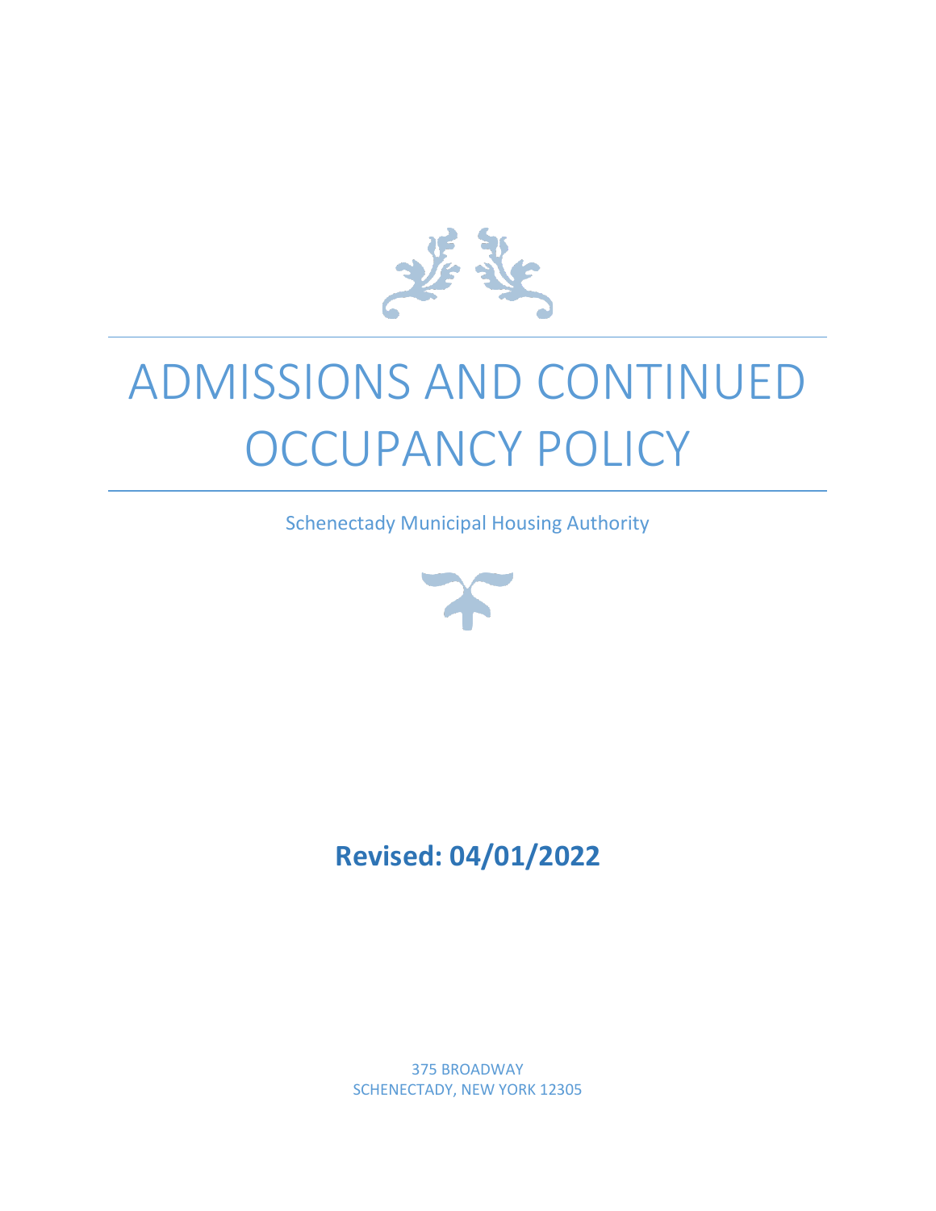# ADMISSIONS AND CONTINUED OCCUPANCY POLICY

Schenectady Municipal Housing Authority

**Revised: 04/01/2022**

375 BROADWAY
SCHENECTADY, NEW YORK 12305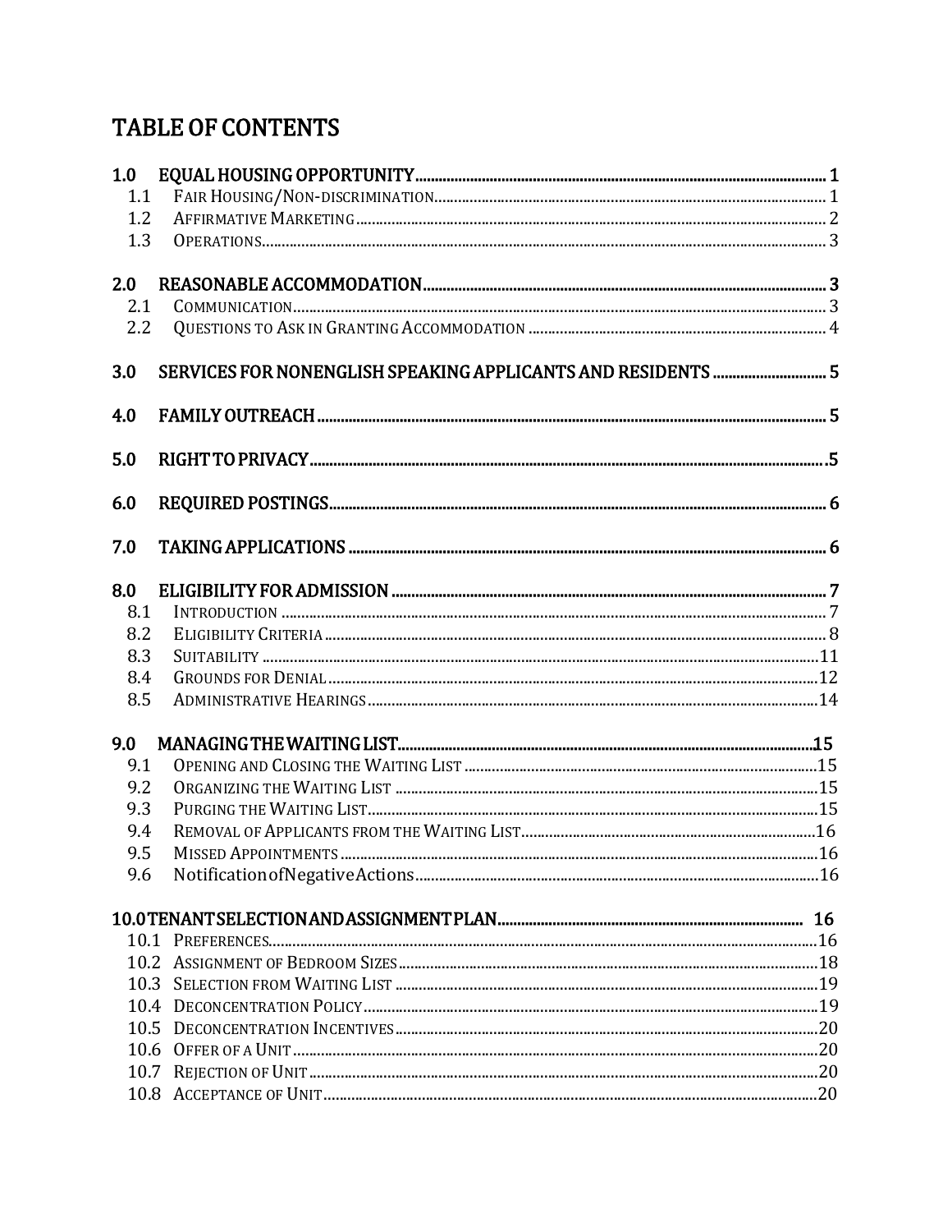# TABLE OF CONTENTS

**1.0 EQUAL HOUSING OPPORTUNITY** .......... 1
- 1.1 FAIR HOUSING/NON-DISCRIMINATION .......... 1
- 1.2 AFFIRMATIVE MARKETING .......... 2
- 1.3 OPERATIONS .......... 3

**2.0 REASONABLE ACCOMMODATION** .......... 3
- 2.1 COMMUNICATION .......... 3
- 2.2 QUESTIONS TO ASK IN GRANTING ACCOMMODATION .......... 4

**3.0 SERVICES FOR NONENGLISH SPEAKING APPLICANTS AND RESIDENTS** .......... 5

**4.0 FAMILY OUTREACH** .......... 5

**5.0 RIGHT TO PRIVACY** .......... 5

**6.0 REQUIRED POSTINGS** .......... 6

**7.0 TAKING APPLICATIONS** .......... 6

**8.0 ELIGIBILITY FOR ADMISSION** .......... 7
- 8.1 INTRODUCTION .......... 7
- 8.2 ELIGIBILITY CRITERIA .......... 8
- 8.3 SUITABILITY .......... 11
- 8.4 GROUNDS FOR DENIAL .......... 12
- 8.5 ADMINISTRATIVE HEARINGS .......... 14

**9.0 MANAGING THE WAITING LIST** .......... 15
- 9.1 OPENING AND CLOSING THE WAITING LIST .......... 15
- 9.2 ORGANIZING THE WAITING LIST .......... 15
- 9.3 PURGING THE WAITING LIST .......... 15
- 9.4 REMOVAL OF APPLICANTS FROM THE WAITING LIST .......... 16
- 9.5 MISSED APPOINTMENTS .......... 16
- 9.6 Notification of Negative Actions .......... 16

**10.0 TENANT SELECTION AND ASSIGNMENT PLAN** .......... 16
- 10.1 PREFERENCES .......... 16
- 10.2 ASSIGNMENT OF BEDROOM SIZES .......... 18
- 10.3 SELECTION FROM WAITING LIST .......... 19
- 10.4 DECONCENTRATION POLICY .......... 19
- 10.5 DECONCENTRATION INCENTIVES .......... 20
- 10.6 OFFER OF A UNIT .......... 20
- 10.7 REJECTION OF UNIT .......... 20
- 10.8 ACCEPTANCE OF UNIT .......... 20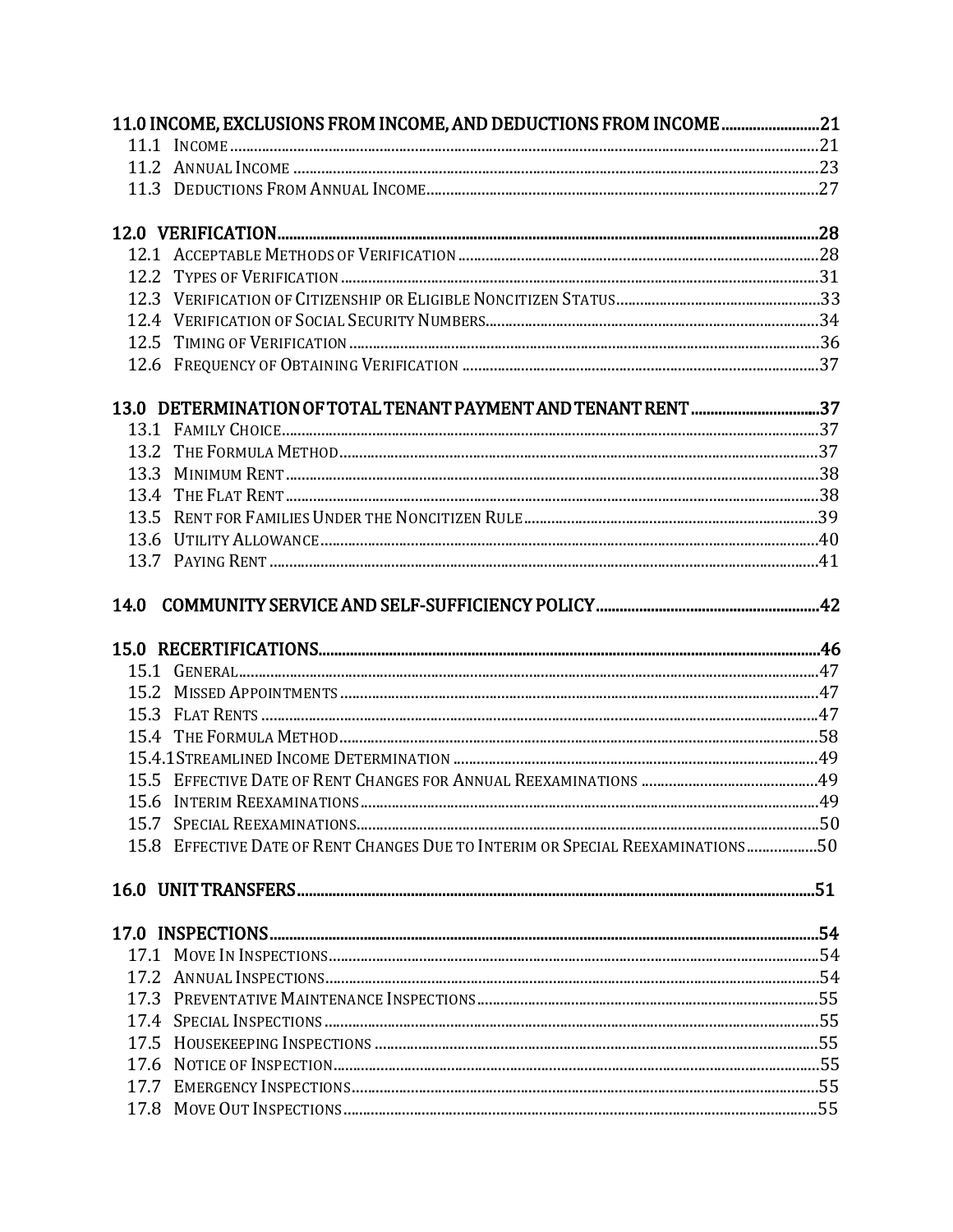11.0 INCOME, EXCLUSIONS FROM INCOME, AND DEDUCTIONS FROM INCOME .......................... 21
- 11.1 INCOME ........................................................................................................ 21
- 11.2 ANNUAL INCOME ............................................................................................ 23
- 11.3 DEDUCTIONS FROM ANNUAL INCOME ................................................................ 27

12.0 VERIFICATION ........................................................................................................ 28
- 12.1 ACCEPTABLE METHODS OF VERIFICATION ........................................................ 28
- 12.2 TYPES OF VERIFICATION ................................................................................ 31
- 12.3 VERIFICATION OF CITIZENSHIP OR ELIGIBLE NONCITIZEN STATUS ..................... 33
- 12.4 VERIFICATION OF SOCIAL SECURITY NUMBERS .................................................. 34
- 12.5 TIMING OF VERIFICATION ............................................................................... 36
- 12.6 FREQUENCY OF OBTAINING VERIFICATION ........................................................ 37

13.0 DETERMINATION OF TOTAL TENANT PAYMENT AND TENANT RENT ................................ 37
- 13.1 FAMILY CHOICE ............................................................................................... 37
- 13.2 THE FORMULA METHOD .................................................................................. 37
- 13.3 MINIMUM RENT ............................................................................................. 38
- 13.4 THE FLAT RENT ............................................................................................. 38
- 13.5 RENT FOR FAMILIES UNDER THE NONCITIZEN RULE .......................................... 39
- 13.6 UTILITY ALLOWANCE ....................................................................................... 40
- 13.7 PAYING RENT ................................................................................................. 41

14.0 COMMUNITY SERVICE AND SELF-SUFFICIENCY POLICY ............................................... 42

15.0 RECERTIFICATIONS ................................................................................................. 46
- 15.1 GENERAL ........................................................................................................ 47
- 15.2 MISSED APPOINTMENTS ................................................................................... 47
- 15.3 FLAT RENTS .................................................................................................... 47
- 15.4 THE FORMULA METHOD .................................................................................. 58
- 15.4.1 STREAMLINED INCOME DETERMINATION ........................................................ 49
- 15.5 EFFECTIVE DATE OF RENT CHANGES FOR ANNUAL REEXAMINATIONS .................... 49
- 15.6 INTERIM REEXAMINATIONS .............................................................................. 49
- 15.7 SPECIAL REEXAMINATIONS ................................................................................ 50
- 15.8 EFFECTIVE DATE OF RENT CHANGES DUE TO INTERIM OR SPECIAL REEXAMINATIONS ........ 50

16.0 UNIT TRANSFERS ..................................................................................................... 51

17.0 INSPECTIONS .......................................................................................................... 54
- 17.1 MOVE IN INSPECTIONS ..................................................................................... 54
- 17.2 ANNUAL INSPECTIONS ...................................................................................... 54
- 17.3 PREVENTATIVE MAINTENANCE INSPECTIONS ........................................................ 55
- 17.4 SPECIAL INSPECTIONS ...................................................................................... 55
- 17.5 HOUSEKEEPING INSPECTIONS ............................................................................ 55
- 17.6 NOTICE OF INSPECTION .................................................................................... 55
- 17.7 EMERGENCY INSPECTIONS ................................................................................ 55
- 17.8 MOVE OUT INSPECTIONS .................................................................................. 55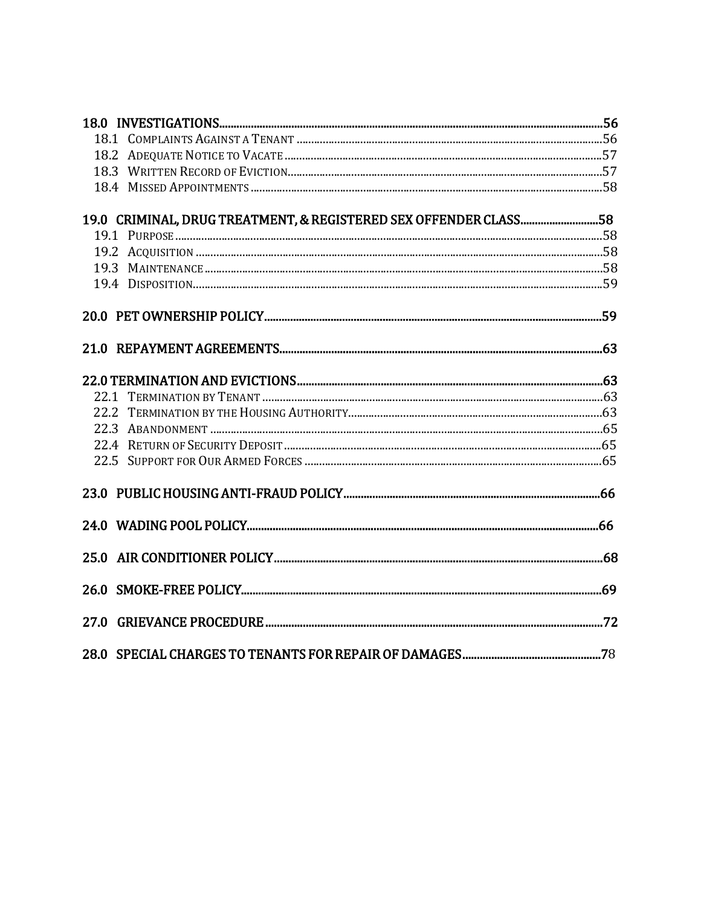**18.0 INVESTIGATIONS** .......... 56

- 18.1 COMPLAINTS AGAINST A TENANT .......... 56
- 18.2 ADEQUATE NOTICE TO VACATE .......... 57
- 18.3 WRITTEN RECORD OF EVICTION .......... 57
- 18.4 MISSED APPOINTMENTS .......... 58

**19.0 CRIMINAL, DRUG TREATMENT, & REGISTERED SEX OFFENDER CLASS** .......... 58

- 19.1 PURPOSE .......... 58
- 19.2 ACQUISITION .......... 58
- 19.3 MAINTENANCE .......... 58
- 19.4 DISPOSITION .......... 59

**20.0 PET OWNERSHIP POLICY** .......... 59

**21.0 REPAYMENT AGREEMENTS** .......... 63

**22.0 TERMINATION AND EVICTIONS** .......... 63

- 22.1 TERMINATION BY TENANT .......... 63
- 22.2 TERMINATION BY THE HOUSING AUTHORITY .......... 63
- 22.3 ABANDONMENT .......... 65
- 22.4 RETURN OF SECURITY DEPOSIT .......... 65
- 22.5 SUPPORT FOR OUR ARMED FORCES .......... 65

**23.0 PUBLIC HOUSING ANTI-FRAUD POLICY** .......... 66

**24.0 WADING POOL POLICY** .......... 66

**25.0 AIR CONDITIONER POLICY** .......... 68

**26.0 SMOKE-FREE POLICY** .......... 69

**27.0 GRIEVANCE PROCEDURE** .......... 72

**28.0 SPECIAL CHARGES TO TENANTS FOR REPAIR OF DAMAGES** .......... 78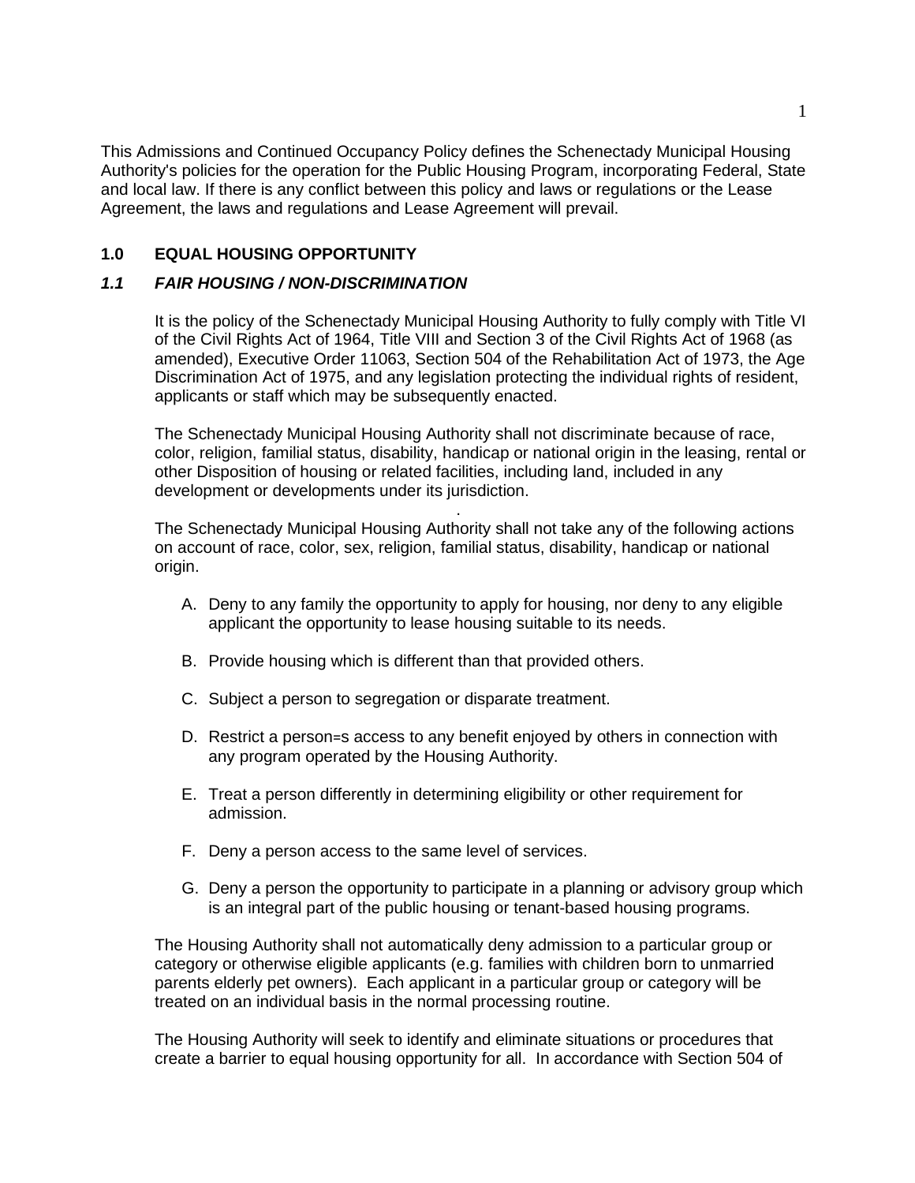This Admissions and Continued Occupancy Policy defines the Schenectady Municipal Housing Authority's policies for the operation for the Public Housing Program, incorporating Federal, State and local law. If there is any conflict between this policy and laws or regulations or the Lease Agreement, the laws and regulations and Lease Agreement will prevail.

## 1.0 EQUAL HOUSING OPPORTUNITY

### *1.1 FAIR HOUSING / NON-DISCRIMINATION*

It is the policy of the Schenectady Municipal Housing Authority to fully comply with Title VI of the Civil Rights Act of 1964, Title VIII and Section 3 of the Civil Rights Act of 1968 (as amended), Executive Order 11063, Section 504 of the Rehabilitation Act of 1973, the Age Discrimination Act of 1975, and any legislation protecting the individual rights of resident, applicants or staff which may be subsequently enacted.

The Schenectady Municipal Housing Authority shall not discriminate because of race, color, religion, familial status, disability, handicap or national origin in the leasing, rental or other Disposition of housing or related facilities, including land, included in any development or developments under its jurisdiction.

The Schenectady Municipal Housing Authority shall not take any of the following actions on account of race, color, sex, religion, familial status, disability, handicap or national origin.

A. Deny to any family the opportunity to apply for housing, nor deny to any eligible applicant the opportunity to lease housing suitable to its needs.

B. Provide housing which is different than that provided others.

C. Subject a person to segregation or disparate treatment.

D. Restrict a person=s access to any benefit enjoyed by others in connection with any program operated by the Housing Authority.

E. Treat a person differently in determining eligibility or other requirement for admission.

F. Deny a person access to the same level of services.

G. Deny a person the opportunity to participate in a planning or advisory group which is an integral part of the public housing or tenant-based housing programs.

The Housing Authority shall not automatically deny admission to a particular group or category or otherwise eligible applicants (e.g. families with children born to unmarried parents elderly pet owners). Each applicant in a particular group or category will be treated on an individual basis in the normal processing routine.

The Housing Authority will seek to identify and eliminate situations or procedures that create a barrier to equal housing opportunity for all. In accordance with Section 504 of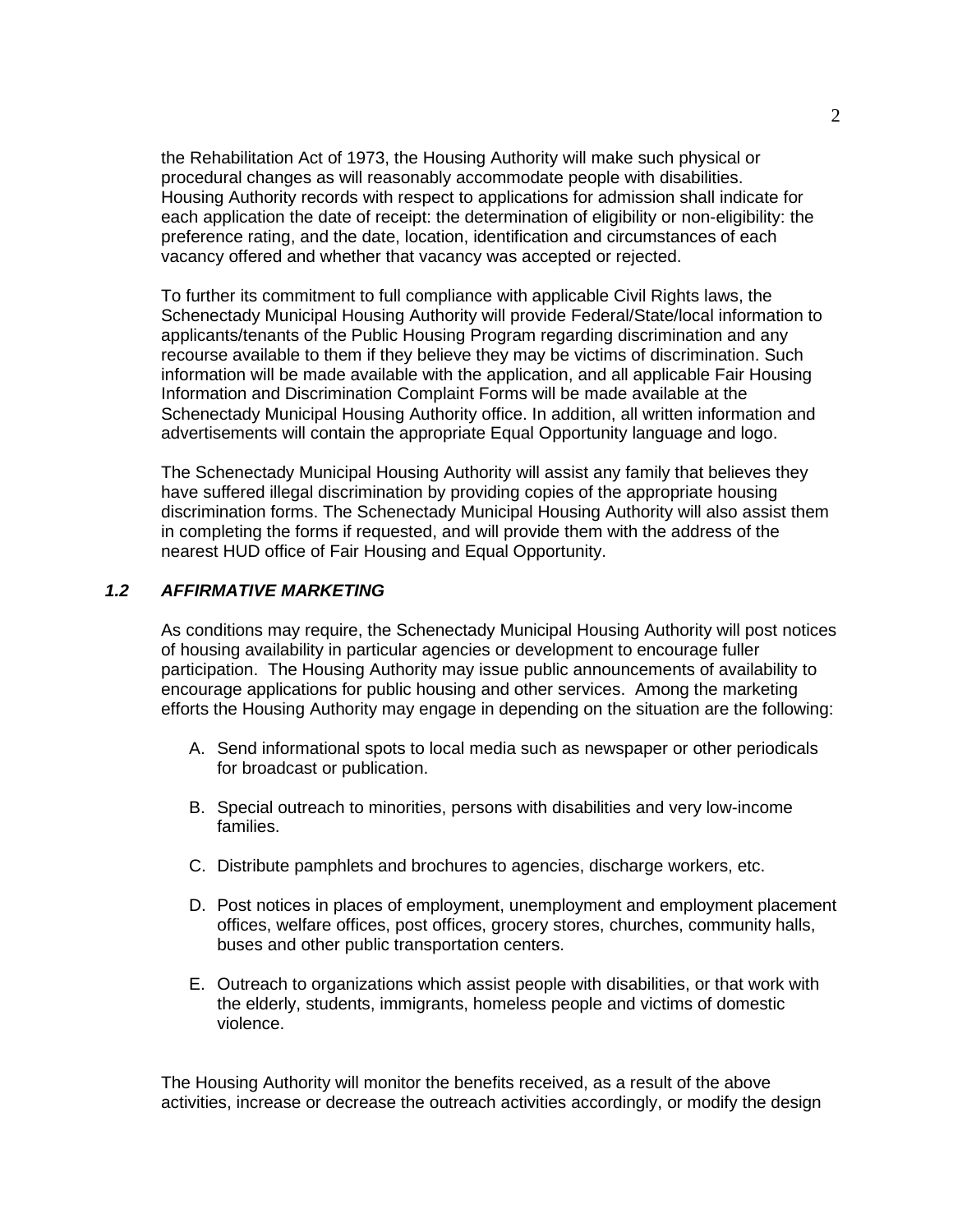the Rehabilitation Act of 1973, the Housing Authority will make such physical or procedural changes as will reasonably accommodate people with disabilities. Housing Authority records with respect to applications for admission shall indicate for each application the date of receipt: the determination of eligibility or non-eligibility: the preference rating, and the date, location, identification and circumstances of each vacancy offered and whether that vacancy was accepted or rejected.

To further its commitment to full compliance with applicable Civil Rights laws, the Schenectady Municipal Housing Authority will provide Federal/State/local information to applicants/tenants of the Public Housing Program regarding discrimination and any recourse available to them if they believe they may be victims of discrimination. Such information will be made available with the application, and all applicable Fair Housing Information and Discrimination Complaint Forms will be made available at the Schenectady Municipal Housing Authority office. In addition, all written information and advertisements will contain the appropriate Equal Opportunity language and logo.

The Schenectady Municipal Housing Authority will assist any family that believes they have suffered illegal discrimination by providing copies of the appropriate housing discrimination forms. The Schenectady Municipal Housing Authority will also assist them in completing the forms if requested, and will provide them with the address of the nearest HUD office of Fair Housing and Equal Opportunity.

### *1.2 AFFIRMATIVE MARKETING*

As conditions may require, the Schenectady Municipal Housing Authority will post notices of housing availability in particular agencies or development to encourage fuller participation. The Housing Authority may issue public announcements of availability to encourage applications for public housing and other services. Among the marketing efforts the Housing Authority may engage in depending on the situation are the following:

A. Send informational spots to local media such as newspaper or other periodicals for broadcast or publication.

B. Special outreach to minorities, persons with disabilities and very low-income families.

C. Distribute pamphlets and brochures to agencies, discharge workers, etc.

D. Post notices in places of employment, unemployment and employment placement offices, welfare offices, post offices, grocery stores, churches, community halls, buses and other public transportation centers.

E. Outreach to organizations which assist people with disabilities, or that work with the elderly, students, immigrants, homeless people and victims of domestic violence.

The Housing Authority will monitor the benefits received, as a result of the above activities, increase or decrease the outreach activities accordingly, or modify the design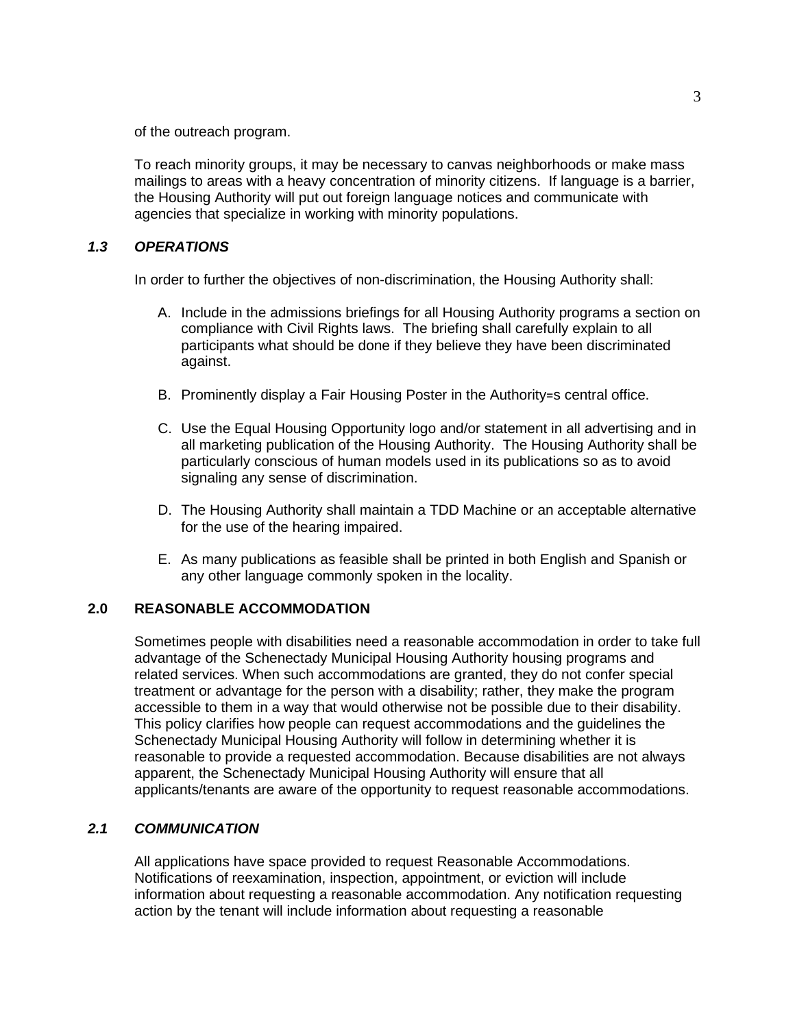of the outreach program.

To reach minority groups, it may be necessary to canvas neighborhoods or make mass mailings to areas with a heavy concentration of minority citizens. If language is a barrier, the Housing Authority will put out foreign language notices and communicate with agencies that specialize in working with minority populations.

### *1.3 OPERATIONS*

In order to further the objectives of non-discrimination, the Housing Authority shall:

A. Include in the admissions briefings for all Housing Authority programs a section on compliance with Civil Rights laws. The briefing shall carefully explain to all participants what should be done if they believe they have been discriminated against.

B. Prominently display a Fair Housing Poster in the Authority=s central office.

C. Use the Equal Housing Opportunity logo and/or statement in all advertising and in all marketing publication of the Housing Authority. The Housing Authority shall be particularly conscious of human models used in its publications so as to avoid signaling any sense of discrimination.

D. The Housing Authority shall maintain a TDD Machine or an acceptable alternative for the use of the hearing impaired.

E. As many publications as feasible shall be printed in both English and Spanish or any other language commonly spoken in the locality.

## 2.0 REASONABLE ACCOMMODATION

Sometimes people with disabilities need a reasonable accommodation in order to take full advantage of the Schenectady Municipal Housing Authority housing programs and related services. When such accommodations are granted, they do not confer special treatment or advantage for the person with a disability; rather, they make the program accessible to them in a way that would otherwise not be possible due to their disability. This policy clarifies how people can request accommodations and the guidelines the Schenectady Municipal Housing Authority will follow in determining whether it is reasonable to provide a requested accommodation. Because disabilities are not always apparent, the Schenectady Municipal Housing Authority will ensure that all applicants/tenants are aware of the opportunity to request reasonable accommodations.

### *2.1 COMMUNICATION*

All applications have space provided to request Reasonable Accommodations. Notifications of reexamination, inspection, appointment, or eviction will include information about requesting a reasonable accommodation. Any notification requesting action by the tenant will include information about requesting a reasonable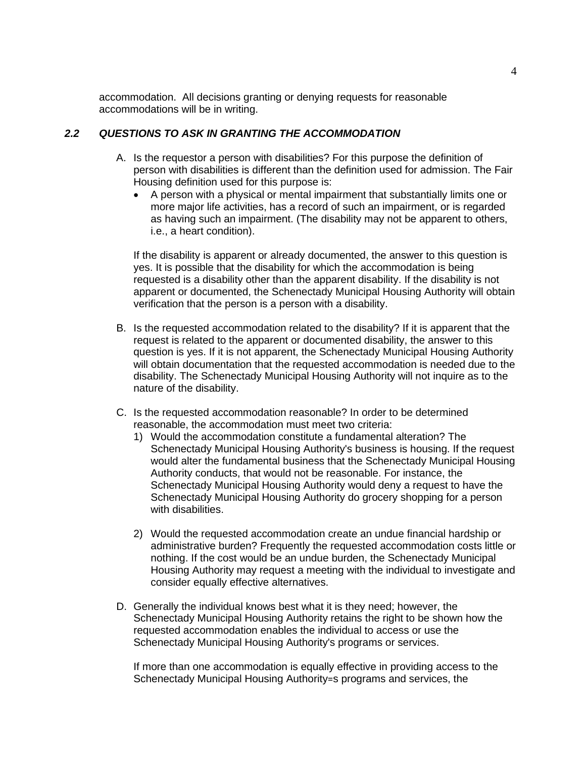accommodation. All decisions granting or denying requests for reasonable accommodations will be in writing.

### *2.2 QUESTIONS TO ASK IN GRANTING THE ACCOMMODATION*

A. Is the requestor a person with disabilities? For this purpose the definition of person with disabilities is different than the definition used for admission. The Fair Housing definition used for this purpose is:

   - A person with a physical or mental impairment that substantially limits one or more major life activities, has a record of such an impairment, or is regarded as having such an impairment. (The disability may not be apparent to others, i.e., a heart condition).

   If the disability is apparent or already documented, the answer to this question is yes. It is possible that the disability for which the accommodation is being requested is a disability other than the apparent disability. If the disability is not apparent or documented, the Schenectady Municipal Housing Authority will obtain verification that the person is a person with a disability.

B. Is the requested accommodation related to the disability? If it is apparent that the request is related to the apparent or documented disability, the answer to this question is yes. If it is not apparent, the Schenectady Municipal Housing Authority will obtain documentation that the requested accommodation is needed due to the disability. The Schenectady Municipal Housing Authority will not inquire as to the nature of the disability.

C. Is the requested accommodation reasonable? In order to be determined reasonable, the accommodation must meet two criteria:

   1) Would the accommodation constitute a fundamental alteration? The Schenectady Municipal Housing Authority's business is housing. If the request would alter the fundamental business that the Schenectady Municipal Housing Authority conducts, that would not be reasonable. For instance, the Schenectady Municipal Housing Authority would deny a request to have the Schenectady Municipal Housing Authority do grocery shopping for a person with disabilities.

   2) Would the requested accommodation create an undue financial hardship or administrative burden? Frequently the requested accommodation costs little or nothing. If the cost would be an undue burden, the Schenectady Municipal Housing Authority may request a meeting with the individual to investigate and consider equally effective alternatives.

D. Generally the individual knows best what it is they need; however, the Schenectady Municipal Housing Authority retains the right to be shown how the requested accommodation enables the individual to access or use the Schenectady Municipal Housing Authority's programs or services.

   If more than one accommodation is equally effective in providing access to the Schenectady Municipal Housing Authority=s programs and services, the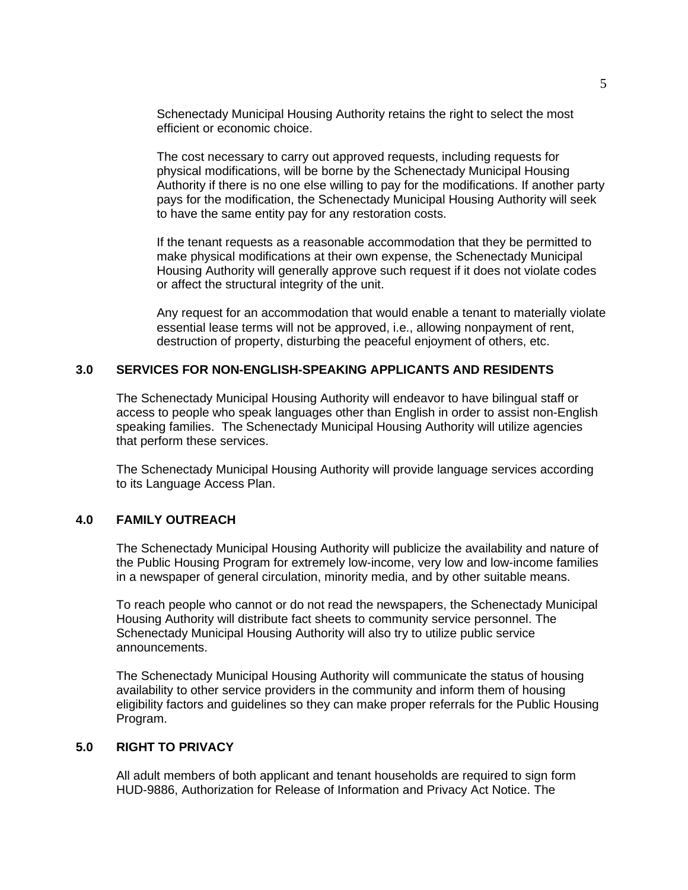Schenectady Municipal Housing Authority retains the right to select the most efficient or economic choice.

The cost necessary to carry out approved requests, including requests for physical modifications, will be borne by the Schenectady Municipal Housing Authority if there is no one else willing to pay for the modifications. If another party pays for the modification, the Schenectady Municipal Housing Authority will seek to have the same entity pay for any restoration costs.

If the tenant requests as a reasonable accommodation that they be permitted to make physical modifications at their own expense, the Schenectady Municipal Housing Authority will generally approve such request if it does not violate codes or affect the structural integrity of the unit.

Any request for an accommodation that would enable a tenant to materially violate essential lease terms will not be approved, i.e., allowing nonpayment of rent, destruction of property, disturbing the peaceful enjoyment of others, etc.

## 3.0 SERVICES FOR NON-ENGLISH-SPEAKING APPLICANTS AND RESIDENTS

The Schenectady Municipal Housing Authority will endeavor to have bilingual staff or access to people who speak languages other than English in order to assist non-English speaking families. The Schenectady Municipal Housing Authority will utilize agencies that perform these services.

The Schenectady Municipal Housing Authority will provide language services according to its Language Access Plan.

## 4.0 FAMILY OUTREACH

The Schenectady Municipal Housing Authority will publicize the availability and nature of the Public Housing Program for extremely low-income, very low and low-income families in a newspaper of general circulation, minority media, and by other suitable means.

To reach people who cannot or do not read the newspapers, the Schenectady Municipal Housing Authority will distribute fact sheets to community service personnel. The Schenectady Municipal Housing Authority will also try to utilize public service announcements.

The Schenectady Municipal Housing Authority will communicate the status of housing availability to other service providers in the community and inform them of housing eligibility factors and guidelines so they can make proper referrals for the Public Housing Program.

## 5.0 RIGHT TO PRIVACY

All adult members of both applicant and tenant households are required to sign form HUD-9886, Authorization for Release of Information and Privacy Act Notice. The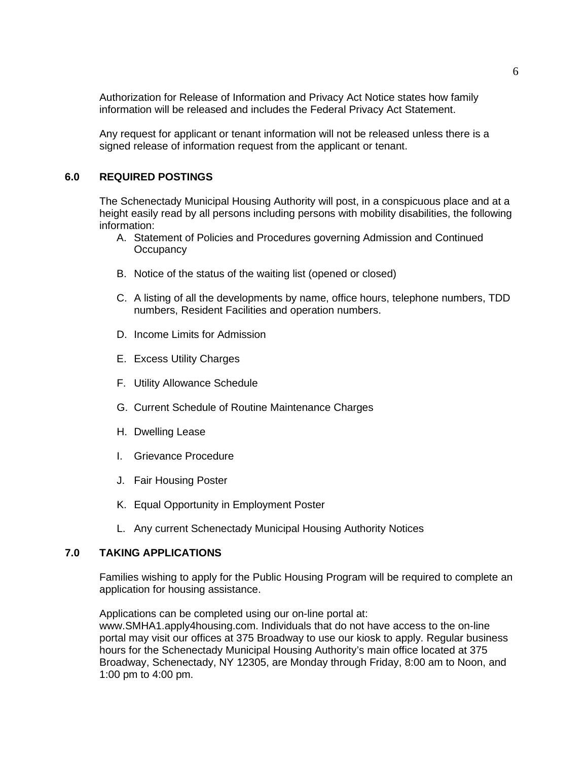Authorization for Release of Information and Privacy Act Notice states how family information will be released and includes the Federal Privacy Act Statement.

Any request for applicant or tenant information will not be released unless there is a signed release of information request from the applicant or tenant.

## 6.0 REQUIRED POSTINGS

The Schenectady Municipal Housing Authority will post, in a conspicuous place and at a height easily read by all persons including persons with mobility disabilities, the following information:

A. Statement of Policies and Procedures governing Admission and Continued Occupancy

B. Notice of the status of the waiting list (opened or closed)

C. A listing of all the developments by name, office hours, telephone numbers, TDD numbers, Resident Facilities and operation numbers.

D. Income Limits for Admission

E. Excess Utility Charges

F. Utility Allowance Schedule

G. Current Schedule of Routine Maintenance Charges

H. Dwelling Lease

I. Grievance Procedure

J. Fair Housing Poster

K. Equal Opportunity in Employment Poster

L. Any current Schenectady Municipal Housing Authority Notices

## 7.0 TAKING APPLICATIONS

Families wishing to apply for the Public Housing Program will be required to complete an application for housing assistance.

Applications can be completed using our on-line portal at: www.SMHA1.apply4housing.com. Individuals that do not have access to the on-line portal may visit our offices at 375 Broadway to use our kiosk to apply. Regular business hours for the Schenectady Municipal Housing Authority's main office located at 375 Broadway, Schenectady, NY 12305, are Monday through Friday, 8:00 am to Noon, and 1:00 pm to 4:00 pm.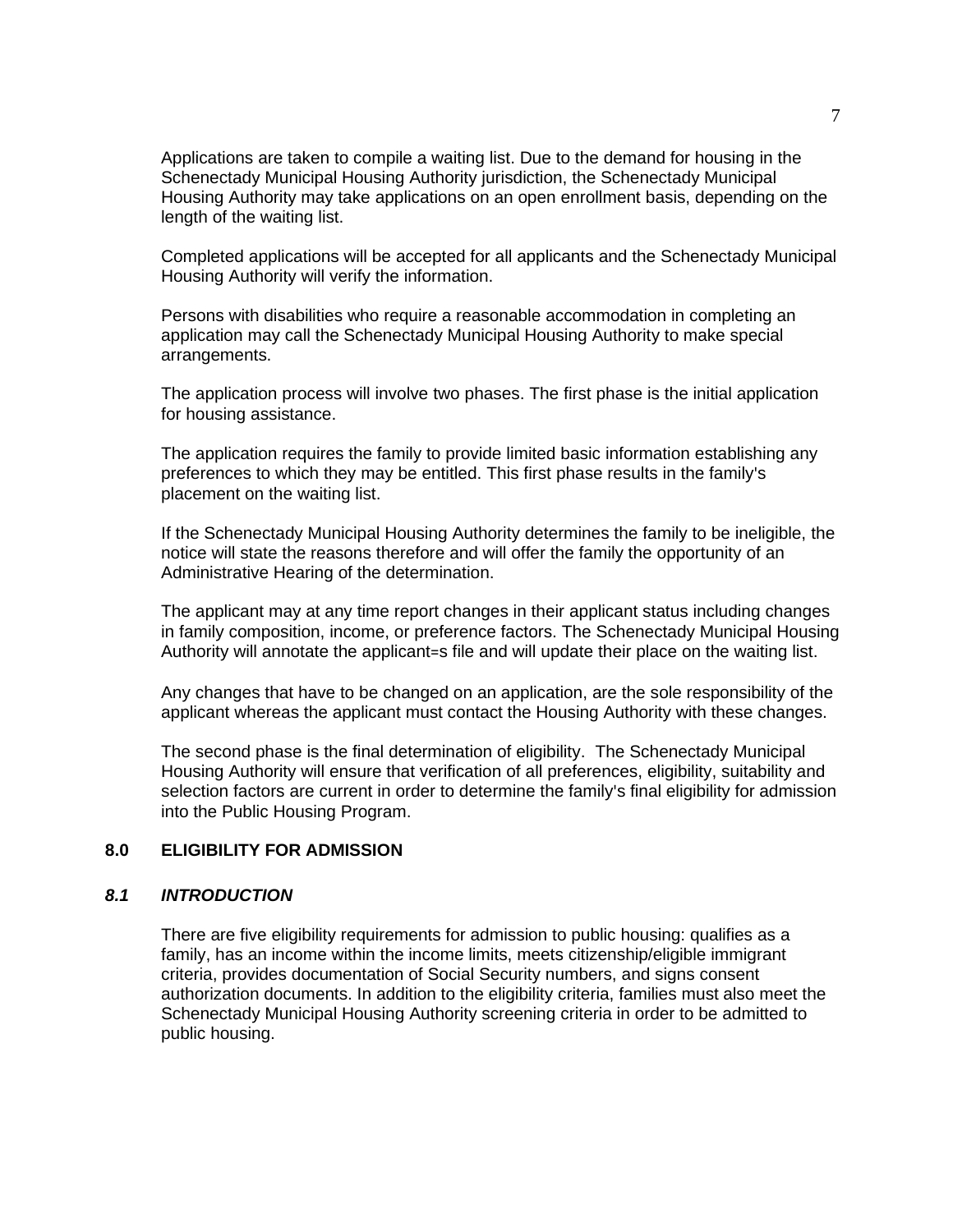Applications are taken to compile a waiting list. Due to the demand for housing in the Schenectady Municipal Housing Authority jurisdiction, the Schenectady Municipal Housing Authority may take applications on an open enrollment basis, depending on the length of the waiting list.

Completed applications will be accepted for all applicants and the Schenectady Municipal Housing Authority will verify the information.

Persons with disabilities who require a reasonable accommodation in completing an application may call the Schenectady Municipal Housing Authority to make special arrangements.

The application process will involve two phases. The first phase is the initial application for housing assistance.

The application requires the family to provide limited basic information establishing any preferences to which they may be entitled. This first phase results in the family's placement on the waiting list.

If the Schenectady Municipal Housing Authority determines the family to be ineligible, the notice will state the reasons therefore and will offer the family the opportunity of an Administrative Hearing of the determination.

The applicant may at any time report changes in their applicant status including changes in family composition, income, or preference factors. The Schenectady Municipal Housing Authority will annotate the applicant=s file and will update their place on the waiting list.

Any changes that have to be changed on an application, are the sole responsibility of the applicant whereas the applicant must contact the Housing Authority with these changes.

The second phase is the final determination of eligibility. The Schenectady Municipal Housing Authority will ensure that verification of all preferences, eligibility, suitability and selection factors are current in order to determine the family's final eligibility for admission into the Public Housing Program.

## 8.0 ELIGIBILITY FOR ADMISSION

### *8.1 INTRODUCTION*

There are five eligibility requirements for admission to public housing: qualifies as a family, has an income within the income limits, meets citizenship/eligible immigrant criteria, provides documentation of Social Security numbers, and signs consent authorization documents. In addition to the eligibility criteria, families must also meet the Schenectady Municipal Housing Authority screening criteria in order to be admitted to public housing.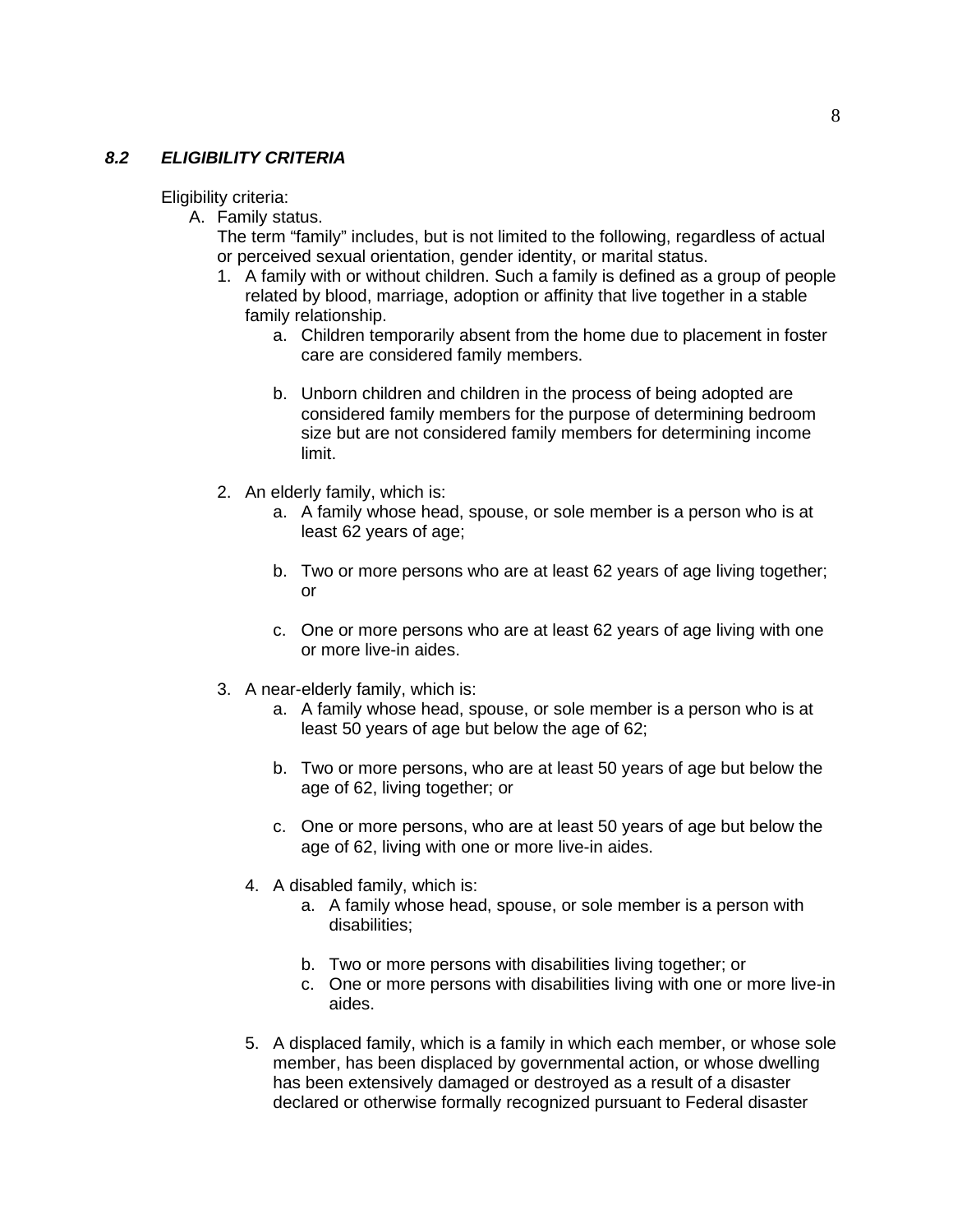### *8.2 ELIGIBILITY CRITERIA*

Eligibility criteria:

A. Family status.

   The term "family" includes, but is not limited to the following, regardless of actual or perceived sexual orientation, gender identity, or marital status.

   1. A family with or without children. Such a family is defined as a group of people related by blood, marriage, adoption or affinity that live together in a stable family relationship.

      a. Children temporarily absent from the home due to placement in foster care are considered family members.

      b. Unborn children and children in the process of being adopted are considered family members for the purpose of determining bedroom size but are not considered family members for determining income limit.

   2. An elderly family, which is:

      a. A family whose head, spouse, or sole member is a person who is at least 62 years of age;

      b. Two or more persons who are at least 62 years of age living together; or

      c. One or more persons who are at least 62 years of age living with one or more live-in aides.

   3. A near-elderly family, which is:

      a. A family whose head, spouse, or sole member is a person who is at least 50 years of age but below the age of 62;

      b. Two or more persons, who are at least 50 years of age but below the age of 62, living together; or

      c. One or more persons, who are at least 50 years of age but below the age of 62, living with one or more live-in aides.

   4. A disabled family, which is:

      a. A family whose head, spouse, or sole member is a person with disabilities;

      b. Two or more persons with disabilities living together; or

      c. One or more persons with disabilities living with one or more live-in aides.

   5. A displaced family, which is a family in which each member, or whose sole member, has been displaced by governmental action, or whose dwelling has been extensively damaged or destroyed as a result of a disaster declared or otherwise formally recognized pursuant to Federal disaster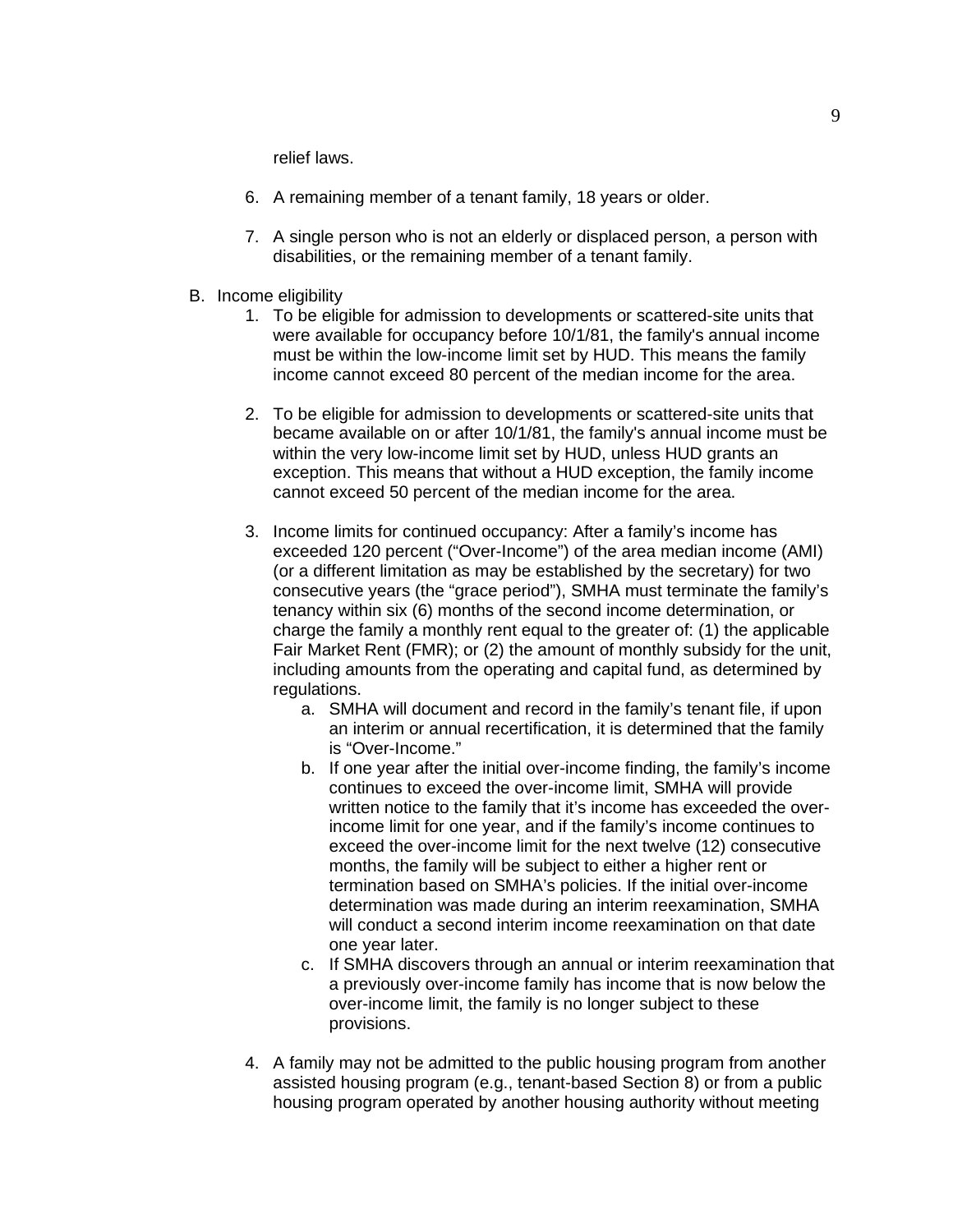relief laws.

6. A remaining member of a tenant family, 18 years or older.

7. A single person who is not an elderly or displaced person, a person with disabilities, or the remaining member of a tenant family.

B. Income eligibility

1. To be eligible for admission to developments or scattered-site units that were available for occupancy before 10/1/81, the family's annual income must be within the low-income limit set by HUD. This means the family income cannot exceed 80 percent of the median income for the area.

2. To be eligible for admission to developments or scattered-site units that became available on or after 10/1/81, the family's annual income must be within the very low-income limit set by HUD, unless HUD grants an exception. This means that without a HUD exception, the family income cannot exceed 50 percent of the median income for the area.

3. Income limits for continued occupancy: After a family's income has exceeded 120 percent ("Over-Income") of the area median income (AMI) (or a different limitation as may be established by the secretary) for two consecutive years (the "grace period"), SMHA must terminate the family's tenancy within six (6) months of the second income determination, or charge the family a monthly rent equal to the greater of: (1) the applicable Fair Market Rent (FMR); or (2) the amount of monthly subsidy for the unit, including amounts from the operating and capital fund, as determined by regulations.
   a. SMHA will document and record in the family's tenant file, if upon an interim or annual recertification, it is determined that the family is "Over-Income."
   b. If one year after the initial over-income finding, the family's income continues to exceed the over-income limit, SMHA will provide written notice to the family that it's income has exceeded the over-income limit for one year, and if the family's income continues to exceed the over-income limit for the next twelve (12) consecutive months, the family will be subject to either a higher rent or termination based on SMHA's policies. If the initial over-income determination was made during an interim reexamination, SMHA will conduct a second interim income reexamination on that date one year later.
   c. If SMHA discovers through an annual or interim reexamination that a previously over-income family has income that is now below the over-income limit, the family is no longer subject to these provisions.

4. A family may not be admitted to the public housing program from another assisted housing program (e.g., tenant-based Section 8) or from a public housing program operated by another housing authority without meeting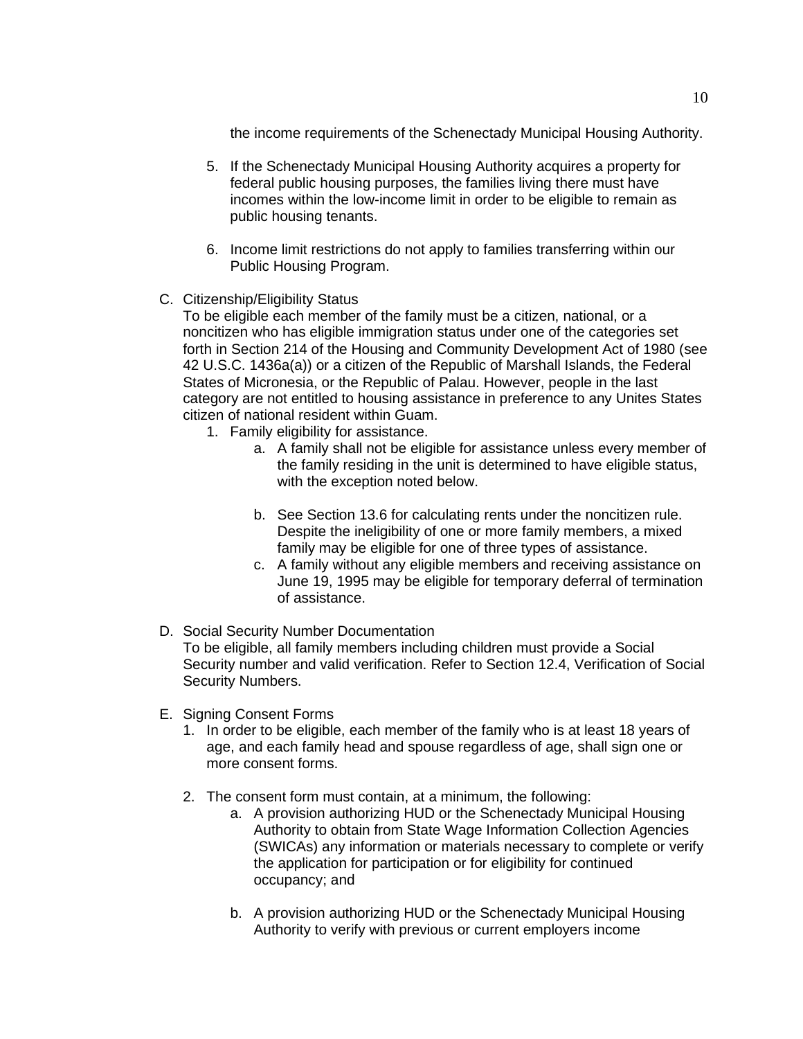the income requirements of the Schenectady Municipal Housing Authority.

5. If the Schenectady Municipal Housing Authority acquires a property for federal public housing purposes, the families living there must have incomes within the low-income limit in order to be eligible to remain as public housing tenants.

6. Income limit restrictions do not apply to families transferring within our Public Housing Program.

C. Citizenship/Eligibility Status
To be eligible each member of the family must be a citizen, national, or a noncitizen who has eligible immigration status under one of the categories set forth in Section 214 of the Housing and Community Development Act of 1980 (see 42 U.S.C. 1436a(a)) or a citizen of the Republic of Marshall Islands, the Federal States of Micronesia, or the Republic of Palau. However, people in the last category are not entitled to housing assistance in preference to any Unites States citizen of national resident within Guam.
   1. Family eligibility for assistance.
      a. A family shall not be eligible for assistance unless every member of the family residing in the unit is determined to have eligible status, with the exception noted below.

      b. See Section 13.6 for calculating rents under the noncitizen rule. Despite the ineligibility of one or more family members, a mixed family may be eligible for one of three types of assistance.
      c. A family without any eligible members and receiving assistance on June 19, 1995 may be eligible for temporary deferral of termination of assistance.

D. Social Security Number Documentation
To be eligible, all family members including children must provide a Social Security number and valid verification. Refer to Section 12.4, Verification of Social Security Numbers.

E. Signing Consent Forms
   1. In order to be eligible, each member of the family who is at least 18 years of age, and each family head and spouse regardless of age, shall sign one or more consent forms.

   2. The consent form must contain, at a minimum, the following:
      a. A provision authorizing HUD or the Schenectady Municipal Housing Authority to obtain from State Wage Information Collection Agencies (SWICAs) any information or materials necessary to complete or verify the application for participation or for eligibility for continued occupancy; and

      b. A provision authorizing HUD or the Schenectady Municipal Housing Authority to verify with previous or current employers income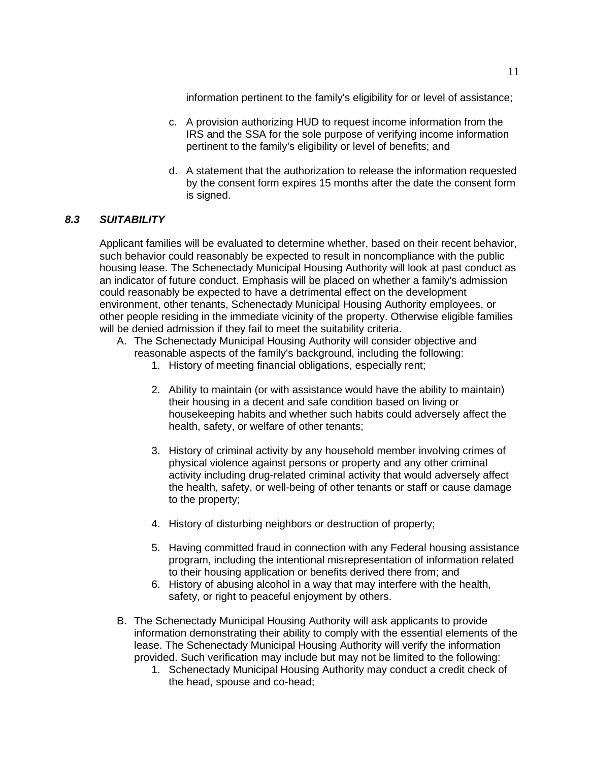information pertinent to the family's eligibility for or level of assistance;

c. A provision authorizing HUD to request income information from the IRS and the SSA for the sole purpose of verifying income information pertinent to the family's eligibility or level of benefits; and

d. A statement that the authorization to release the information requested by the consent form expires 15 months after the date the consent form is signed.

### *8.3 SUITABILITY*

Applicant families will be evaluated to determine whether, based on their recent behavior, such behavior could reasonably be expected to result in noncompliance with the public housing lease. The Schenectady Municipal Housing Authority will look at past conduct as an indicator of future conduct. Emphasis will be placed on whether a family's admission could reasonably be expected to have a detrimental effect on the development environment, other tenants, Schenectady Municipal Housing Authority employees, or other people residing in the immediate vicinity of the property. Otherwise eligible families will be denied admission if they fail to meet the suitability criteria.

A. The Schenectady Municipal Housing Authority will consider objective and reasonable aspects of the family's background, including the following:
   1. History of meeting financial obligations, especially rent;
   2. Ability to maintain (or with assistance would have the ability to maintain) their housing in a decent and safe condition based on living or housekeeping habits and whether such habits could adversely affect the health, safety, or welfare of other tenants;
   3. History of criminal activity by any household member involving crimes of physical violence against persons or property and any other criminal activity including drug-related criminal activity that would adversely affect the health, safety, or well-being of other tenants or staff or cause damage to the property;
   4. History of disturbing neighbors or destruction of property;
   5. Having committed fraud in connection with any Federal housing assistance program, including the intentional misrepresentation of information related to their housing application or benefits derived there from; and
   6. History of abusing alcohol in a way that may interfere with the health, safety, or right to peaceful enjoyment by others.

B. The Schenectady Municipal Housing Authority will ask applicants to provide information demonstrating their ability to comply with the essential elements of the lease. The Schenectady Municipal Housing Authority will verify the information provided. Such verification may include but may not be limited to the following:
   1. Schenectady Municipal Housing Authority may conduct a credit check of the head, spouse and co-head;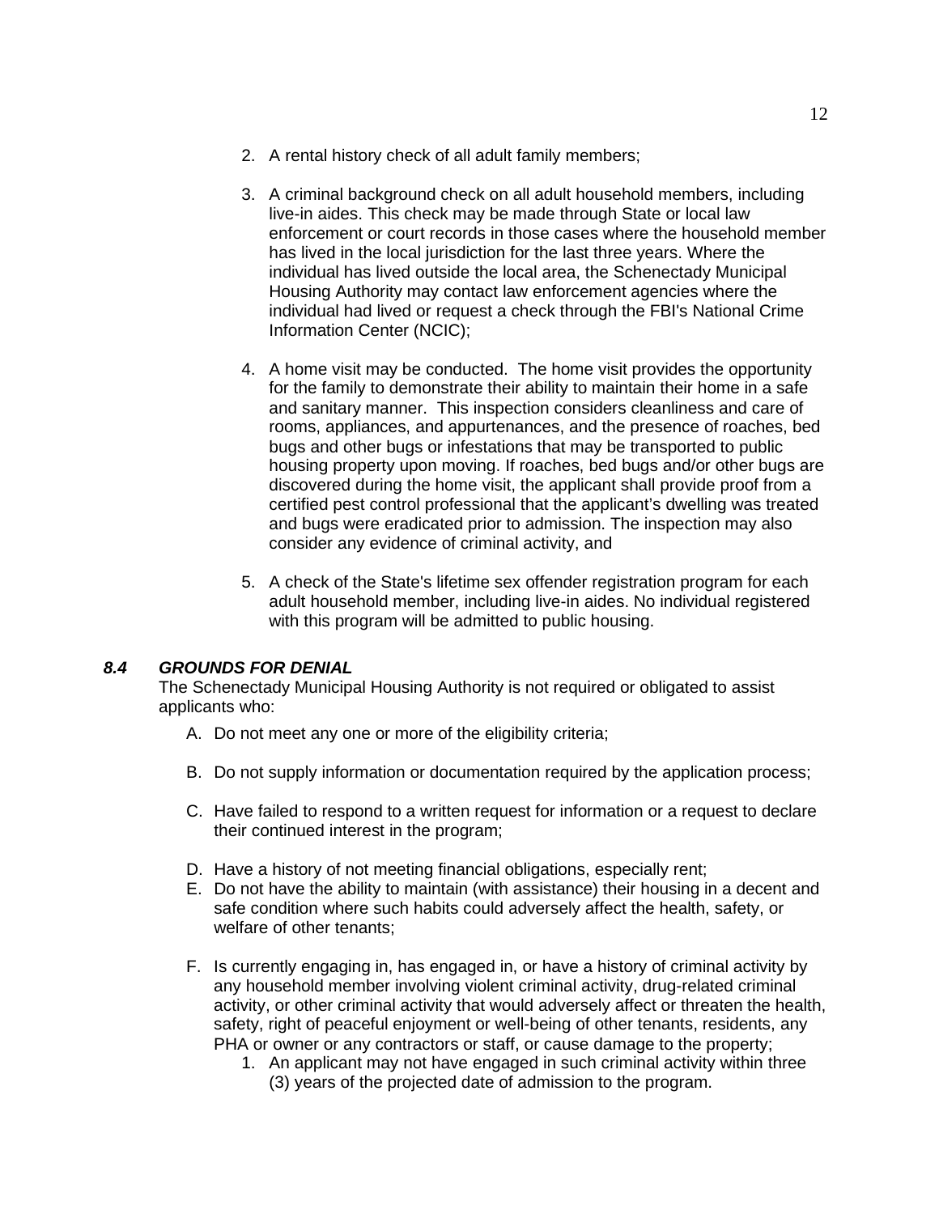2. A rental history check of all adult family members;

3. A criminal background check on all adult household members, including live-in aides. This check may be made through State or local law enforcement or court records in those cases where the household member has lived in the local jurisdiction for the last three years. Where the individual has lived outside the local area, the Schenectady Municipal Housing Authority may contact law enforcement agencies where the individual had lived or request a check through the FBI's National Crime Information Center (NCIC);

4. A home visit may be conducted. The home visit provides the opportunity for the family to demonstrate their ability to maintain their home in a safe and sanitary manner. This inspection considers cleanliness and care of rooms, appliances, and appurtenances, and the presence of roaches, bed bugs and other bugs or infestations that may be transported to public housing property upon moving. If roaches, bed bugs and/or other bugs are discovered during the home visit, the applicant shall provide proof from a certified pest control professional that the applicant's dwelling was treated and bugs were eradicated prior to admission. The inspection may also consider any evidence of criminal activity, and

5. A check of the State's lifetime sex offender registration program for each adult household member, including live-in aides. No individual registered with this program will be admitted to public housing.

### *8.4 GROUNDS FOR DENIAL*

The Schenectady Municipal Housing Authority is not required or obligated to assist applicants who:

A. Do not meet any one or more of the eligibility criteria;

B. Do not supply information or documentation required by the application process;

C. Have failed to respond to a written request for information or a request to declare their continued interest in the program;

D. Have a history of not meeting financial obligations, especially rent;

E. Do not have the ability to maintain (with assistance) their housing in a decent and safe condition where such habits could adversely affect the health, safety, or welfare of other tenants;

F. Is currently engaging in, has engaged in, or have a history of criminal activity by any household member involving violent criminal activity, drug-related criminal activity, or other criminal activity that would adversely affect or threaten the health, safety, right of peaceful enjoyment or well-being of other tenants, residents, any PHA or owner or any contractors or staff, or cause damage to the property;
   1. An applicant may not have engaged in such criminal activity within three (3) years of the projected date of admission to the program.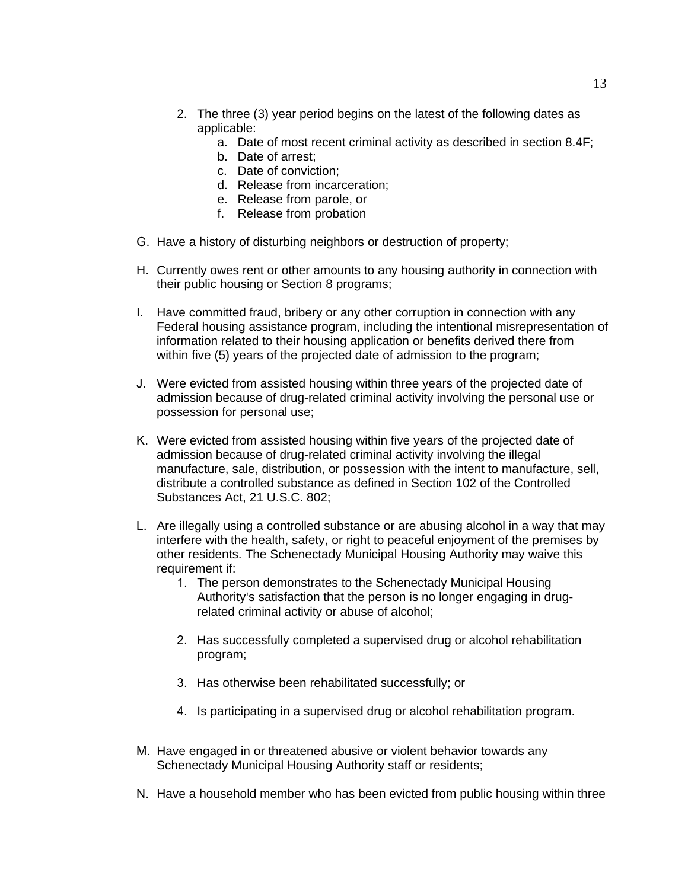2. The three (3) year period begins on the latest of the following dates as applicable:
    a. Date of most recent criminal activity as described in section 8.4F;
    b. Date of arrest;
    c. Date of conviction;
    d. Release from incarceration;
    e. Release from parole, or
    f. Release from probation

G. Have a history of disturbing neighbors or destruction of property;

H. Currently owes rent or other amounts to any housing authority in connection with their public housing or Section 8 programs;

I. Have committed fraud, bribery or any other corruption in connection with any Federal housing assistance program, including the intentional misrepresentation of information related to their housing application or benefits derived there from within five (5) years of the projected date of admission to the program;

J. Were evicted from assisted housing within three years of the projected date of admission because of drug-related criminal activity involving the personal use or possession for personal use;

K. Were evicted from assisted housing within five years of the projected date of admission because of drug-related criminal activity involving the illegal manufacture, sale, distribution, or possession with the intent to manufacture, sell, distribute a controlled substance as defined in Section 102 of the Controlled Substances Act, 21 U.S.C. 802;

L. Are illegally using a controlled substance or are abusing alcohol in a way that may interfere with the health, safety, or right to peaceful enjoyment of the premises by other residents. The Schenectady Municipal Housing Authority may waive this requirement if:
    1. The person demonstrates to the Schenectady Municipal Housing Authority's satisfaction that the person is no longer engaging in drug-related criminal activity or abuse of alcohol;

    2. Has successfully completed a supervised drug or alcohol rehabilitation program;

    3. Has otherwise been rehabilitated successfully; or

    4. Is participating in a supervised drug or alcohol rehabilitation program.

M. Have engaged in or threatened abusive or violent behavior towards any Schenectady Municipal Housing Authority staff or residents;

N. Have a household member who has been evicted from public housing within three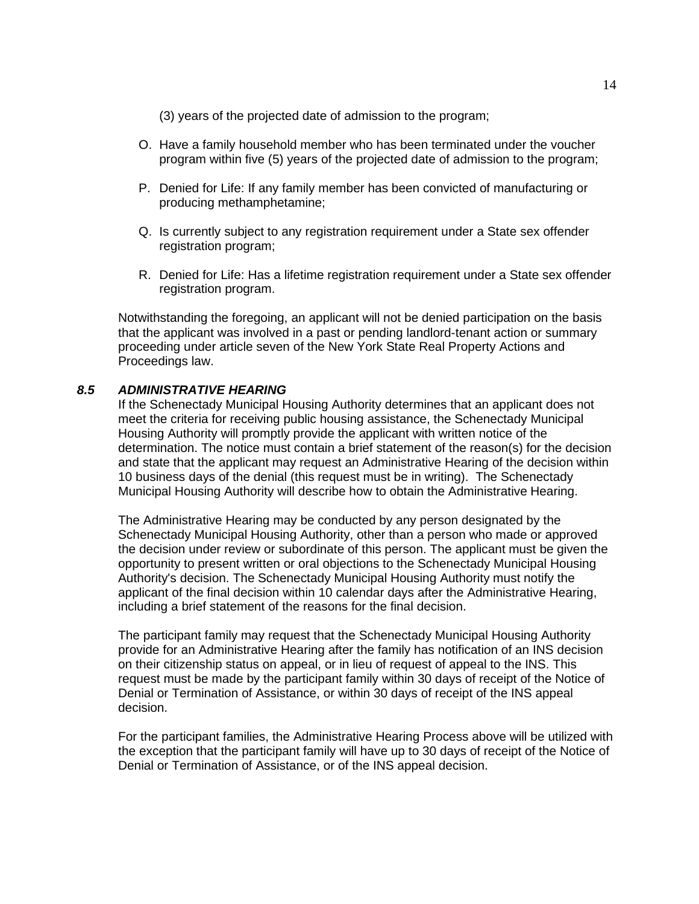(3) years of the projected date of admission to the program;

O. Have a family household member who has been terminated under the voucher program within five (5) years of the projected date of admission to the program;

P. Denied for Life: If any family member has been convicted of manufacturing or producing methamphetamine;

Q. Is currently subject to any registration requirement under a State sex offender registration program;

R. Denied for Life: Has a lifetime registration requirement under a State sex offender registration program.

Notwithstanding the foregoing, an applicant will not be denied participation on the basis that the applicant was involved in a past or pending landlord-tenant action or summary proceeding under article seven of the New York State Real Property Actions and Proceedings law.

### *8.5 ADMINISTRATIVE HEARING*

If the Schenectady Municipal Housing Authority determines that an applicant does not meet the criteria for receiving public housing assistance, the Schenectady Municipal Housing Authority will promptly provide the applicant with written notice of the determination. The notice must contain a brief statement of the reason(s) for the decision and state that the applicant may request an Administrative Hearing of the decision within 10 business days of the denial (this request must be in writing). The Schenectady Municipal Housing Authority will describe how to obtain the Administrative Hearing.

The Administrative Hearing may be conducted by any person designated by the Schenectady Municipal Housing Authority, other than a person who made or approved the decision under review or subordinate of this person. The applicant must be given the opportunity to present written or oral objections to the Schenectady Municipal Housing Authority's decision. The Schenectady Municipal Housing Authority must notify the applicant of the final decision within 10 calendar days after the Administrative Hearing, including a brief statement of the reasons for the final decision.

The participant family may request that the Schenectady Municipal Housing Authority provide for an Administrative Hearing after the family has notification of an INS decision on their citizenship status on appeal, or in lieu of request of appeal to the INS. This request must be made by the participant family within 30 days of receipt of the Notice of Denial or Termination of Assistance, or within 30 days of receipt of the INS appeal decision.

For the participant families, the Administrative Hearing Process above will be utilized with the exception that the participant family will have up to 30 days of receipt of the Notice of Denial or Termination of Assistance, or of the INS appeal decision.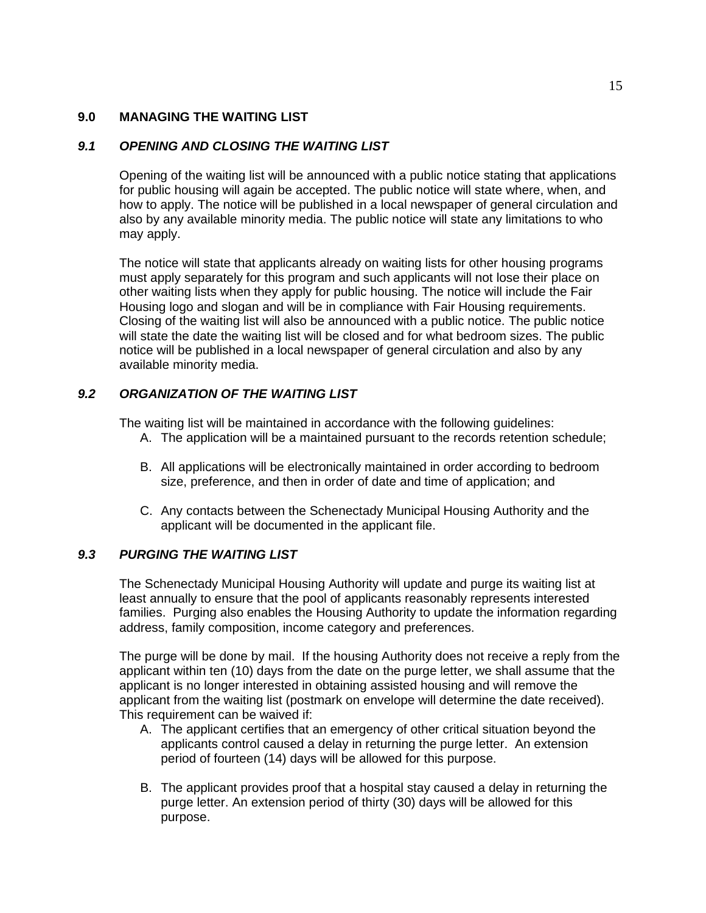## 9.0 MANAGING THE WAITING LIST

### *9.1 OPENING AND CLOSING THE WAITING LIST*

Opening of the waiting list will be announced with a public notice stating that applications for public housing will again be accepted. The public notice will state where, when, and how to apply. The notice will be published in a local newspaper of general circulation and also by any available minority media. The public notice will state any limitations to who may apply.

The notice will state that applicants already on waiting lists for other housing programs must apply separately for this program and such applicants will not lose their place on other waiting lists when they apply for public housing. The notice will include the Fair Housing logo and slogan and will be in compliance with Fair Housing requirements. Closing of the waiting list will also be announced with a public notice. The public notice will state the date the waiting list will be closed and for what bedroom sizes. The public notice will be published in a local newspaper of general circulation and also by any available minority media.

### *9.2 ORGANIZATION OF THE WAITING LIST*

The waiting list will be maintained in accordance with the following guidelines:

A. The application will be a maintained pursuant to the records retention schedule;

B. All applications will be electronically maintained in order according to bedroom size, preference, and then in order of date and time of application; and

C. Any contacts between the Schenectady Municipal Housing Authority and the applicant will be documented in the applicant file.

### *9.3 PURGING THE WAITING LIST*

The Schenectady Municipal Housing Authority will update and purge its waiting list at least annually to ensure that the pool of applicants reasonably represents interested families. Purging also enables the Housing Authority to update the information regarding address, family composition, income category and preferences.

The purge will be done by mail. If the housing Authority does not receive a reply from the applicant within ten (10) days from the date on the purge letter, we shall assume that the applicant is no longer interested in obtaining assisted housing and will remove the applicant from the waiting list (postmark on envelope will determine the date received). This requirement can be waived if:

A. The applicant certifies that an emergency of other critical situation beyond the applicants control caused a delay in returning the purge letter. An extension period of fourteen (14) days will be allowed for this purpose.

B. The applicant provides proof that a hospital stay caused a delay in returning the purge letter. An extension period of thirty (30) days will be allowed for this purpose.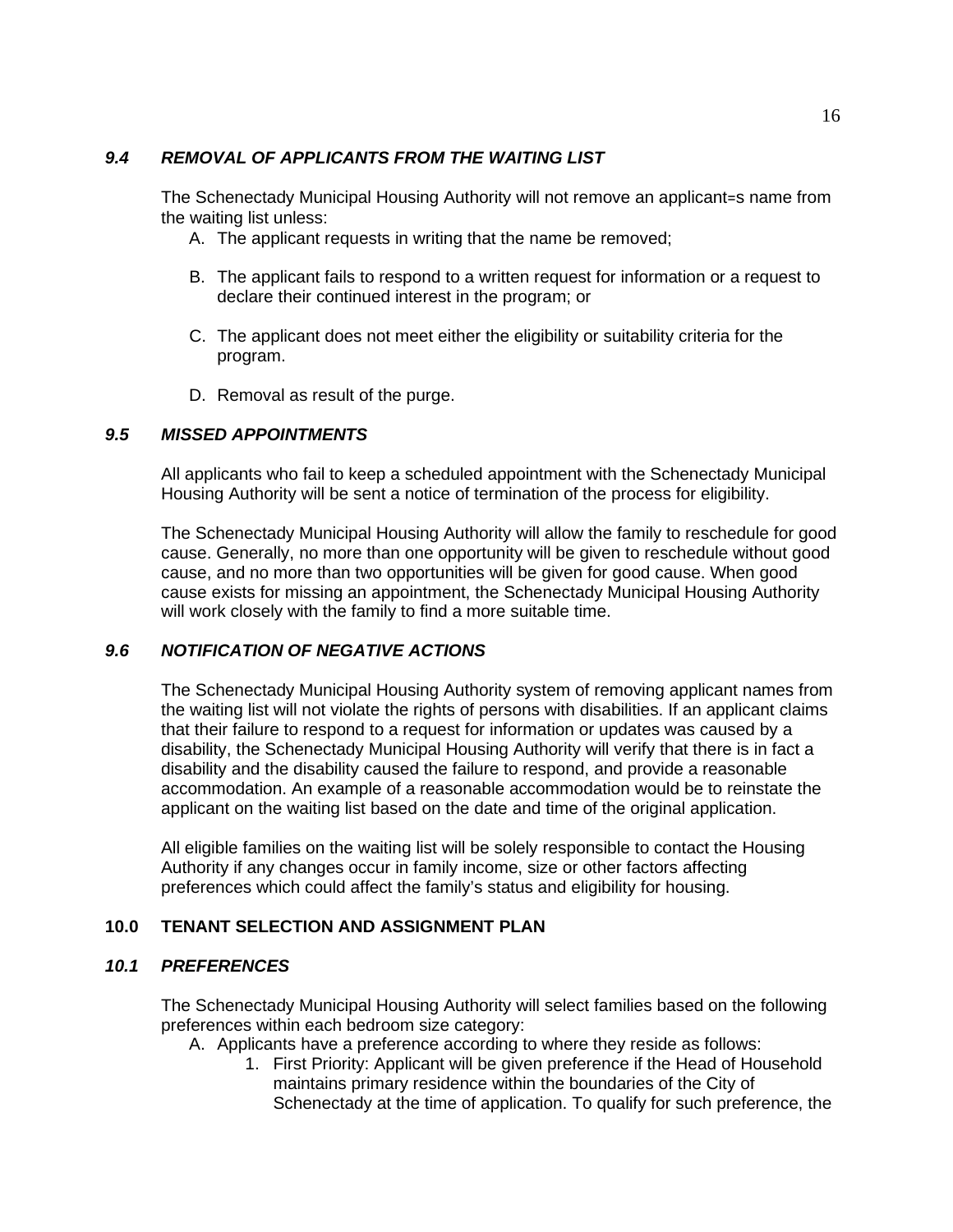### *9.4 REMOVAL OF APPLICANTS FROM THE WAITING LIST*

The Schenectady Municipal Housing Authority will not remove an applicant=s name from the waiting list unless:

A. The applicant requests in writing that the name be removed;

B. The applicant fails to respond to a written request for information or a request to declare their continued interest in the program; or

C. The applicant does not meet either the eligibility or suitability criteria for the program.

D. Removal as result of the purge.

### *9.5 MISSED APPOINTMENTS*

All applicants who fail to keep a scheduled appointment with the Schenectady Municipal Housing Authority will be sent a notice of termination of the process for eligibility.

The Schenectady Municipal Housing Authority will allow the family to reschedule for good cause. Generally, no more than one opportunity will be given to reschedule without good cause, and no more than two opportunities will be given for good cause. When good cause exists for missing an appointment, the Schenectady Municipal Housing Authority will work closely with the family to find a more suitable time.

### *9.6 NOTIFICATION OF NEGATIVE ACTIONS*

The Schenectady Municipal Housing Authority system of removing applicant names from the waiting list will not violate the rights of persons with disabilities. If an applicant claims that their failure to respond to a request for information or updates was caused by a disability, the Schenectady Municipal Housing Authority will verify that there is in fact a disability and the disability caused the failure to respond, and provide a reasonable accommodation. An example of a reasonable accommodation would be to reinstate the applicant on the waiting list based on the date and time of the original application.

All eligible families on the waiting list will be solely responsible to contact the Housing Authority if any changes occur in family income, size or other factors affecting preferences which could affect the family's status and eligibility for housing.

## 10.0 TENANT SELECTION AND ASSIGNMENT PLAN

### *10.1 PREFERENCES*

The Schenectady Municipal Housing Authority will select families based on the following preferences within each bedroom size category:

A. Applicants have a preference according to where they reside as follows:
   1. First Priority: Applicant will be given preference if the Head of Household maintains primary residence within the boundaries of the City of Schenectady at the time of application. To qualify for such preference, the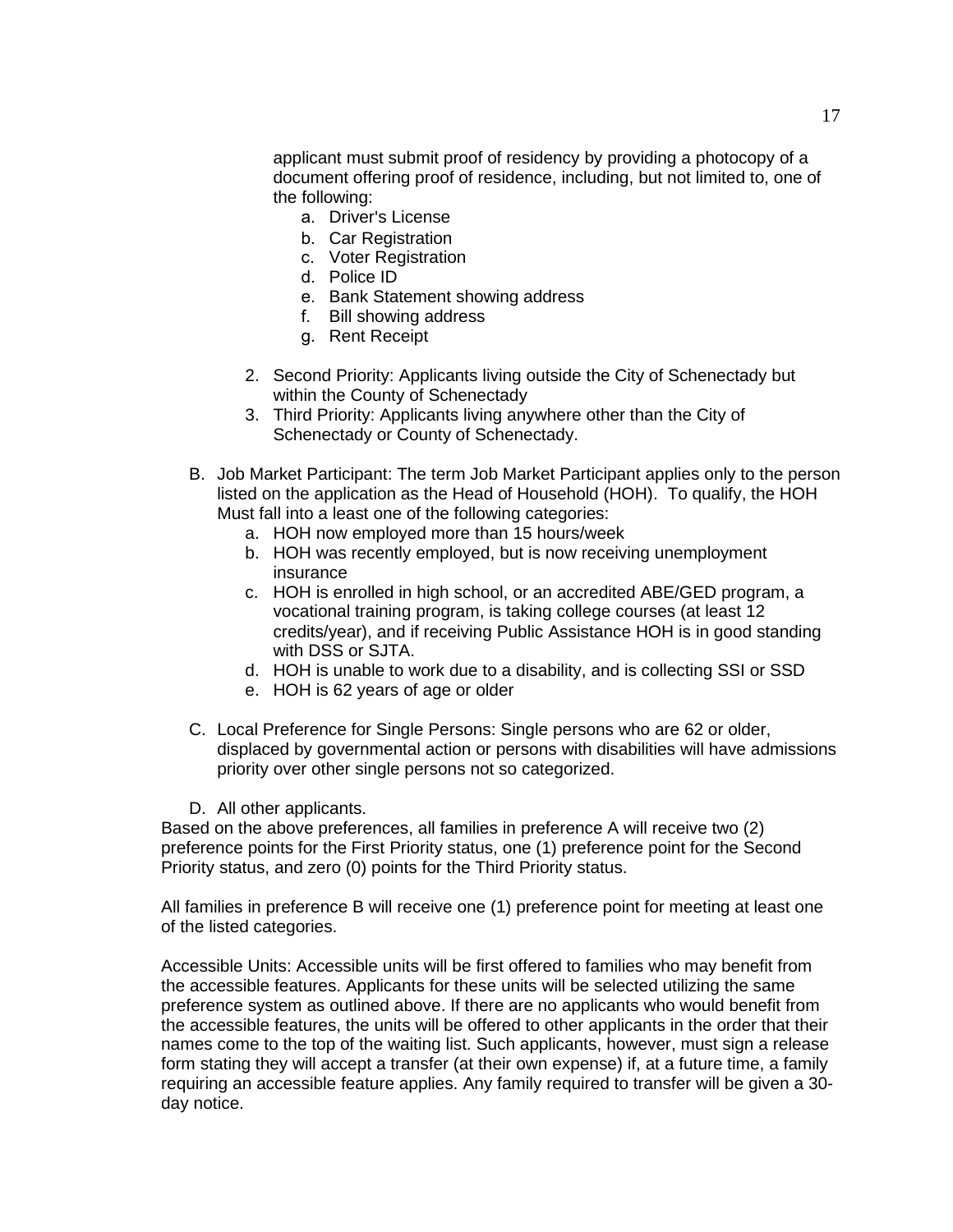applicant must submit proof of residency by providing a photocopy of a document offering proof of residence, including, but not limited to, one of the following:

   a. Driver's License
   b. Car Registration
   c. Voter Registration
   d. Police ID
   e. Bank Statement showing address
   f. Bill showing address
   g. Rent Receipt

2. Second Priority: Applicants living outside the City of Schenectady but within the County of Schenectady
3. Third Priority: Applicants living anywhere other than the City of Schenectady or County of Schenectady.

B. Job Market Participant: The term Job Market Participant applies only to the person listed on the application as the Head of Household (HOH). To qualify, the HOH Must fall into a least one of the following categories:

   a. HOH now employed more than 15 hours/week
   b. HOH was recently employed, but is now receiving unemployment insurance
   c. HOH is enrolled in high school, or an accredited ABE/GED program, a vocational training program, is taking college courses (at least 12 credits/year), and if receiving Public Assistance HOH is in good standing with DSS or SJTA.
   d. HOH is unable to work due to a disability, and is collecting SSI or SSD
   e. HOH is 62 years of age or older

C. Local Preference for Single Persons: Single persons who are 62 or older, displaced by governmental action or persons with disabilities will have admissions priority over other single persons not so categorized.

D. All other applicants.

Based on the above preferences, all families in preference A will receive two (2) preference points for the First Priority status, one (1) preference point for the Second Priority status, and zero (0) points for the Third Priority status.

All families in preference B will receive one (1) preference point for meeting at least one of the listed categories.

Accessible Units: Accessible units will be first offered to families who may benefit from the accessible features. Applicants for these units will be selected utilizing the same preference system as outlined above. If there are no applicants who would benefit from the accessible features, the units will be offered to other applicants in the order that their names come to the top of the waiting list. Such applicants, however, must sign a release form stating they will accept a transfer (at their own expense) if, at a future time, a family requiring an accessible feature applies. Any family required to transfer will be given a 30-day notice.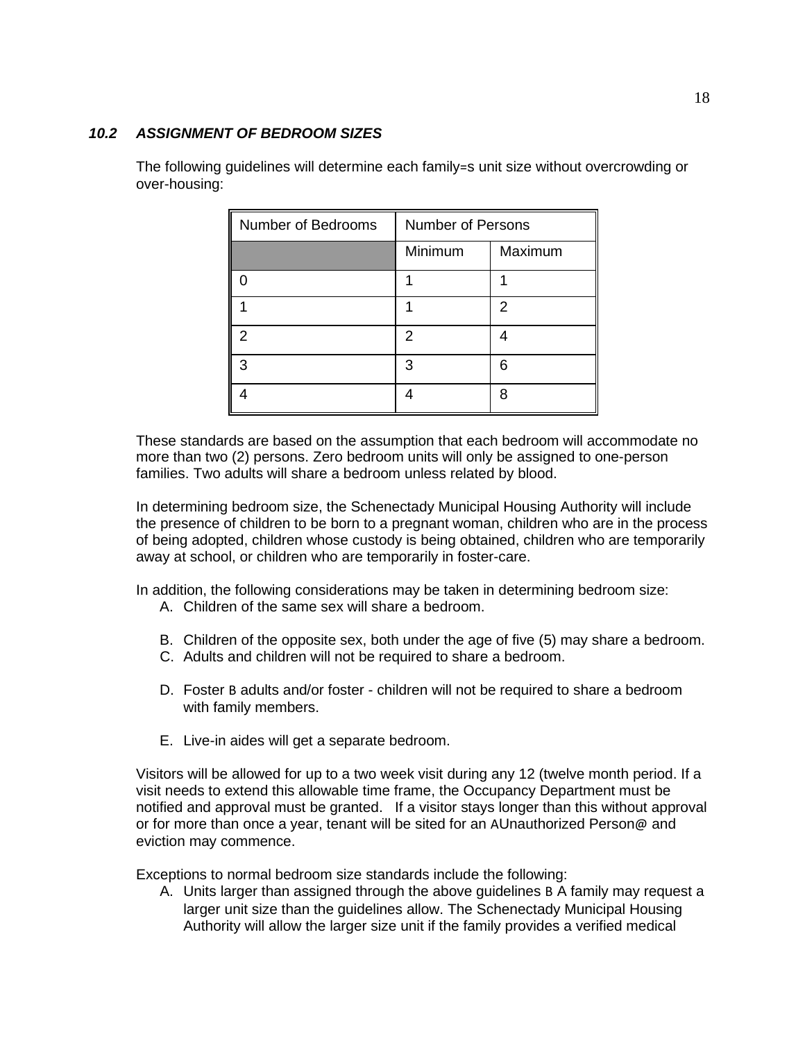### *10.2 ASSIGNMENT OF BEDROOM SIZES*

The following guidelines will determine each family=s unit size without overcrowding or over-housing:

| Number of Bedrooms | Number of Persons | |
|---|---|---|
| | Minimum | Maximum |
| 0 | 1 | 1 |
| 1 | 1 | 2 |
| 2 | 2 | 4 |
| 3 | 3 | 6 |
| 4 | 4 | 8 |

These standards are based on the assumption that each bedroom will accommodate no more than two (2) persons. Zero bedroom units will only be assigned to one-person families. Two adults will share a bedroom unless related by blood.

In determining bedroom size, the Schenectady Municipal Housing Authority will include the presence of children to be born to a pregnant woman, children who are in the process of being adopted, children whose custody is being obtained, children who are temporarily away at school, or children who are temporarily in foster-care.

In addition, the following considerations may be taken in determining bedroom size:

A. Children of the same sex will share a bedroom.

B. Children of the opposite sex, both under the age of five (5) may share a bedroom.

C. Adults and children will not be required to share a bedroom.

D. Foster B adults and/or foster - children will not be required to share a bedroom with family members.

E. Live-in aides will get a separate bedroom.

Visitors will be allowed for up to a two week visit during any 12 (twelve month period. If a visit needs to extend this allowable time frame, the Occupancy Department must be notified and approval must be granted. If a visitor stays longer than this without approval or for more than once a year, tenant will be sited for an AUnauthorized Person@ and eviction may commence.

Exceptions to normal bedroom size standards include the following:

A. Units larger than assigned through the above guidelines B A family may request a larger unit size than the guidelines allow. The Schenectady Municipal Housing Authority will allow the larger size unit if the family provides a verified medical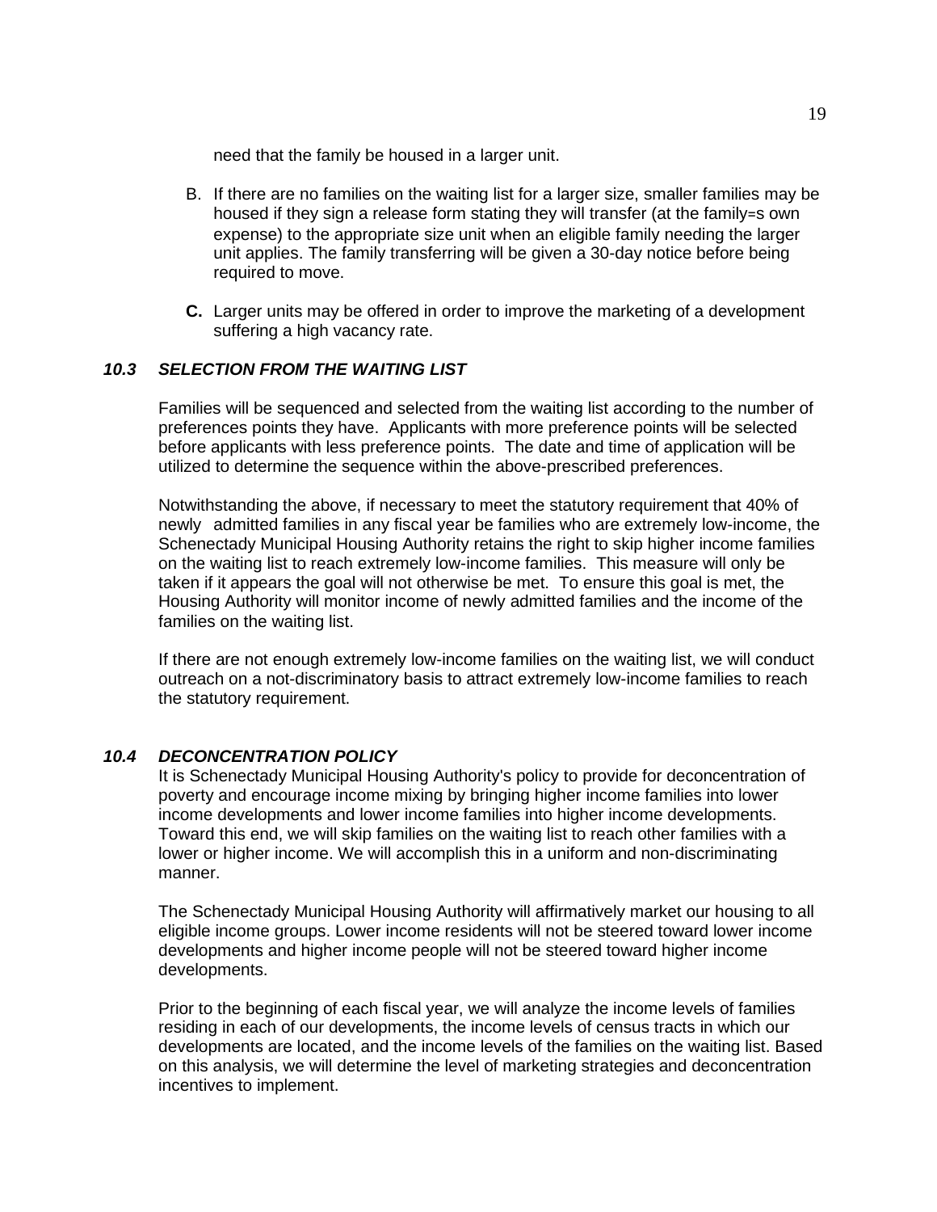need that the family be housed in a larger unit.

B. If there are no families on the waiting list for a larger size, smaller families may be housed if they sign a release form stating they will transfer (at the family=s own expense) to the appropriate size unit when an eligible family needing the larger unit applies. The family transferring will be given a 30-day notice before being required to move.

**C.** Larger units may be offered in order to improve the marketing of a development suffering a high vacancy rate.

### ***10.3 SELECTION FROM THE WAITING LIST***

Families will be sequenced and selected from the waiting list according to the number of preferences points they have. Applicants with more preference points will be selected before applicants with less preference points. The date and time of application will be utilized to determine the sequence within the above-prescribed preferences.

Notwithstanding the above, if necessary to meet the statutory requirement that 40% of newly admitted families in any fiscal year be families who are extremely low-income, the Schenectady Municipal Housing Authority retains the right to skip higher income families on the waiting list to reach extremely low-income families. This measure will only be taken if it appears the goal will not otherwise be met. To ensure this goal is met, the Housing Authority will monitor income of newly admitted families and the income of the families on the waiting list.

If there are not enough extremely low-income families on the waiting list, we will conduct outreach on a not-discriminatory basis to attract extremely low-income families to reach the statutory requirement.

### ***10.4 DECONCENTRATION POLICY***

It is Schenectady Municipal Housing Authority's policy to provide for deconcentration of poverty and encourage income mixing by bringing higher income families into lower income developments and lower income families into higher income developments. Toward this end, we will skip families on the waiting list to reach other families with a lower or higher income. We will accomplish this in a uniform and non-discriminating manner.

The Schenectady Municipal Housing Authority will affirmatively market our housing to all eligible income groups. Lower income residents will not be steered toward lower income developments and higher income people will not be steered toward higher income developments.

Prior to the beginning of each fiscal year, we will analyze the income levels of families residing in each of our developments, the income levels of census tracts in which our developments are located, and the income levels of the families on the waiting list. Based on this analysis, we will determine the level of marketing strategies and deconcentration incentives to implement.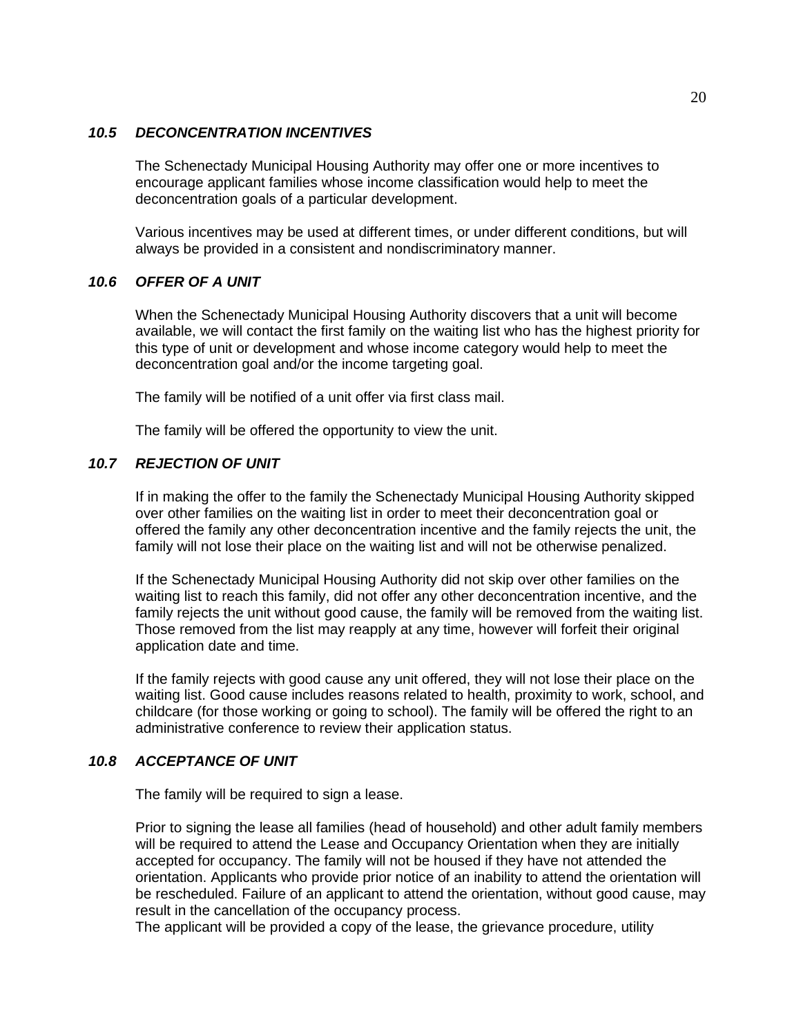### *10.5 DECONCENTRATION INCENTIVES*

The Schenectady Municipal Housing Authority may offer one or more incentives to encourage applicant families whose income classification would help to meet the deconcentration goals of a particular development.

Various incentives may be used at different times, or under different conditions, but will always be provided in a consistent and nondiscriminatory manner.

### *10.6 OFFER OF A UNIT*

When the Schenectady Municipal Housing Authority discovers that a unit will become available, we will contact the first family on the waiting list who has the highest priority for this type of unit or development and whose income category would help to meet the deconcentration goal and/or the income targeting goal.

The family will be notified of a unit offer via first class mail.

The family will be offered the opportunity to view the unit.

### *10.7 REJECTION OF UNIT*

If in making the offer to the family the Schenectady Municipal Housing Authority skipped over other families on the waiting list in order to meet their deconcentration goal or offered the family any other deconcentration incentive and the family rejects the unit, the family will not lose their place on the waiting list and will not be otherwise penalized.

If the Schenectady Municipal Housing Authority did not skip over other families on the waiting list to reach this family, did not offer any other deconcentration incentive, and the family rejects the unit without good cause, the family will be removed from the waiting list. Those removed from the list may reapply at any time, however will forfeit their original application date and time.

If the family rejects with good cause any unit offered, they will not lose their place on the waiting list. Good cause includes reasons related to health, proximity to work, school, and childcare (for those working or going to school). The family will be offered the right to an administrative conference to review their application status.

### *10.8 ACCEPTANCE OF UNIT*

The family will be required to sign a lease.

Prior to signing the lease all families (head of household) and other adult family members will be required to attend the Lease and Occupancy Orientation when they are initially accepted for occupancy. The family will not be housed if they have not attended the orientation. Applicants who provide prior notice of an inability to attend the orientation will be rescheduled. Failure of an applicant to attend the orientation, without good cause, may result in the cancellation of the occupancy process.
The applicant will be provided a copy of the lease, the grievance procedure, utility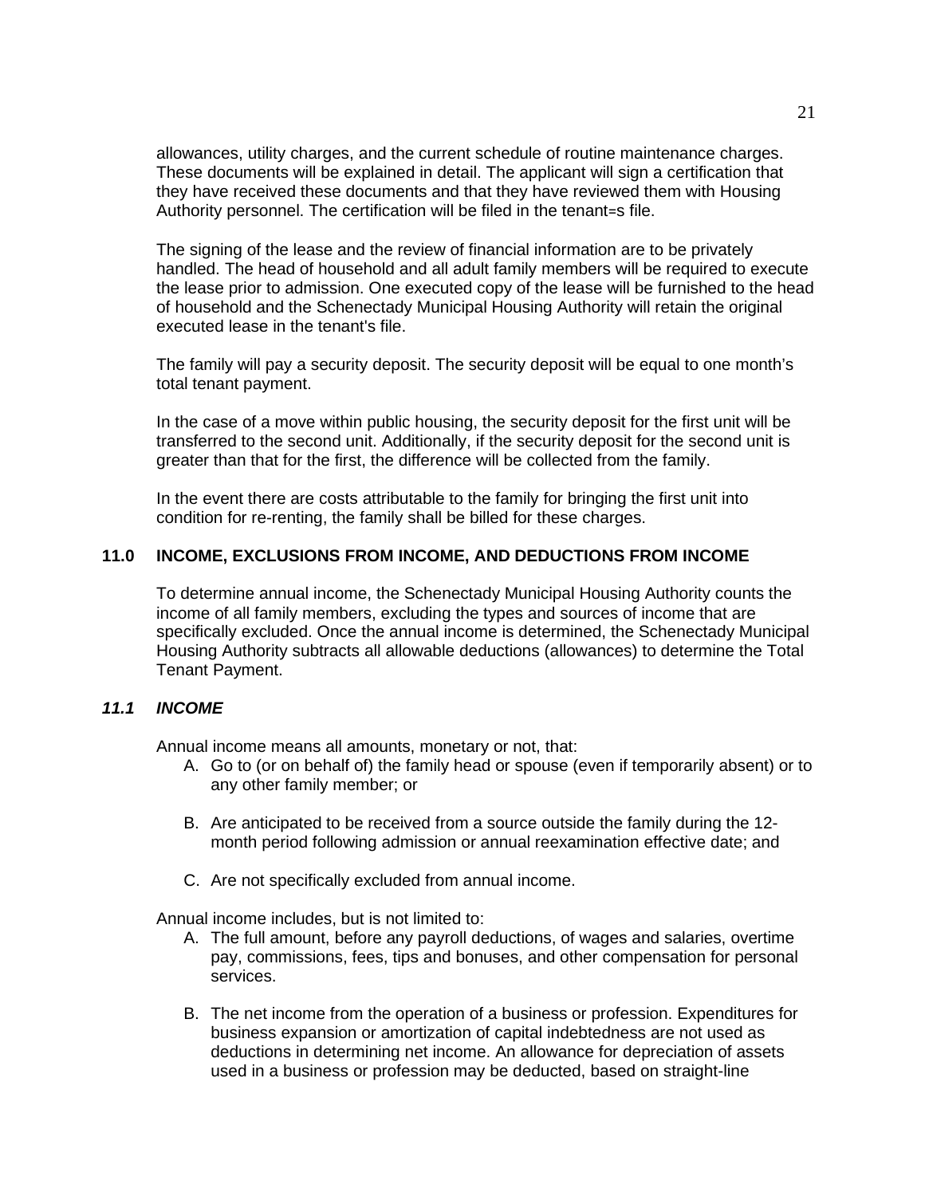allowances, utility charges, and the current schedule of routine maintenance charges. These documents will be explained in detail. The applicant will sign a certification that they have received these documents and that they have reviewed them with Housing Authority personnel. The certification will be filed in the tenant=s file.

The signing of the lease and the review of financial information are to be privately handled. The head of household and all adult family members will be required to execute the lease prior to admission. One executed copy of the lease will be furnished to the head of household and the Schenectady Municipal Housing Authority will retain the original executed lease in the tenant's file.

The family will pay a security deposit. The security deposit will be equal to one month's total tenant payment.

In the case of a move within public housing, the security deposit for the first unit will be transferred to the second unit. Additionally, if the security deposit for the second unit is greater than that for the first, the difference will be collected from the family.

In the event there are costs attributable to the family for bringing the first unit into condition for re-renting, the family shall be billed for these charges.

## 11.0 INCOME, EXCLUSIONS FROM INCOME, AND DEDUCTIONS FROM INCOME

To determine annual income, the Schenectady Municipal Housing Authority counts the income of all family members, excluding the types and sources of income that are specifically excluded. Once the annual income is determined, the Schenectady Municipal Housing Authority subtracts all allowable deductions (allowances) to determine the Total Tenant Payment.

### *11.1 INCOME*

Annual income means all amounts, monetary or not, that:

A. Go to (or on behalf of) the family head or spouse (even if temporarily absent) or to any other family member; or

B. Are anticipated to be received from a source outside the family during the 12-month period following admission or annual reexamination effective date; and

C. Are not specifically excluded from annual income.

Annual income includes, but is not limited to:

A. The full amount, before any payroll deductions, of wages and salaries, overtime pay, commissions, fees, tips and bonuses, and other compensation for personal services.

B. The net income from the operation of a business or profession. Expenditures for business expansion or amortization of capital indebtedness are not used as deductions in determining net income. An allowance for depreciation of assets used in a business or profession may be deducted, based on straight-line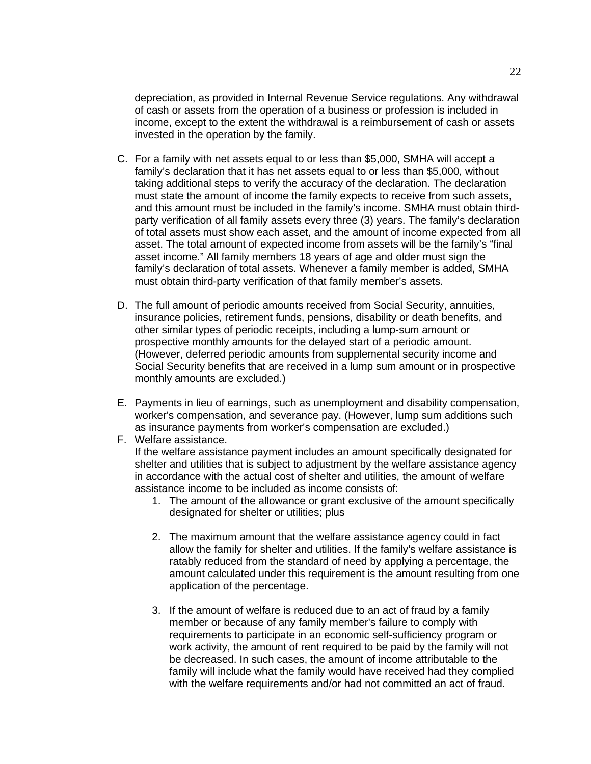depreciation, as provided in Internal Revenue Service regulations. Any withdrawal of cash or assets from the operation of a business or profession is included in income, except to the extent the withdrawal is a reimbursement of cash or assets invested in the operation by the family.

C. For a family with net assets equal to or less than $5,000, SMHA will accept a family's declaration that it has net assets equal to or less than $5,000, without taking additional steps to verify the accuracy of the declaration. The declaration must state the amount of income the family expects to receive from such assets, and this amount must be included in the family's income. SMHA must obtain third-party verification of all family assets every three (3) years. The family's declaration of total assets must show each asset, and the amount of income expected from all asset. The total amount of expected income from assets will be the family's "final asset income." All family members 18 years of age and older must sign the family's declaration of total assets. Whenever a family member is added, SMHA must obtain third-party verification of that family member's assets.

D. The full amount of periodic amounts received from Social Security, annuities, insurance policies, retirement funds, pensions, disability or death benefits, and other similar types of periodic receipts, including a lump-sum amount or prospective monthly amounts for the delayed start of a periodic amount. (However, deferred periodic amounts from supplemental security income and Social Security benefits that are received in a lump sum amount or in prospective monthly amounts are excluded.)

E. Payments in lieu of earnings, such as unemployment and disability compensation, worker's compensation, and severance pay. (However, lump sum additions such as insurance payments from worker's compensation are excluded.)

F. Welfare assistance.
If the welfare assistance payment includes an amount specifically designated for shelter and utilities that is subject to adjustment by the welfare assistance agency in accordance with the actual cost of shelter and utilities, the amount of welfare assistance income to be included as income consists of:
   1. The amount of the allowance or grant exclusive of the amount specifically designated for shelter or utilities; plus

   2. The maximum amount that the welfare assistance agency could in fact allow the family for shelter and utilities. If the family's welfare assistance is ratably reduced from the standard of need by applying a percentage, the amount calculated under this requirement is the amount resulting from one application of the percentage.

   3. If the amount of welfare is reduced due to an act of fraud by a family member or because of any family member's failure to comply with requirements to participate in an economic self-sufficiency program or work activity, the amount of rent required to be paid by the family will not be decreased. In such cases, the amount of income attributable to the family will include what the family would have received had they complied with the welfare requirements and/or had not committed an act of fraud.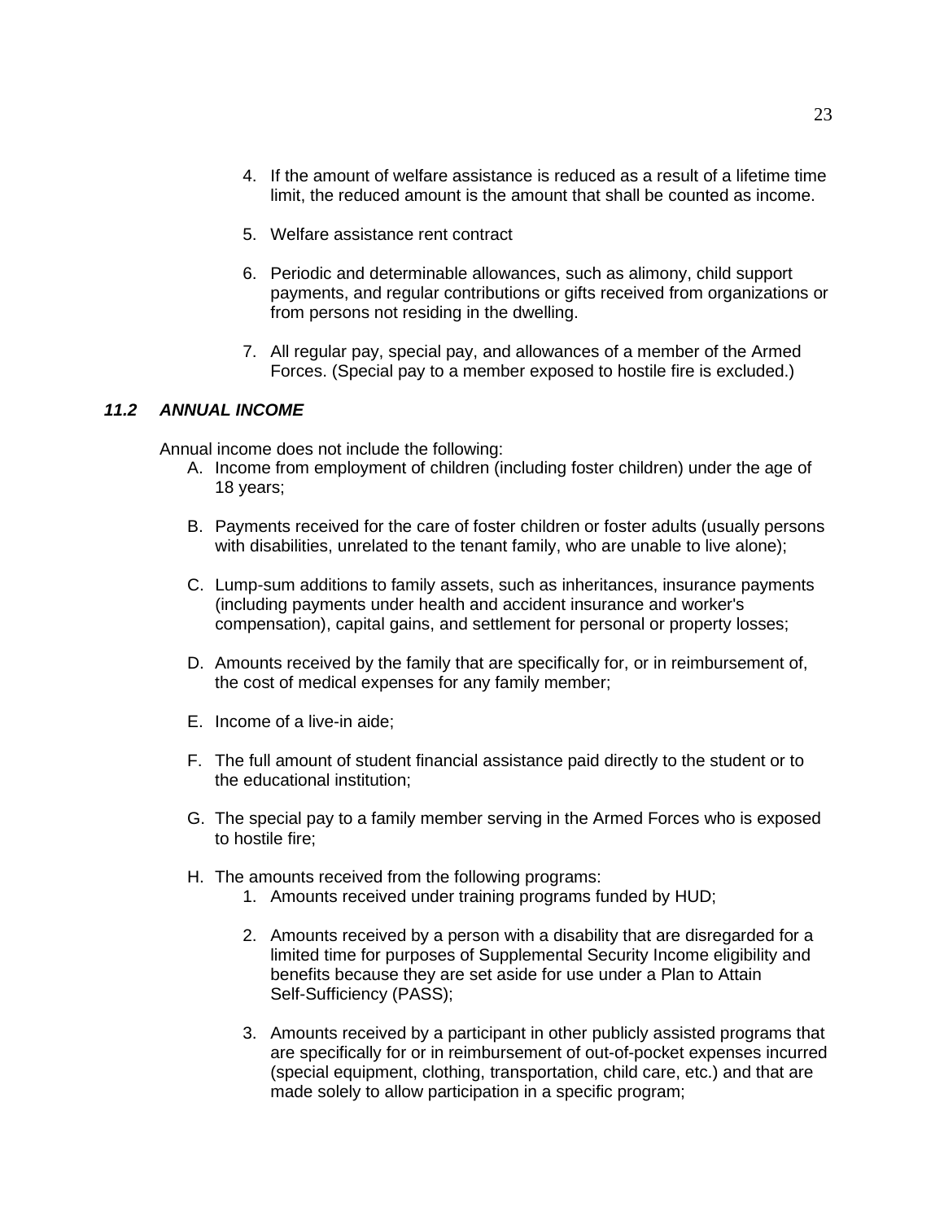4. If the amount of welfare assistance is reduced as a result of a lifetime time limit, the reduced amount is the amount that shall be counted as income.

5. Welfare assistance rent contract

6. Periodic and determinable allowances, such as alimony, child support payments, and regular contributions or gifts received from organizations or from persons not residing in the dwelling.

7. All regular pay, special pay, and allowances of a member of the Armed Forces. (Special pay to a member exposed to hostile fire is excluded.)

### *11.2 ANNUAL INCOME*

Annual income does not include the following:

A. Income from employment of children (including foster children) under the age of 18 years;

B. Payments received for the care of foster children or foster adults (usually persons with disabilities, unrelated to the tenant family, who are unable to live alone);

C. Lump-sum additions to family assets, such as inheritances, insurance payments (including payments under health and accident insurance and worker's compensation), capital gains, and settlement for personal or property losses;

D. Amounts received by the family that are specifically for, or in reimbursement of, the cost of medical expenses for any family member;

E. Income of a live-in aide;

F. The full amount of student financial assistance paid directly to the student or to the educational institution;

G. The special pay to a family member serving in the Armed Forces who is exposed to hostile fire;

H. The amounts received from the following programs:
   1. Amounts received under training programs funded by HUD;

   2. Amounts received by a person with a disability that are disregarded for a limited time for purposes of Supplemental Security Income eligibility and benefits because they are set aside for use under a Plan to Attain Self-Sufficiency (PASS);

   3. Amounts received by a participant in other publicly assisted programs that are specifically for or in reimbursement of out-of-pocket expenses incurred (special equipment, clothing, transportation, child care, etc.) and that are made solely to allow participation in a specific program;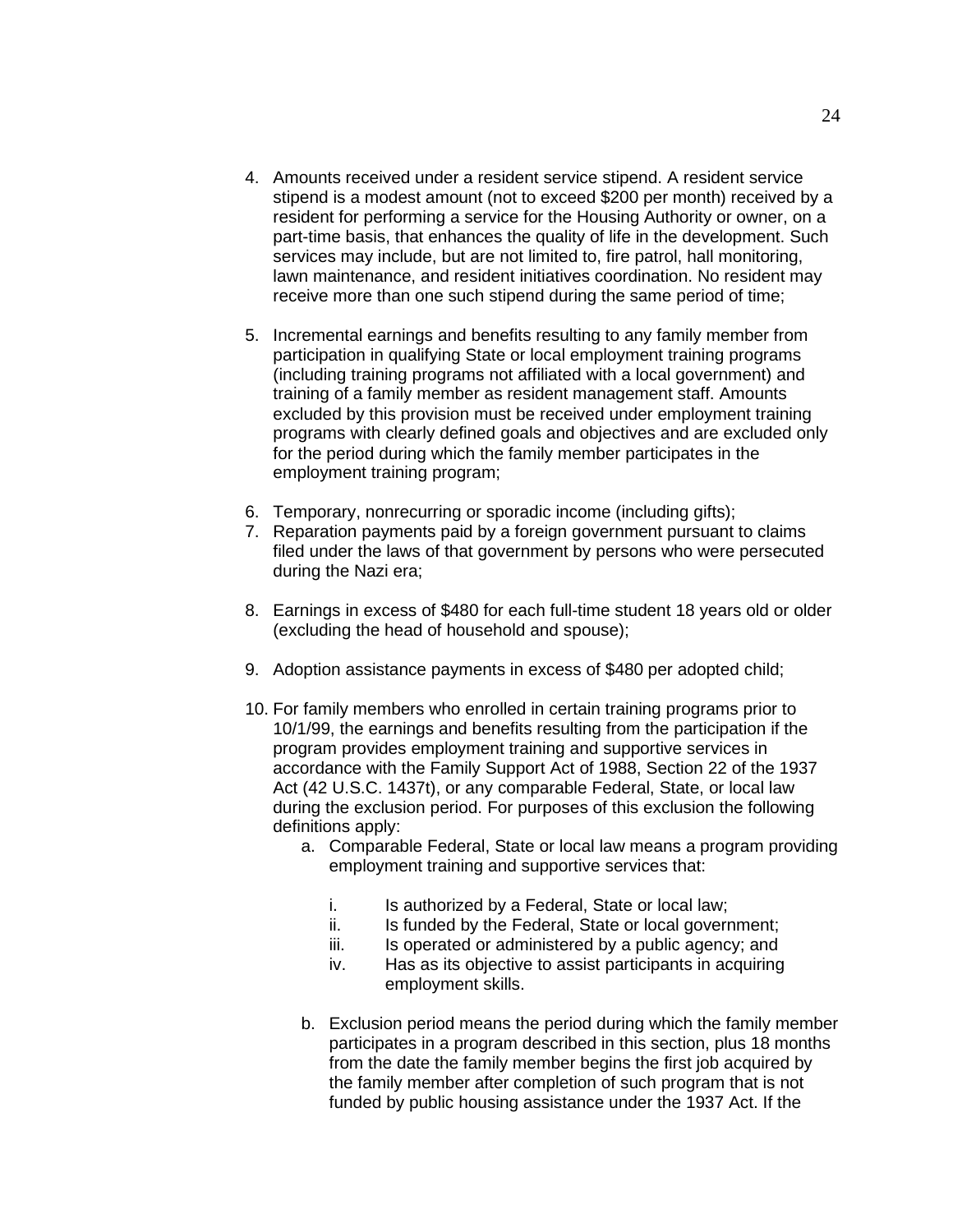4. Amounts received under a resident service stipend. A resident service stipend is a modest amount (not to exceed $200 per month) received by a resident for performing a service for the Housing Authority or owner, on a part-time basis, that enhances the quality of life in the development. Such services may include, but are not limited to, fire patrol, hall monitoring, lawn maintenance, and resident initiatives coordination. No resident may receive more than one such stipend during the same period of time;

5. Incremental earnings and benefits resulting to any family member from participation in qualifying State or local employment training programs (including training programs not affiliated with a local government) and training of a family member as resident management staff. Amounts excluded by this provision must be received under employment training programs with clearly defined goals and objectives and are excluded only for the period during which the family member participates in the employment training program;

6. Temporary, nonrecurring or sporadic income (including gifts);
7. Reparation payments paid by a foreign government pursuant to claims filed under the laws of that government by persons who were persecuted during the Nazi era;

8. Earnings in excess of $480 for each full-time student 18 years old or older (excluding the head of household and spouse);

9. Adoption assistance payments in excess of $480 per adopted child;

10. For family members who enrolled in certain training programs prior to 10/1/99, the earnings and benefits resulting from the participation if the program provides employment training and supportive services in accordance with the Family Support Act of 1988, Section 22 of the 1937 Act (42 U.S.C. 1437t), or any comparable Federal, State, or local law during the exclusion period. For purposes of this exclusion the following definitions apply:
    a. Comparable Federal, State or local law means a program providing employment training and supportive services that:
        i. Is authorized by a Federal, State or local law;
        ii. Is funded by the Federal, State or local government;
        iii. Is operated or administered by a public agency; and
        iv. Has as its objective to assist participants in acquiring employment skills.
    b. Exclusion period means the period during which the family member participates in a program described in this section, plus 18 months from the date the family member begins the first job acquired by the family member after completion of such program that is not funded by public housing assistance under the 1937 Act. If the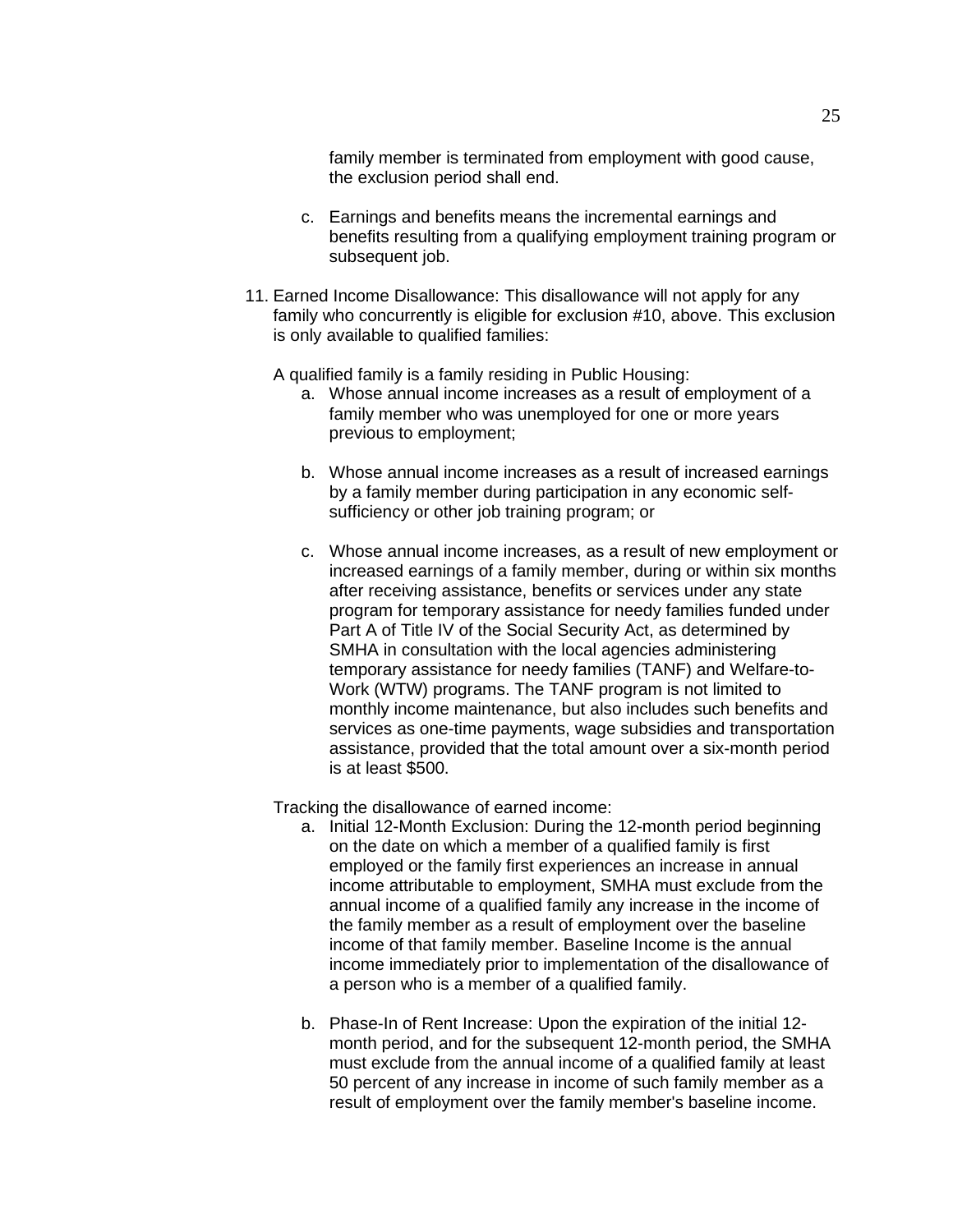family member is terminated from employment with good cause, the exclusion period shall end.

c. Earnings and benefits means the incremental earnings and benefits resulting from a qualifying employment training program or subsequent job.

11. Earned Income Disallowance: This disallowance will not apply for any family who concurrently is eligible for exclusion #10, above. This exclusion is only available to qualified families:

    A qualified family is a family residing in Public Housing:

    a. Whose annual income increases as a result of employment of a family member who was unemployed for one or more years previous to employment;

    b. Whose annual income increases as a result of increased earnings by a family member during participation in any economic self-sufficiency or other job training program; or

    c. Whose annual income increases, as a result of new employment or increased earnings of a family member, during or within six months after receiving assistance, benefits or services under any state program for temporary assistance for needy families funded under Part A of Title IV of the Social Security Act, as determined by SMHA in consultation with the local agencies administering temporary assistance for needy families (TANF) and Welfare-to-Work (WTW) programs. The TANF program is not limited to monthly income maintenance, but also includes such benefits and services as one-time payments, wage subsidies and transportation assistance, provided that the total amount over a six-month period is at least $500.

    Tracking the disallowance of earned income:

    a. Initial 12-Month Exclusion: During the 12-month period beginning on the date on which a member of a qualified family is first employed or the family first experiences an increase in annual income attributable to employment, SMHA must exclude from the annual income of a qualified family any increase in the income of the family member as a result of employment over the baseline income of that family member. Baseline Income is the annual income immediately prior to implementation of the disallowance of a person who is a member of a qualified family.

    b. Phase-In of Rent Increase: Upon the expiration of the initial 12-month period, and for the subsequent 12-month period, the SMHA must exclude from the annual income of a qualified family at least 50 percent of any increase in income of such family member as a result of employment over the family member's baseline income.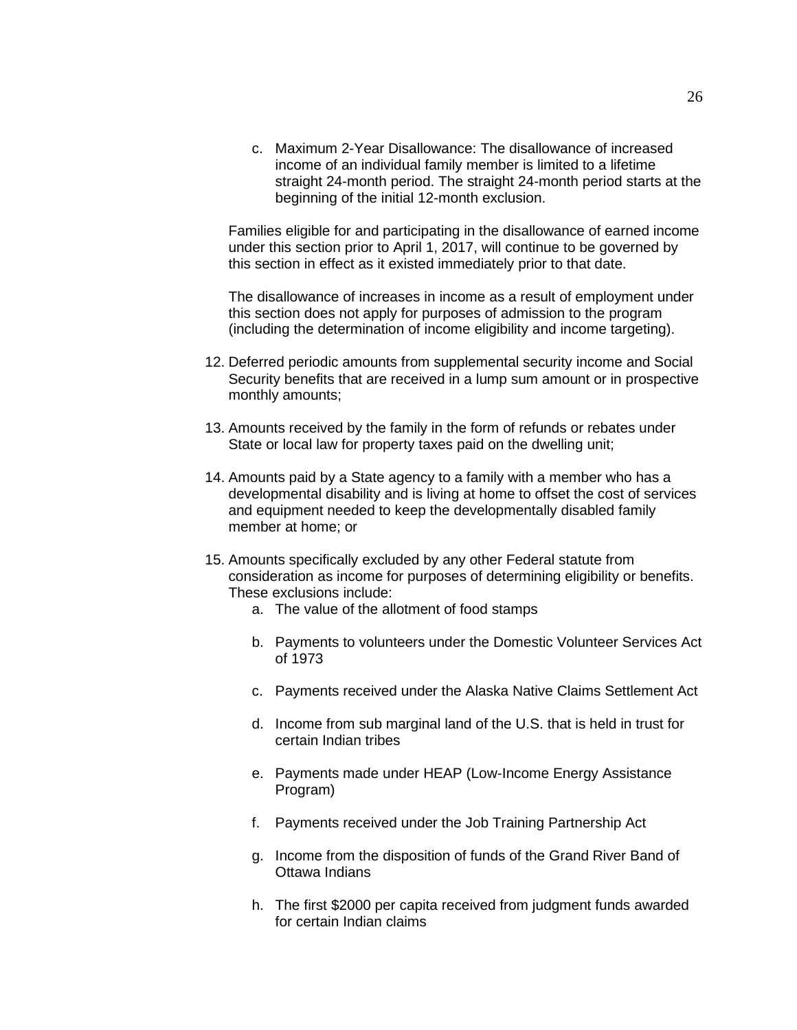c. Maximum 2-Year Disallowance: The disallowance of increased income of an individual family member is limited to a lifetime straight 24-month period. The straight 24-month period starts at the beginning of the initial 12-month exclusion.

Families eligible for and participating in the disallowance of earned income under this section prior to April 1, 2017, will continue to be governed by this section in effect as it existed immediately prior to that date.

The disallowance of increases in income as a result of employment under this section does not apply for purposes of admission to the program (including the determination of income eligibility and income targeting).

12. Deferred periodic amounts from supplemental security income and Social Security benefits that are received in a lump sum amount or in prospective monthly amounts;

13. Amounts received by the family in the form of refunds or rebates under State or local law for property taxes paid on the dwelling unit;

14. Amounts paid by a State agency to a family with a member who has a developmental disability and is living at home to offset the cost of services and equipment needed to keep the developmentally disabled family member at home; or

15. Amounts specifically excluded by any other Federal statute from consideration as income for purposes of determining eligibility or benefits. These exclusions include:
    a. The value of the allotment of food stamps

    b. Payments to volunteers under the Domestic Volunteer Services Act of 1973

    c. Payments received under the Alaska Native Claims Settlement Act

    d. Income from sub marginal land of the U.S. that is held in trust for certain Indian tribes

    e. Payments made under HEAP (Low-Income Energy Assistance Program)

    f. Payments received under the Job Training Partnership Act

    g. Income from the disposition of funds of the Grand River Band of Ottawa Indians

    h. The first $2000 per capita received from judgment funds awarded for certain Indian claims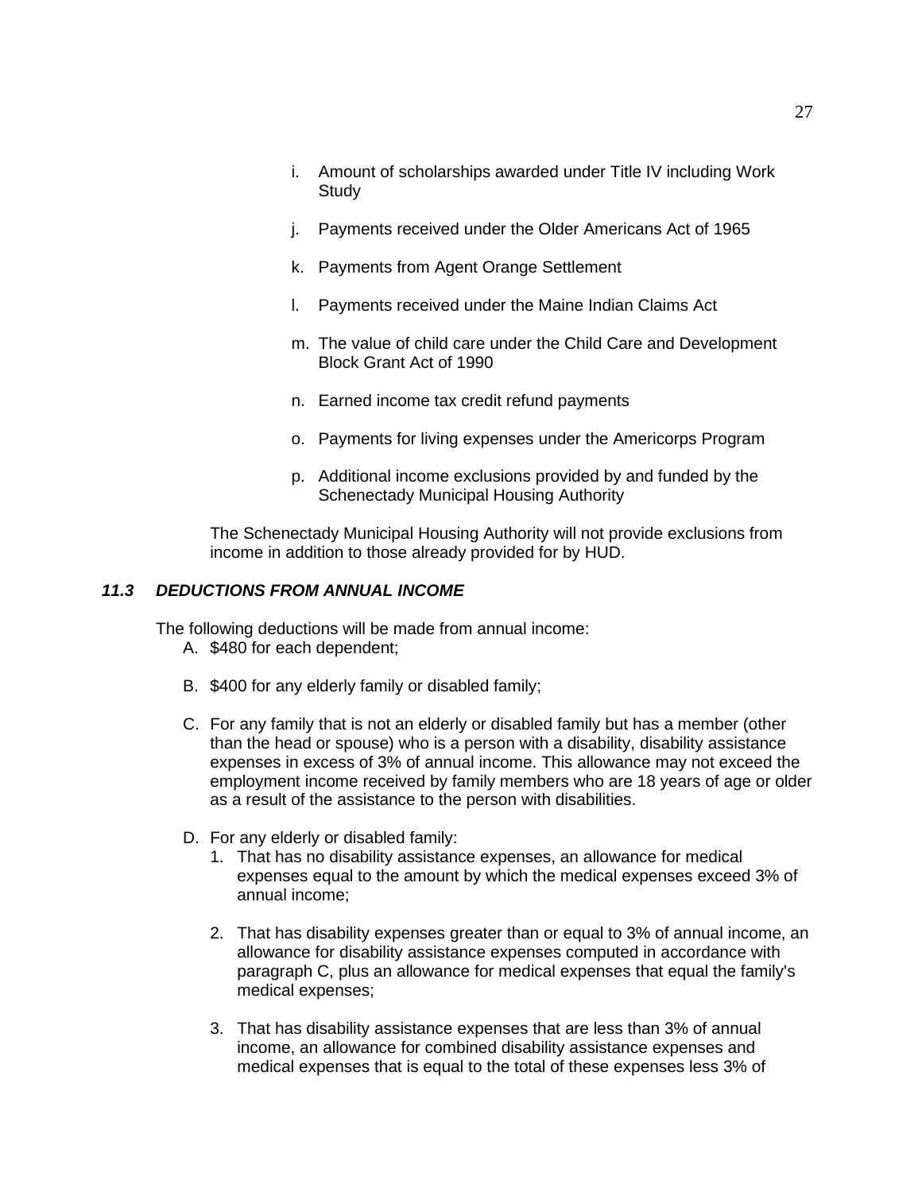i. Amount of scholarships awarded under Title IV including Work Study

j. Payments received under the Older Americans Act of 1965

k. Payments from Agent Orange Settlement

l. Payments received under the Maine Indian Claims Act

m. The value of child care under the Child Care and Development Block Grant Act of 1990

n. Earned income tax credit refund payments

o. Payments for living expenses under the Americorps Program

p. Additional income exclusions provided by and funded by the Schenectady Municipal Housing Authority

The Schenectady Municipal Housing Authority will not provide exclusions from income in addition to those already provided for by HUD.

### *11.3 DEDUCTIONS FROM ANNUAL INCOME*

The following deductions will be made from annual income:

A. $480 for each dependent;

B. $400 for any elderly family or disabled family;

C. For any family that is not an elderly or disabled family but has a member (other than the head or spouse) who is a person with a disability, disability assistance expenses in excess of 3% of annual income. This allowance may not exceed the employment income received by family members who are 18 years of age or older as a result of the assistance to the person with disabilities.

D. For any elderly or disabled family:
   1. That has no disability assistance expenses, an allowance for medical expenses equal to the amount by which the medical expenses exceed 3% of annual income;

   2. That has disability expenses greater than or equal to 3% of annual income, an allowance for disability assistance expenses computed in accordance with paragraph C, plus an allowance for medical expenses that equal the family's medical expenses;

   3. That has disability assistance expenses that are less than 3% of annual income, an allowance for combined disability assistance expenses and medical expenses that is equal to the total of these expenses less 3% of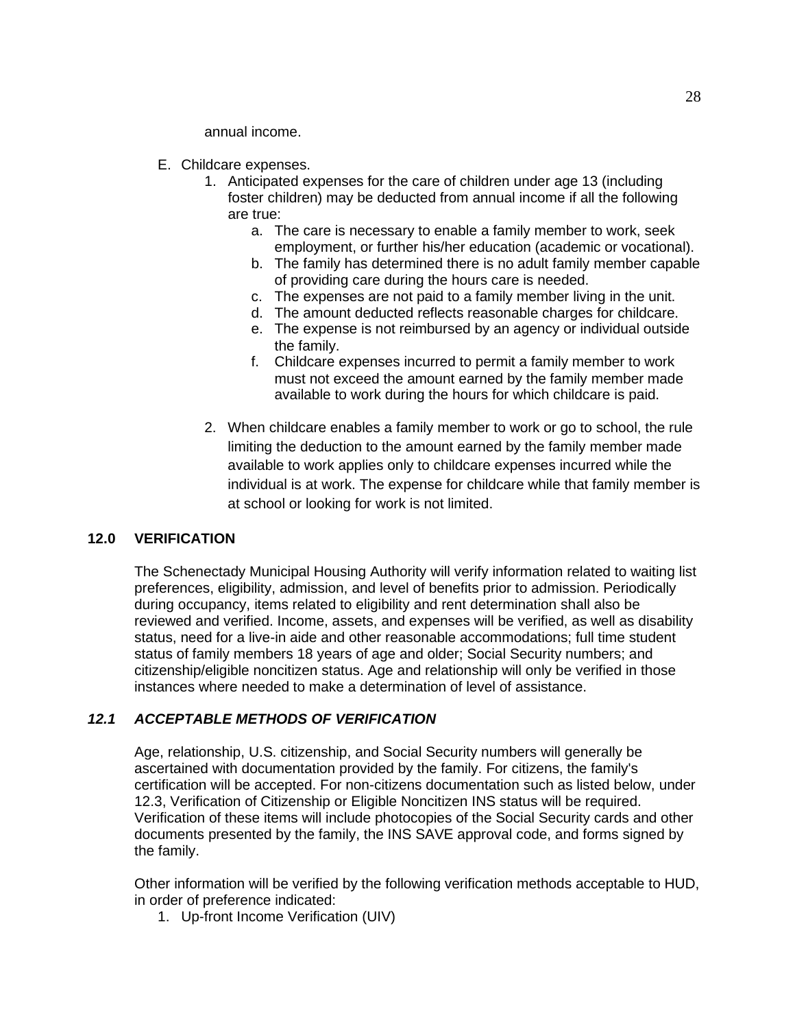annual income.

E. Childcare expenses.
   1. Anticipated expenses for the care of children under age 13 (including foster children) may be deducted from annual income if all the following are true:
      a. The care is necessary to enable a family member to work, seek employment, or further his/her education (academic or vocational).
      b. The family has determined there is no adult family member capable of providing care during the hours care is needed.
      c. The expenses are not paid to a family member living in the unit.
      d. The amount deducted reflects reasonable charges for childcare.
      e. The expense is not reimbursed by an agency or individual outside the family.
      f. Childcare expenses incurred to permit a family member to work must not exceed the amount earned by the family member made available to work during the hours for which childcare is paid.

   2. When childcare enables a family member to work or go to school, the rule limiting the deduction to the amount earned by the family member made available to work applies only to childcare expenses incurred while the individual is at work. The expense for childcare while that family member is at school or looking for work is not limited.

## 12.0 VERIFICATION

The Schenectady Municipal Housing Authority will verify information related to waiting list preferences, eligibility, admission, and level of benefits prior to admission. Periodically during occupancy, items related to eligibility and rent determination shall also be reviewed and verified. Income, assets, and expenses will be verified, as well as disability status, need for a live-in aide and other reasonable accommodations; full time student status of family members 18 years of age and older; Social Security numbers; and citizenship/eligible noncitizen status. Age and relationship will only be verified in those instances where needed to make a determination of level of assistance.

### *12.1 ACCEPTABLE METHODS OF VERIFICATION*

Age, relationship, U.S. citizenship, and Social Security numbers will generally be ascertained with documentation provided by the family. For citizens, the family's certification will be accepted. For non-citizens documentation such as listed below, under 12.3, Verification of Citizenship or Eligible Noncitizen INS status will be required. Verification of these items will include photocopies of the Social Security cards and other documents presented by the family, the INS SAVE approval code, and forms signed by the family.

Other information will be verified by the following verification methods acceptable to HUD, in order of preference indicated:

1. Up-front Income Verification (UIV)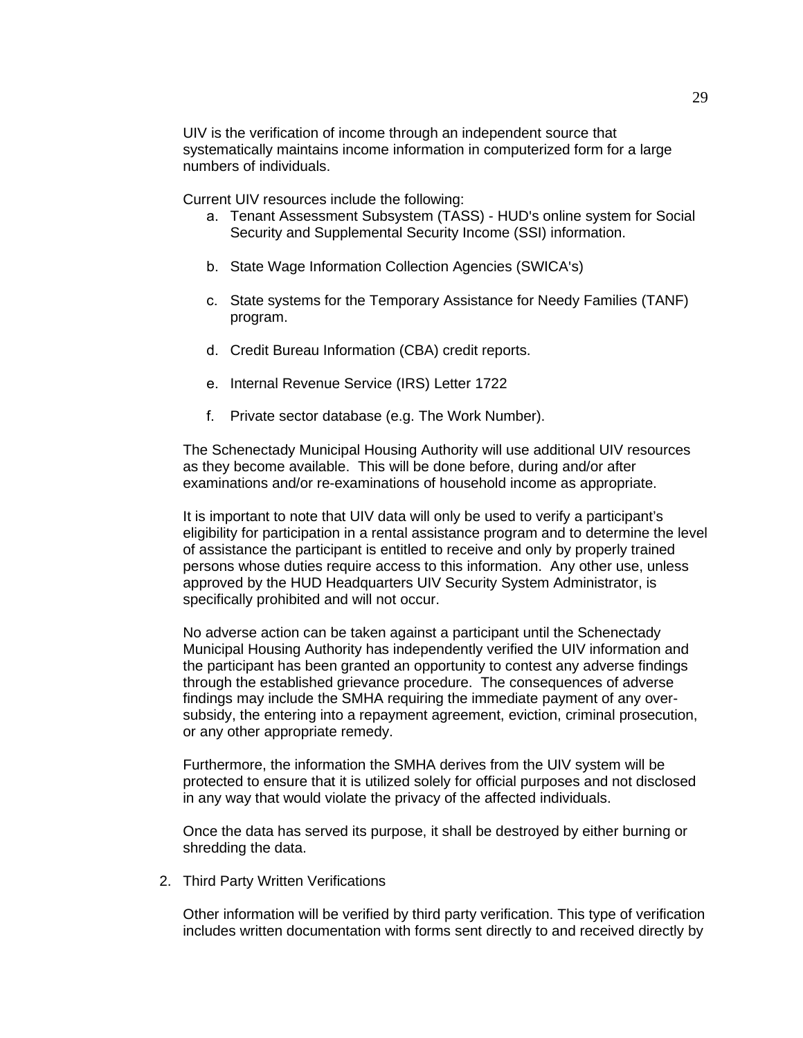UIV is the verification of income through an independent source that systematically maintains income information in computerized form for a large numbers of individuals.

Current UIV resources include the following:

a. Tenant Assessment Subsystem (TASS) - HUD's online system for Social Security and Supplemental Security Income (SSI) information.

b. State Wage Information Collection Agencies (SWICA's)

c. State systems for the Temporary Assistance for Needy Families (TANF) program.

d. Credit Bureau Information (CBA) credit reports.

e. Internal Revenue Service (IRS) Letter 1722

f. Private sector database (e.g. The Work Number).

The Schenectady Municipal Housing Authority will use additional UIV resources as they become available. This will be done before, during and/or after examinations and/or re-examinations of household income as appropriate.

It is important to note that UIV data will only be used to verify a participant's eligibility for participation in a rental assistance program and to determine the level of assistance the participant is entitled to receive and only by properly trained persons whose duties require access to this information. Any other use, unless approved by the HUD Headquarters UIV Security System Administrator, is specifically prohibited and will not occur.

No adverse action can be taken against a participant until the Schenectady Municipal Housing Authority has independently verified the UIV information and the participant has been granted an opportunity to contest any adverse findings through the established grievance procedure. The consequences of adverse findings may include the SMHA requiring the immediate payment of any over-subsidy, the entering into a repayment agreement, eviction, criminal prosecution, or any other appropriate remedy.

Furthermore, the information the SMHA derives from the UIV system will be protected to ensure that it is utilized solely for official purposes and not disclosed in any way that would violate the privacy of the affected individuals.

Once the data has served its purpose, it shall be destroyed by either burning or shredding the data.

2. Third Party Written Verifications

Other information will be verified by third party verification. This type of verification includes written documentation with forms sent directly to and received directly by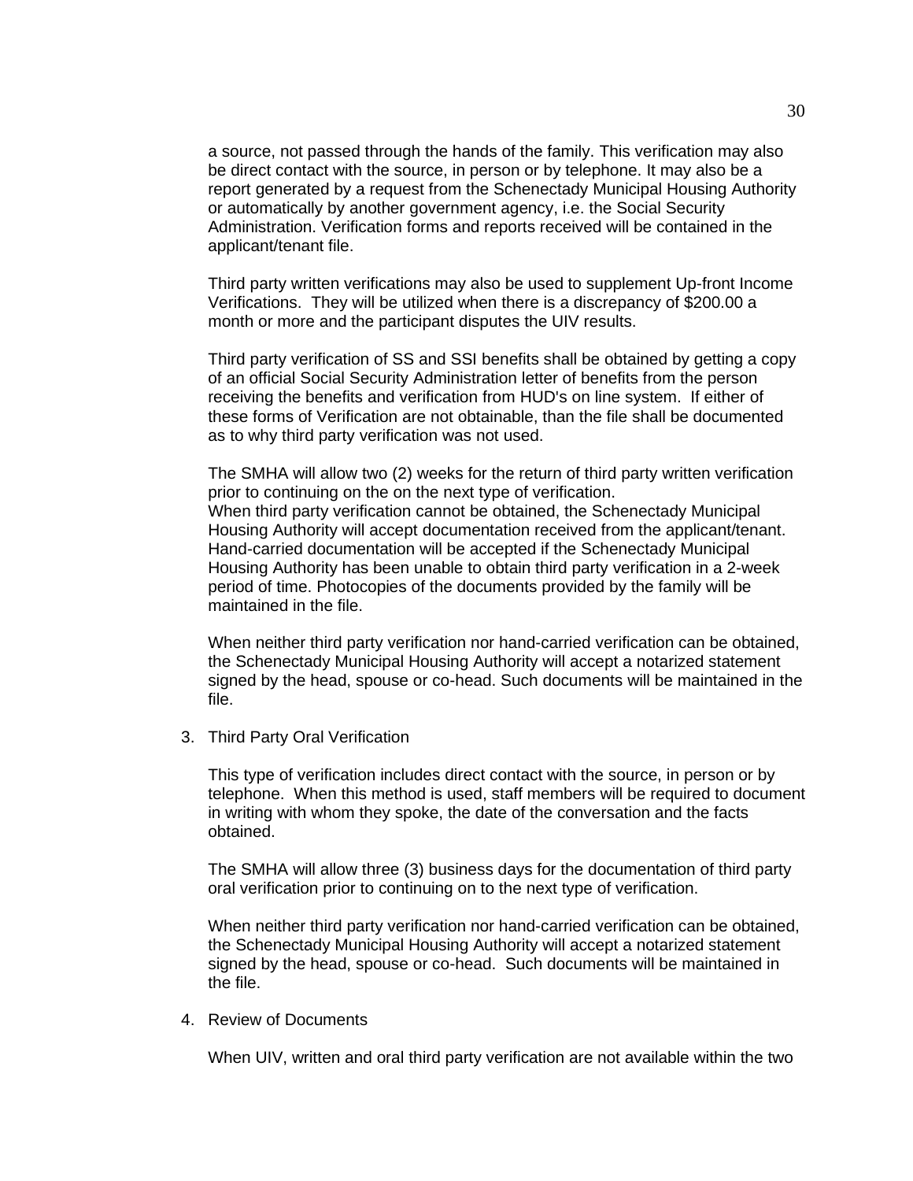a source, not passed through the hands of the family. This verification may also be direct contact with the source, in person or by telephone. It may also be a report generated by a request from the Schenectady Municipal Housing Authority or automatically by another government agency, i.e. the Social Security Administration. Verification forms and reports received will be contained in the applicant/tenant file.

Third party written verifications may also be used to supplement Up-front Income Verifications. They will be utilized when there is a discrepancy of $200.00 a month or more and the participant disputes the UIV results.

Third party verification of SS and SSI benefits shall be obtained by getting a copy of an official Social Security Administration letter of benefits from the person receiving the benefits and verification from HUD's on line system. If either of these forms of Verification are not obtainable, than the file shall be documented as to why third party verification was not used.

The SMHA will allow two (2) weeks for the return of third party written verification prior to continuing on the on the next type of verification.
When third party verification cannot be obtained, the Schenectady Municipal Housing Authority will accept documentation received from the applicant/tenant. Hand-carried documentation will be accepted if the Schenectady Municipal Housing Authority has been unable to obtain third party verification in a 2-week period of time. Photocopies of the documents provided by the family will be maintained in the file.

When neither third party verification nor hand-carried verification can be obtained, the Schenectady Municipal Housing Authority will accept a notarized statement signed by the head, spouse or co-head. Such documents will be maintained in the file.

3. Third Party Oral Verification

   This type of verification includes direct contact with the source, in person or by telephone. When this method is used, staff members will be required to document in writing with whom they spoke, the date of the conversation and the facts obtained.

   The SMHA will allow three (3) business days for the documentation of third party oral verification prior to continuing on to the next type of verification.

   When neither third party verification nor hand-carried verification can be obtained, the Schenectady Municipal Housing Authority will accept a notarized statement signed by the head, spouse or co-head. Such documents will be maintained in the file.

4. Review of Documents

   When UIV, written and oral third party verification are not available within the two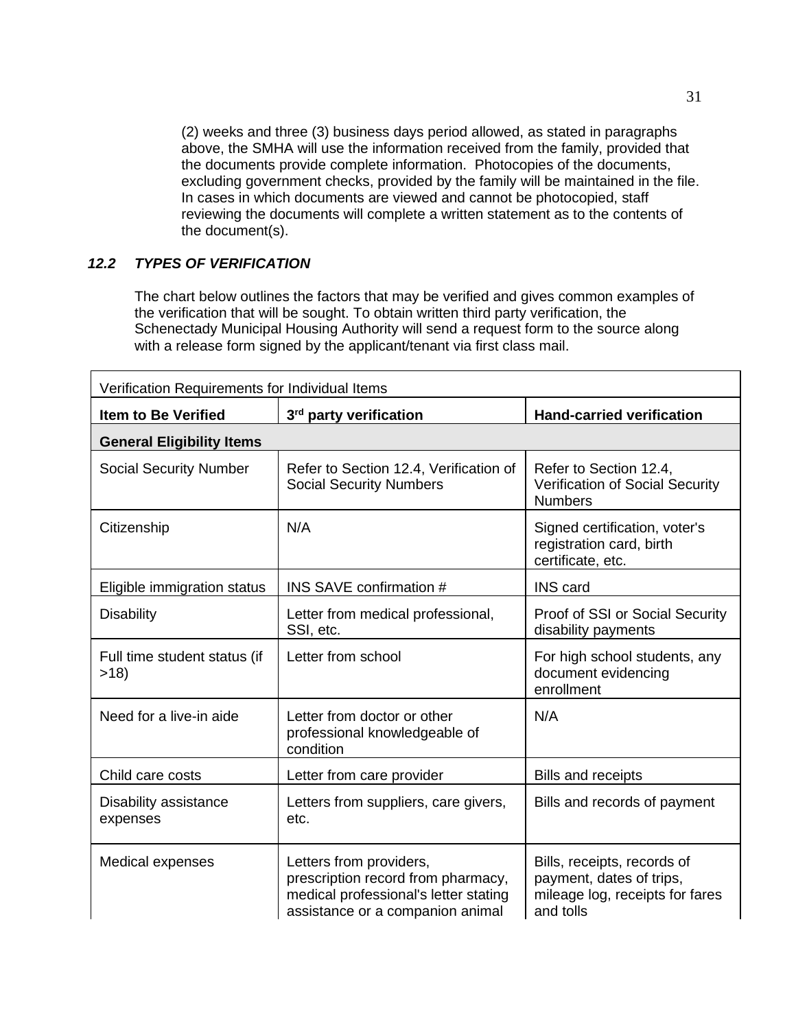(2) weeks and three (3) business days period allowed, as stated in paragraphs above, the SMHA will use the information received from the family, provided that the documents provide complete information. Photocopies of the documents, excluding government checks, provided by the family will be maintained in the file. In cases in which documents are viewed and cannot be photocopied, staff reviewing the documents will complete a written statement as to the contents of the document(s).

### *12.2 TYPES OF VERIFICATION*

The chart below outlines the factors that may be verified and gives common examples of the verification that will be sought. To obtain written third party verification, the Schenectady Municipal Housing Authority will send a request form to the source along with a release form signed by the applicant/tenant via first class mail.

| Verification Requirements for Individual Items | | |
|---|---|---|
| **Item to Be Verified** | **3rd party verification** | **Hand-carried verification** |
| **General Eligibility Items** | | |
| Social Security Number | Refer to Section 12.4, Verification of Social Security Numbers | Refer to Section 12.4, Verification of Social Security Numbers |
| Citizenship | N/A | Signed certification, voter's registration card, birth certificate, etc. |
| Eligible immigration status | INS SAVE confirmation # | INS card |
| Disability | Letter from medical professional, SSI, etc. | Proof of SSI or Social Security disability payments |
| Full time student status (if >18) | Letter from school | For high school students, any document evidencing enrollment |
| Need for a live-in aide | Letter from doctor or other professional knowledgeable of condition | N/A |
| Child care costs | Letter from care provider | Bills and receipts |
| Disability assistance expenses | Letters from suppliers, care givers, etc. | Bills and records of payment |
| Medical expenses | Letters from providers, prescription record from pharmacy, medical professional's letter stating assistance or a companion animal | Bills, receipts, records of payment, dates of trips, mileage log, receipts for fares and tolls |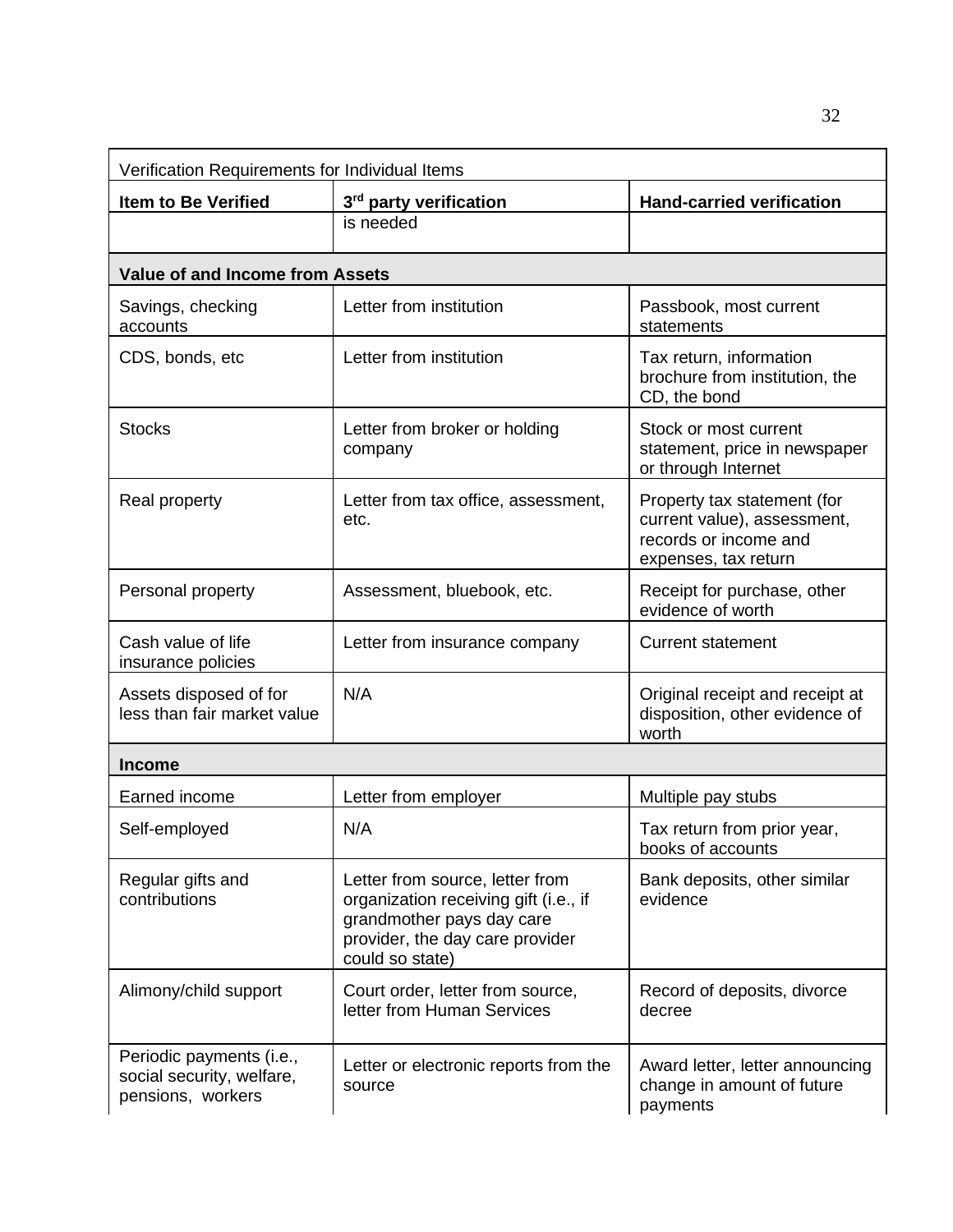| Verification Requirements for Individual Items | | |
|---|---|---|
| **Item to Be Verified** | **3rd party verification** | **Hand-carried verification** |
| | is needed | |
| **Value of and Income from Assets** | | |
| Savings, checking accounts | Letter from institution | Passbook, most current statements |
| CDS, bonds, etc | Letter from institution | Tax return, information brochure from institution, the CD, the bond |
| Stocks | Letter from broker or holding company | Stock or most current statement, price in newspaper or through Internet |
| Real property | Letter from tax office, assessment, etc. | Property tax statement (for current value), assessment, records or income and expenses, tax return |
| Personal property | Assessment, bluebook, etc. | Receipt for purchase, other evidence of worth |
| Cash value of life insurance policies | Letter from insurance company | Current statement |
| Assets disposed of for less than fair market value | N/A | Original receipt and receipt at disposition, other evidence of worth |
| **Income** | | |
| Earned income | Letter from employer | Multiple pay stubs |
| Self-employed | N/A | Tax return from prior year, books of accounts |
| Regular gifts and contributions | Letter from source, letter from organization receiving gift (i.e., if grandmother pays day care provider, the day care provider could so state) | Bank deposits, other similar evidence |
| Alimony/child support | Court order, letter from source, letter from Human Services | Record of deposits, divorce decree |
| Periodic payments (i.e., social security, welfare, pensions, workers | Letter or electronic reports from the source | Award letter, letter announcing change in amount of future payments |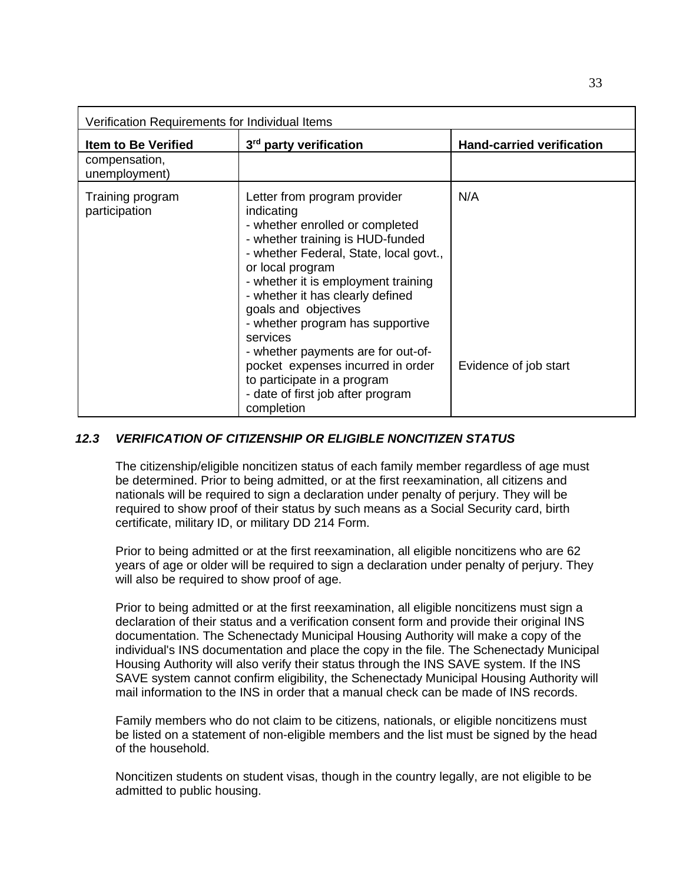| Verification Requirements for Individual Items | | |
|---|---|---|
| **Item to Be Verified** | **3rd party verification** | **Hand-carried verification** |
| compensation, unemployment) | | |
| Training program participation | Letter from program provider indicating<br>- whether enrolled or completed<br>- whether training is HUD-funded<br>- whether Federal, State, local govt., or local program<br>- whether it is employment training<br>- whether it has clearly defined goals and objectives<br>- whether program has supportive services<br>- whether payments are for out-of-pocket expenses incurred in order to participate in a program<br>- date of first job after program completion | N/A<br><br>Evidence of job start |

### *12.3 VERIFICATION OF CITIZENSHIP OR ELIGIBLE NONCITIZEN STATUS*

The citizenship/eligible noncitizen status of each family member regardless of age must be determined. Prior to being admitted, or at the first reexamination, all citizens and nationals will be required to sign a declaration under penalty of perjury. They will be required to show proof of their status by such means as a Social Security card, birth certificate, military ID, or military DD 214 Form.

Prior to being admitted or at the first reexamination, all eligible noncitizens who are 62 years of age or older will be required to sign a declaration under penalty of perjury. They will also be required to show proof of age.

Prior to being admitted or at the first reexamination, all eligible noncitizens must sign a declaration of their status and a verification consent form and provide their original INS documentation. The Schenectady Municipal Housing Authority will make a copy of the individual's INS documentation and place the copy in the file. The Schenectady Municipal Housing Authority will also verify their status through the INS SAVE system. If the INS SAVE system cannot confirm eligibility, the Schenectady Municipal Housing Authority will mail information to the INS in order that a manual check can be made of INS records.

Family members who do not claim to be citizens, nationals, or eligible noncitizens must be listed on a statement of non-eligible members and the list must be signed by the head of the household.

Noncitizen students on student visas, though in the country legally, are not eligible to be admitted to public housing.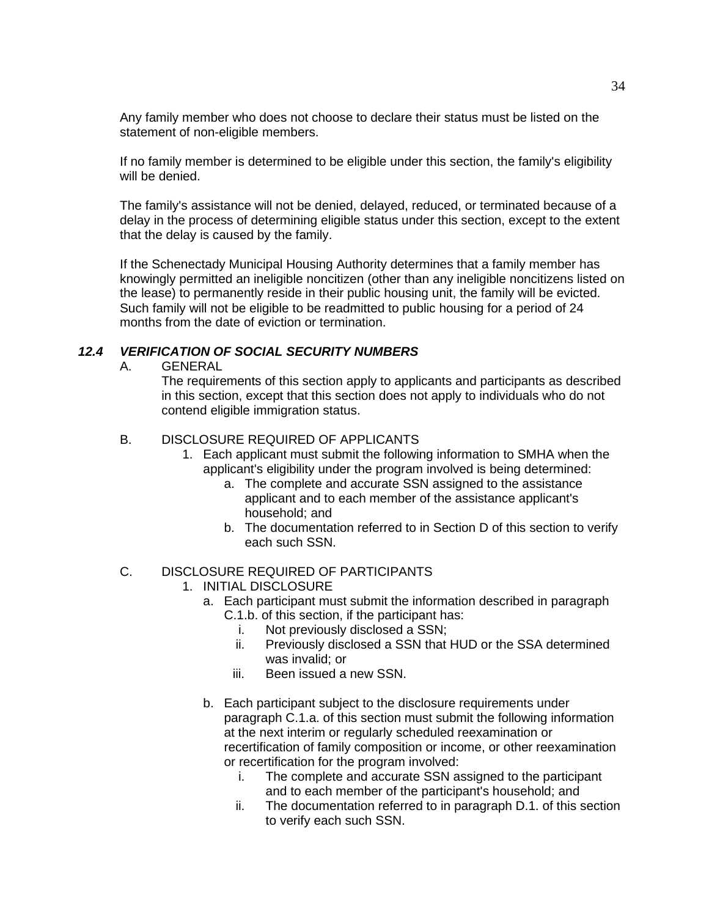Any family member who does not choose to declare their status must be listed on the statement of non-eligible members.

If no family member is determined to be eligible under this section, the family's eligibility will be denied.

The family's assistance will not be denied, delayed, reduced, or terminated because of a delay in the process of determining eligible status under this section, except to the extent that the delay is caused by the family.

If the Schenectady Municipal Housing Authority determines that a family member has knowingly permitted an ineligible noncitizen (other than any ineligible noncitizens listed on the lease) to permanently reside in their public housing unit, the family will be evicted. Such family will not be eligible to be readmitted to public housing for a period of 24 months from the date of eviction or termination.

### *12.4 VERIFICATION OF SOCIAL SECURITY NUMBERS*

A. GENERAL

The requirements of this section apply to applicants and participants as described in this section, except that this section does not apply to individuals who do not contend eligible immigration status.

B. DISCLOSURE REQUIRED OF APPLICANTS

1. Each applicant must submit the following information to SMHA when the applicant's eligibility under the program involved is being determined:
   a. The complete and accurate SSN assigned to the assistance applicant and to each member of the assistance applicant's household; and
   b. The documentation referred to in Section D of this section to verify each such SSN.

C. DISCLOSURE REQUIRED OF PARTICIPANTS

1. INITIAL DISCLOSURE
   a. Each participant must submit the information described in paragraph C.1.b. of this section, if the participant has:
      i. Not previously disclosed a SSN;
      ii. Previously disclosed a SSN that HUD or the SSA determined was invalid; or
      iii. Been issued a new SSN.

   b. Each participant subject to the disclosure requirements under paragraph C.1.a. of this section must submit the following information at the next interim or regularly scheduled reexamination or recertification of family composition or income, or other reexamination or recertification for the program involved:
      i. The complete and accurate SSN assigned to the participant and to each member of the participant's household; and
      ii. The documentation referred to in paragraph D.1. of this section to verify each such SSN.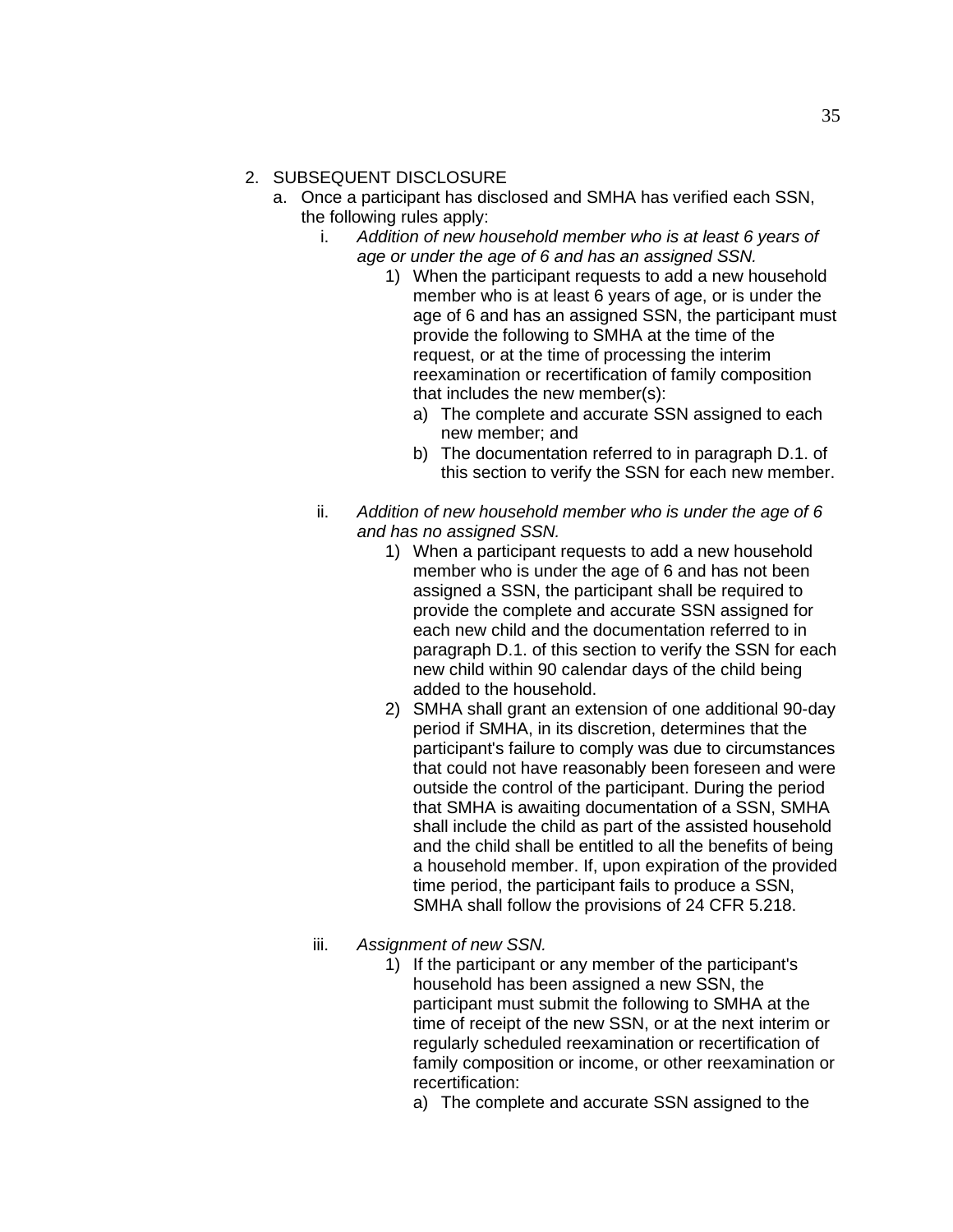2. SUBSEQUENT DISCLOSURE
   a. Once a participant has disclosed and SMHA has verified each SSN, the following rules apply:
      i. *Addition of new household member who is at least 6 years of age or under the age of 6 and has an assigned SSN.*
         1) When the participant requests to add a new household member who is at least 6 years of age, or is under the age of 6 and has an assigned SSN, the participant must provide the following to SMHA at the time of the request, or at the time of processing the interim reexamination or recertification of family composition that includes the new member(s):
            a) The complete and accurate SSN assigned to each new member; and
            b) The documentation referred to in paragraph D.1. of this section to verify the SSN for each new member.

      ii. *Addition of new household member who is under the age of 6 and has no assigned SSN.*
         1) When a participant requests to add a new household member who is under the age of 6 and has not been assigned a SSN, the participant shall be required to provide the complete and accurate SSN assigned for each new child and the documentation referred to in paragraph D.1. of this section to verify the SSN for each new child within 90 calendar days of the child being added to the household.
         2) SMHA shall grant an extension of one additional 90-day period if SMHA, in its discretion, determines that the participant's failure to comply was due to circumstances that could not have reasonably been foreseen and were outside the control of the participant. During the period that SMHA is awaiting documentation of a SSN, SMHA shall include the child as part of the assisted household and the child shall be entitled to all the benefits of being a household member. If, upon expiration of the provided time period, the participant fails to produce a SSN, SMHA shall follow the provisions of 24 CFR 5.218.

      iii. *Assignment of new SSN.*
         1) If the participant or any member of the participant's household has been assigned a new SSN, the participant must submit the following to SMHA at the time of receipt of the new SSN, or at the next interim or regularly scheduled reexamination or recertification of family composition or income, or other reexamination or recertification:
            a) The complete and accurate SSN assigned to the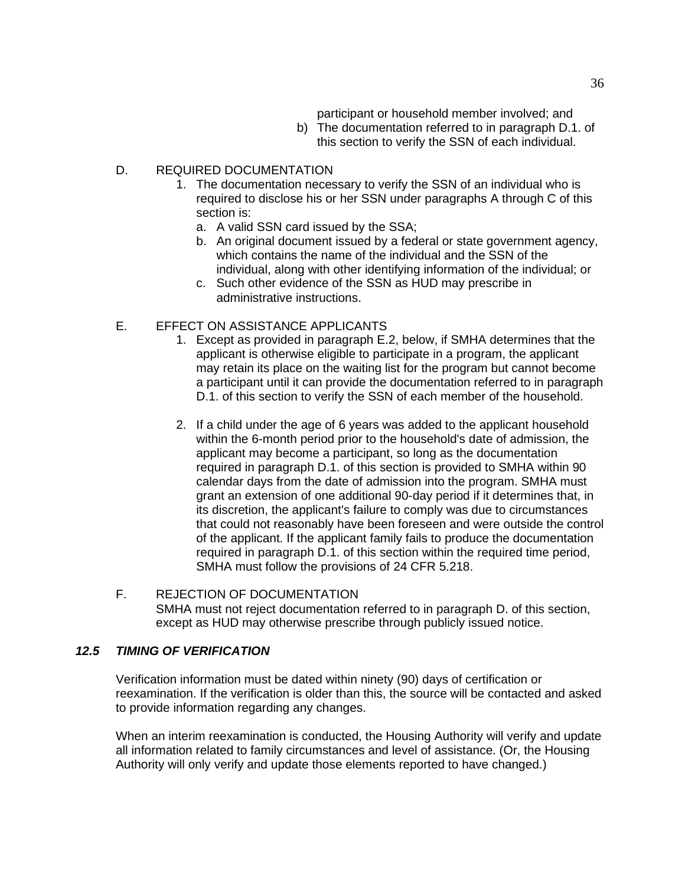participant or household member involved; and

b) The documentation referred to in paragraph D.1. of this section to verify the SSN of each individual.

D. REQUIRED DOCUMENTATION

1. The documentation necessary to verify the SSN of an individual who is required to disclose his or her SSN under paragraphs A through C of this section is:
   a. A valid SSN card issued by the SSA;
   b. An original document issued by a federal or state government agency, which contains the name of the individual and the SSN of the individual, along with other identifying information of the individual; or
   c. Such other evidence of the SSN as HUD may prescribe in administrative instructions.

E. EFFECT ON ASSISTANCE APPLICANTS

1. Except as provided in paragraph E.2, below, if SMHA determines that the applicant is otherwise eligible to participate in a program, the applicant may retain its place on the waiting list for the program but cannot become a participant until it can provide the documentation referred to in paragraph D.1. of this section to verify the SSN of each member of the household.

2. If a child under the age of 6 years was added to the applicant household within the 6-month period prior to the household's date of admission, the applicant may become a participant, so long as the documentation required in paragraph D.1. of this section is provided to SMHA within 90 calendar days from the date of admission into the program. SMHA must grant an extension of one additional 90-day period if it determines that, in its discretion, the applicant's failure to comply was due to circumstances that could not reasonably have been foreseen and were outside the control of the applicant. If the applicant family fails to produce the documentation required in paragraph D.1. of this section within the required time period, SMHA must follow the provisions of 24 CFR 5.218.

F. REJECTION OF DOCUMENTATION

SMHA must not reject documentation referred to in paragraph D. of this section, except as HUD may otherwise prescribe through publicly issued notice.

### *12.5 TIMING OF VERIFICATION*

Verification information must be dated within ninety (90) days of certification or reexamination. If the verification is older than this, the source will be contacted and asked to provide information regarding any changes.

When an interim reexamination is conducted, the Housing Authority will verify and update all information related to family circumstances and level of assistance. (Or, the Housing Authority will only verify and update those elements reported to have changed.)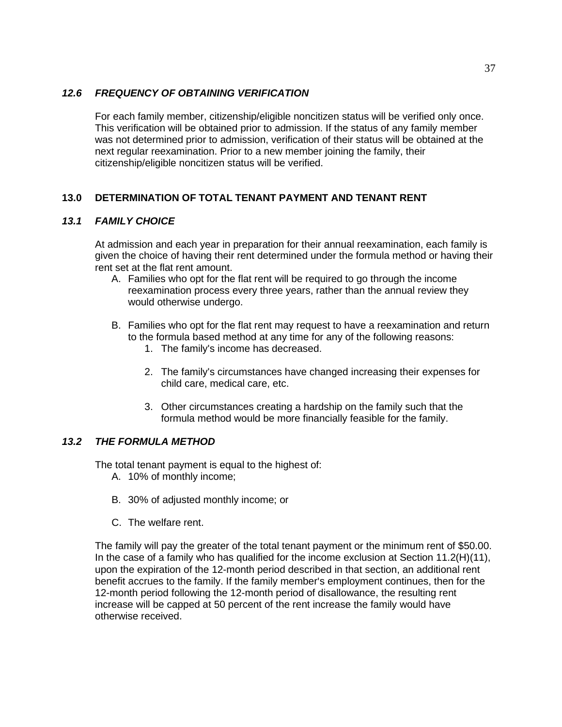### *12.6 FREQUENCY OF OBTAINING VERIFICATION*

For each family member, citizenship/eligible noncitizen status will be verified only once. This verification will be obtained prior to admission. If the status of any family member was not determined prior to admission, verification of their status will be obtained at the next regular reexamination. Prior to a new member joining the family, their citizenship/eligible noncitizen status will be verified.

## 13.0 DETERMINATION OF TOTAL TENANT PAYMENT AND TENANT RENT

### *13.1 FAMILY CHOICE*

At admission and each year in preparation for their annual reexamination, each family is given the choice of having their rent determined under the formula method or having their rent set at the flat rent amount.

A. Families who opt for the flat rent will be required to go through the income reexamination process every three years, rather than the annual review they would otherwise undergo.

B. Families who opt for the flat rent may request to have a reexamination and return to the formula based method at any time for any of the following reasons:

   1. The family's income has decreased.

   2. The family's circumstances have changed increasing their expenses for child care, medical care, etc.

   3. Other circumstances creating a hardship on the family such that the formula method would be more financially feasible for the family.

### *13.2 THE FORMULA METHOD*

The total tenant payment is equal to the highest of:

A. 10% of monthly income;

B. 30% of adjusted monthly income; or

C. The welfare rent.

The family will pay the greater of the total tenant payment or the minimum rent of $50.00. In the case of a family who has qualified for the income exclusion at Section 11.2(H)(11), upon the expiration of the 12-month period described in that section, an additional rent benefit accrues to the family. If the family member's employment continues, then for the 12-month period following the 12-month period of disallowance, the resulting rent increase will be capped at 50 percent of the rent increase the family would have otherwise received.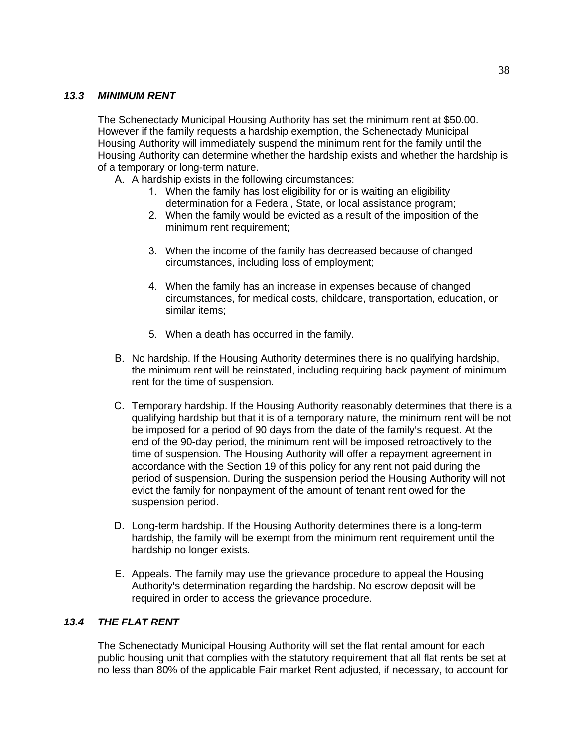### *13.3 MINIMUM RENT*

The Schenectady Municipal Housing Authority has set the minimum rent at $50.00. However if the family requests a hardship exemption, the Schenectady Municipal Housing Authority will immediately suspend the minimum rent for the family until the Housing Authority can determine whether the hardship exists and whether the hardship is of a temporary or long-term nature.

A. A hardship exists in the following circumstances:
   1. When the family has lost eligibility for or is waiting an eligibility determination for a Federal, State, or local assistance program;
   2. When the family would be evicted as a result of the imposition of the minimum rent requirement;
   3. When the income of the family has decreased because of changed circumstances, including loss of employment;
   4. When the family has an increase in expenses because of changed circumstances, for medical costs, childcare, transportation, education, or similar items;
   5. When a death has occurred in the family.

B. No hardship. If the Housing Authority determines there is no qualifying hardship, the minimum rent will be reinstated, including requiring back payment of minimum rent for the time of suspension.

C. Temporary hardship. If the Housing Authority reasonably determines that there is a qualifying hardship but that it is of a temporary nature, the minimum rent will be not be imposed for a period of 90 days from the date of the family's request. At the end of the 90-day period, the minimum rent will be imposed retroactively to the time of suspension. The Housing Authority will offer a repayment agreement in accordance with the Section 19 of this policy for any rent not paid during the period of suspension. During the suspension period the Housing Authority will not evict the family for nonpayment of the amount of tenant rent owed for the suspension period.

D. Long-term hardship. If the Housing Authority determines there is a long-term hardship, the family will be exempt from the minimum rent requirement until the hardship no longer exists.

E. Appeals. The family may use the grievance procedure to appeal the Housing Authority's determination regarding the hardship. No escrow deposit will be required in order to access the grievance procedure.

### *13.4 THE FLAT RENT*

The Schenectady Municipal Housing Authority will set the flat rental amount for each public housing unit that complies with the statutory requirement that all flat rents be set at no less than 80% of the applicable Fair market Rent adjusted, if necessary, to account for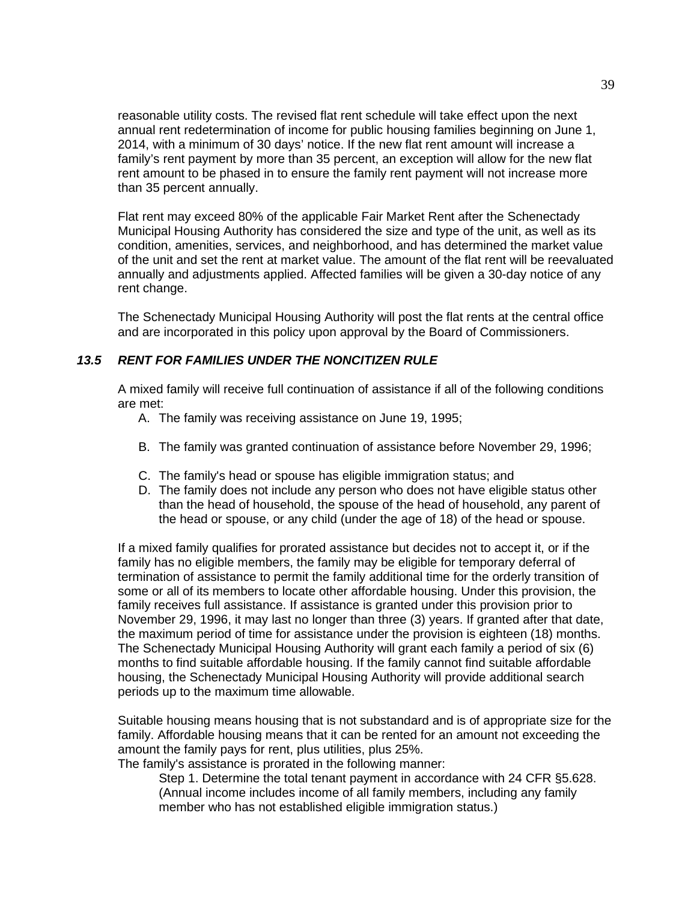reasonable utility costs. The revised flat rent schedule will take effect upon the next annual rent redetermination of income for public housing families beginning on June 1, 2014, with a minimum of 30 days' notice. If the new flat rent amount will increase a family's rent payment by more than 35 percent, an exception will allow for the new flat rent amount to be phased in to ensure the family rent payment will not increase more than 35 percent annually.

Flat rent may exceed 80% of the applicable Fair Market Rent after the Schenectady Municipal Housing Authority has considered the size and type of the unit, as well as its condition, amenities, services, and neighborhood, and has determined the market value of the unit and set the rent at market value. The amount of the flat rent will be reevaluated annually and adjustments applied. Affected families will be given a 30-day notice of any rent change.

The Schenectady Municipal Housing Authority will post the flat rents at the central office and are incorporated in this policy upon approval by the Board of Commissioners.

### *13.5 RENT FOR FAMILIES UNDER THE NONCITIZEN RULE*

A mixed family will receive full continuation of assistance if all of the following conditions are met:

A. The family was receiving assistance on June 19, 1995;

B. The family was granted continuation of assistance before November 29, 1996;

C. The family's head or spouse has eligible immigration status; and

D. The family does not include any person who does not have eligible status other than the head of household, the spouse of the head of household, any parent of the head or spouse, or any child (under the age of 18) of the head or spouse.

If a mixed family qualifies for prorated assistance but decides not to accept it, or if the family has no eligible members, the family may be eligible for temporary deferral of termination of assistance to permit the family additional time for the orderly transition of some or all of its members to locate other affordable housing. Under this provision, the family receives full assistance. If assistance is granted under this provision prior to November 29, 1996, it may last no longer than three (3) years. If granted after that date, the maximum period of time for assistance under the provision is eighteen (18) months. The Schenectady Municipal Housing Authority will grant each family a period of six (6) months to find suitable affordable housing. If the family cannot find suitable affordable housing, the Schenectady Municipal Housing Authority will provide additional search periods up to the maximum time allowable.

Suitable housing means housing that is not substandard and is of appropriate size for the family. Affordable housing means that it can be rented for an amount not exceeding the amount the family pays for rent, plus utilities, plus 25%.

The family's assistance is prorated in the following manner:

Step 1. Determine the total tenant payment in accordance with 24 CFR §5.628. (Annual income includes income of all family members, including any family member who has not established eligible immigration status.)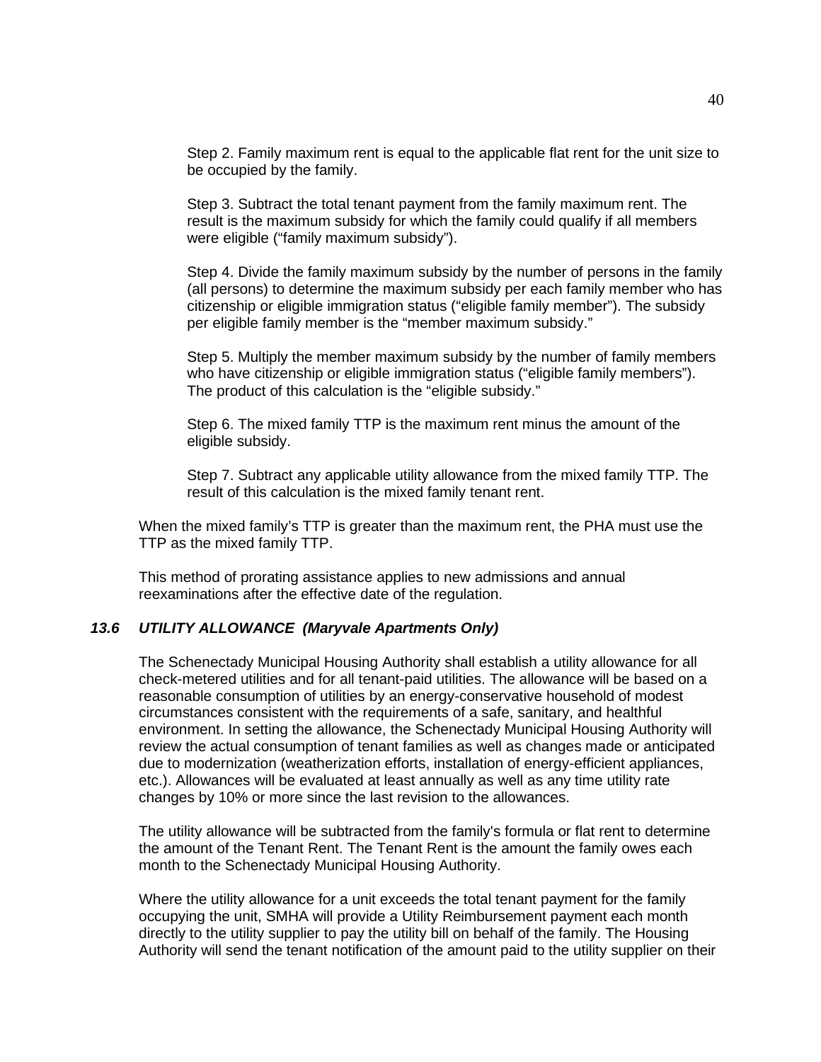Step 2. Family maximum rent is equal to the applicable flat rent for the unit size to be occupied by the family.

Step 3. Subtract the total tenant payment from the family maximum rent. The result is the maximum subsidy for which the family could qualify if all members were eligible ("family maximum subsidy").

Step 4. Divide the family maximum subsidy by the number of persons in the family (all persons) to determine the maximum subsidy per each family member who has citizenship or eligible immigration status ("eligible family member"). The subsidy per eligible family member is the "member maximum subsidy."

Step 5. Multiply the member maximum subsidy by the number of family members who have citizenship or eligible immigration status ("eligible family members"). The product of this calculation is the "eligible subsidy."

Step 6. The mixed family TTP is the maximum rent minus the amount of the eligible subsidy.

Step 7. Subtract any applicable utility allowance from the mixed family TTP. The result of this calculation is the mixed family tenant rent.

When the mixed family's TTP is greater than the maximum rent, the PHA must use the TTP as the mixed family TTP.

This method of prorating assistance applies to new admissions and annual reexaminations after the effective date of the regulation.

### *13.6 UTILITY ALLOWANCE (Maryvale Apartments Only)*

The Schenectady Municipal Housing Authority shall establish a utility allowance for all check-metered utilities and for all tenant-paid utilities. The allowance will be based on a reasonable consumption of utilities by an energy-conservative household of modest circumstances consistent with the requirements of a safe, sanitary, and healthful environment. In setting the allowance, the Schenectady Municipal Housing Authority will review the actual consumption of tenant families as well as changes made or anticipated due to modernization (weatherization efforts, installation of energy-efficient appliances, etc.). Allowances will be evaluated at least annually as well as any time utility rate changes by 10% or more since the last revision to the allowances.

The utility allowance will be subtracted from the family's formula or flat rent to determine the amount of the Tenant Rent. The Tenant Rent is the amount the family owes each month to the Schenectady Municipal Housing Authority.

Where the utility allowance for a unit exceeds the total tenant payment for the family occupying the unit, SMHA will provide a Utility Reimbursement payment each month directly to the utility supplier to pay the utility bill on behalf of the family. The Housing Authority will send the tenant notification of the amount paid to the utility supplier on their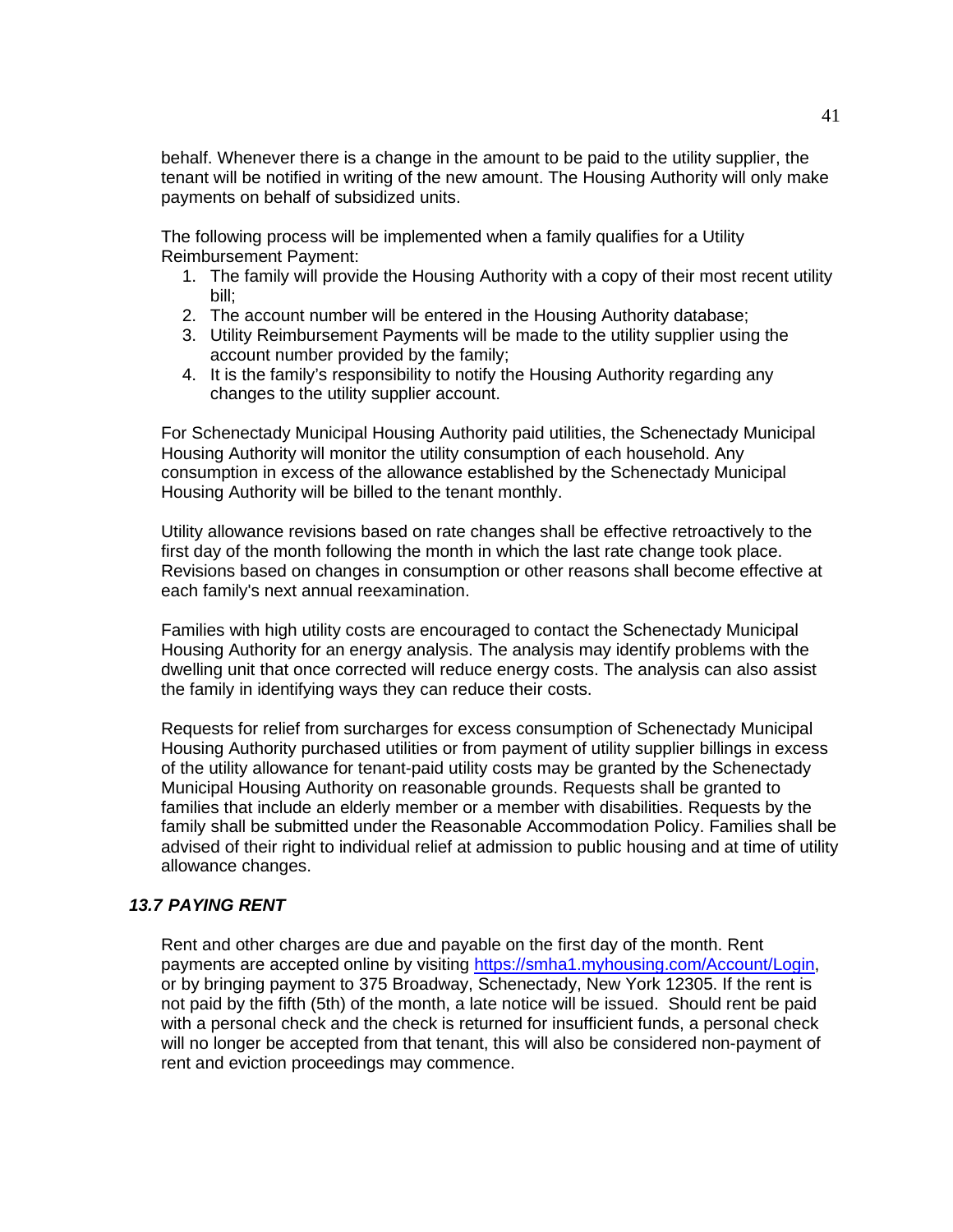behalf. Whenever there is a change in the amount to be paid to the utility supplier, the tenant will be notified in writing of the new amount. The Housing Authority will only make payments on behalf of subsidized units.

The following process will be implemented when a family qualifies for a Utility Reimbursement Payment:

1. The family will provide the Housing Authority with a copy of their most recent utility bill;
2. The account number will be entered in the Housing Authority database;
3. Utility Reimbursement Payments will be made to the utility supplier using the account number provided by the family;
4. It is the family's responsibility to notify the Housing Authority regarding any changes to the utility supplier account.

For Schenectady Municipal Housing Authority paid utilities, the Schenectady Municipal Housing Authority will monitor the utility consumption of each household. Any consumption in excess of the allowance established by the Schenectady Municipal Housing Authority will be billed to the tenant monthly.

Utility allowance revisions based on rate changes shall be effective retroactively to the first day of the month following the month in which the last rate change took place. Revisions based on changes in consumption or other reasons shall become effective at each family's next annual reexamination.

Families with high utility costs are encouraged to contact the Schenectady Municipal Housing Authority for an energy analysis. The analysis may identify problems with the dwelling unit that once corrected will reduce energy costs. The analysis can also assist the family in identifying ways they can reduce their costs.

Requests for relief from surcharges for excess consumption of Schenectady Municipal Housing Authority purchased utilities or from payment of utility supplier billings in excess of the utility allowance for tenant-paid utility costs may be granted by the Schenectady Municipal Housing Authority on reasonable grounds. Requests shall be granted to families that include an elderly member or a member with disabilities. Requests by the family shall be submitted under the Reasonable Accommodation Policy. Families shall be advised of their right to individual relief at admission to public housing and at time of utility allowance changes.

### *13.7 PAYING RENT*

Rent and other charges are due and payable on the first day of the month. Rent payments are accepted online by visiting https://smha1.myhousing.com/Account/Login, or by bringing payment to 375 Broadway, Schenectady, New York 12305. If the rent is not paid by the fifth (5th) of the month, a late notice will be issued. Should rent be paid with a personal check and the check is returned for insufficient funds, a personal check will no longer be accepted from that tenant, this will also be considered non-payment of rent and eviction proceedings may commence.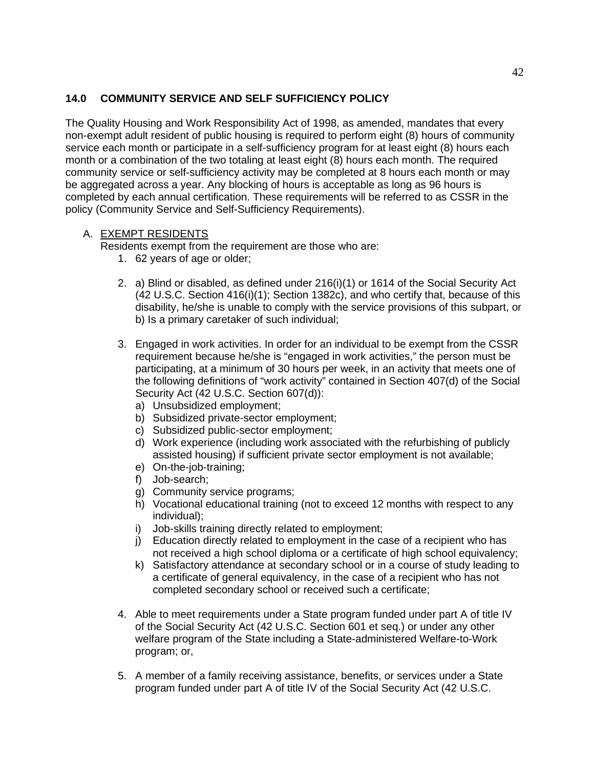## 14.0 COMMUNITY SERVICE AND SELF SUFFICIENCY POLICY

The Quality Housing and Work Responsibility Act of 1998, as amended, mandates that every non-exempt adult resident of public housing is required to perform eight (8) hours of community service each month or participate in a self-sufficiency program for at least eight (8) hours each month or a combination of the two totaling at least eight (8) hours each month. The required community service or self-sufficiency activity may be completed at 8 hours each month or may be aggregated across a year. Any blocking of hours is acceptable as long as 96 hours is completed by each annual certification. These requirements will be referred to as CSSR in the policy (Community Service and Self-Sufficiency Requirements).

A. EXEMPT RESIDENTS

Residents exempt from the requirement are those who are:

1. 62 years of age or older;

2. a) Blind or disabled, as defined under 216(i)(1) or 1614 of the Social Security Act (42 U.S.C. Section 416(i)(1); Section 1382c), and who certify that, because of this disability, he/she is unable to comply with the service provisions of this subpart, or
   b) Is a primary caretaker of such individual;

3. Engaged in work activities. In order for an individual to be exempt from the CSSR requirement because he/she is "engaged in work activities," the person must be participating, at a minimum of 30 hours per week, in an activity that meets one of the following definitions of "work activity" contained in Section 407(d) of the Social Security Act (42 U.S.C. Section 607(d)):
   a) Unsubsidized employment;
   b) Subsidized private-sector employment;
   c) Subsidized public-sector employment;
   d) Work experience (including work associated with the refurbishing of publicly assisted housing) if sufficient private sector employment is not available;
   e) On-the-job-training;
   f) Job-search;
   g) Community service programs;
   h) Vocational educational training (not to exceed 12 months with respect to any individual);
   i) Job-skills training directly related to employment;
   j) Education directly related to employment in the case of a recipient who has not received a high school diploma or a certificate of high school equivalency;
   k) Satisfactory attendance at secondary school or in a course of study leading to a certificate of general equivalency, in the case of a recipient who has not completed secondary school or received such a certificate;

4. Able to meet requirements under a State program funded under part A of title IV of the Social Security Act (42 U.S.C. Section 601 et seq.) or under any other welfare program of the State including a State-administered Welfare-to-Work program; or,

5. A member of a family receiving assistance, benefits, or services under a State program funded under part A of title IV of the Social Security Act (42 U.S.C.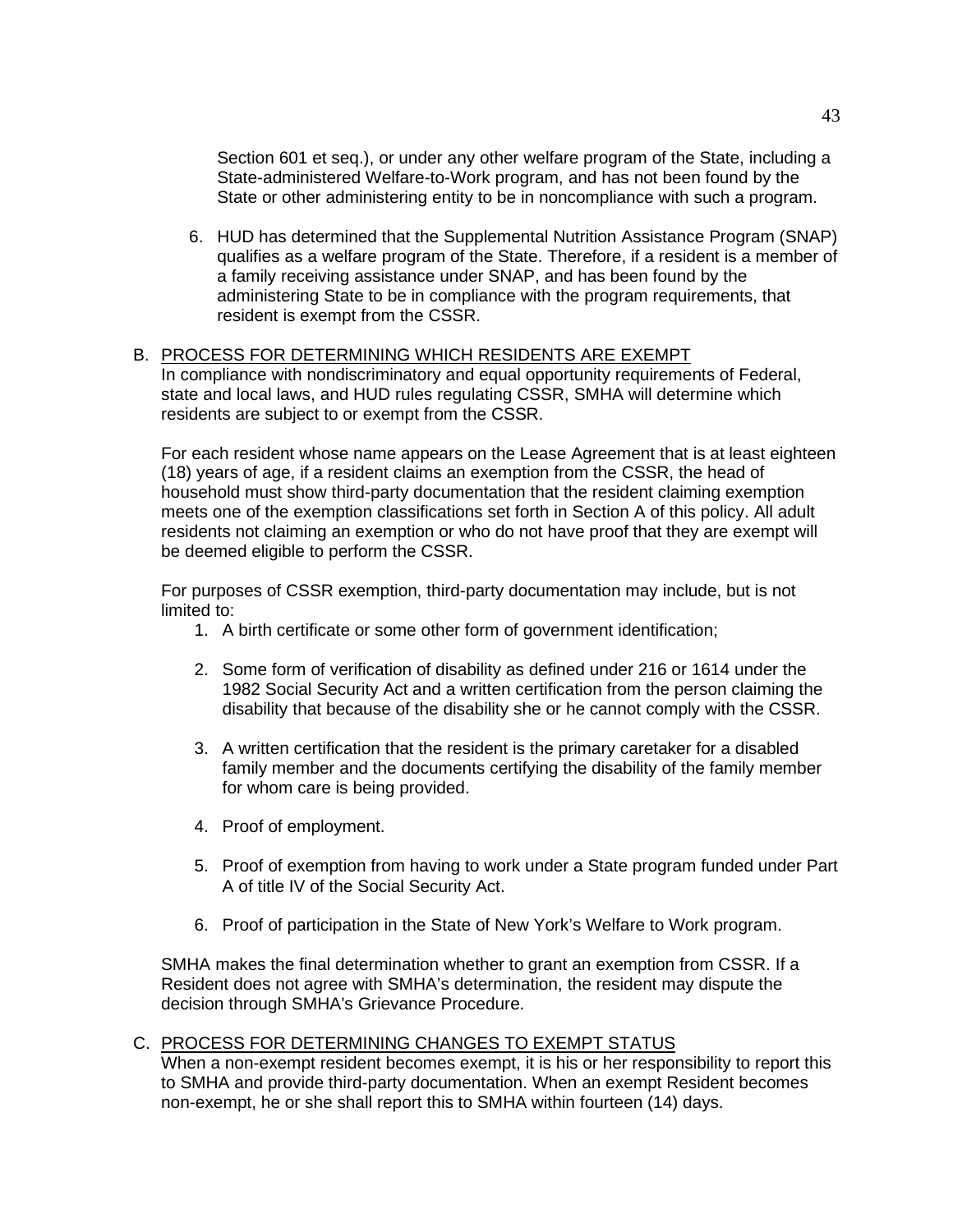Section 601 et seq.), or under any other welfare program of the State, including a State-administered Welfare-to-Work program, and has not been found by the State or other administering entity to be in noncompliance with such a program.

6. HUD has determined that the Supplemental Nutrition Assistance Program (SNAP) qualifies as a welfare program of the State. Therefore, if a resident is a member of a family receiving assistance under SNAP, and has been found by the administering State to be in compliance with the program requirements, that resident is exempt from the CSSR.

B. PROCESS FOR DETERMINING WHICH RESIDENTS ARE EXEMPT

In compliance with nondiscriminatory and equal opportunity requirements of Federal, state and local laws, and HUD rules regulating CSSR, SMHA will determine which residents are subject to or exempt from the CSSR.

For each resident whose name appears on the Lease Agreement that is at least eighteen (18) years of age, if a resident claims an exemption from the CSSR, the head of household must show third-party documentation that the resident claiming exemption meets one of the exemption classifications set forth in Section A of this policy. All adult residents not claiming an exemption or who do not have proof that they are exempt will be deemed eligible to perform the CSSR.

For purposes of CSSR exemption, third-party documentation may include, but is not limited to:

1. A birth certificate or some other form of government identification;

2. Some form of verification of disability as defined under 216 or 1614 under the 1982 Social Security Act and a written certification from the person claiming the disability that because of the disability she or he cannot comply with the CSSR.

3. A written certification that the resident is the primary caretaker for a disabled family member and the documents certifying the disability of the family member for whom care is being provided.

4. Proof of employment.

5. Proof of exemption from having to work under a State program funded under Part A of title IV of the Social Security Act.

6. Proof of participation in the State of New York's Welfare to Work program.

SMHA makes the final determination whether to grant an exemption from CSSR. If a Resident does not agree with SMHA's determination, the resident may dispute the decision through SMHA's Grievance Procedure.

C. PROCESS FOR DETERMINING CHANGES TO EXEMPT STATUS

When a non-exempt resident becomes exempt, it is his or her responsibility to report this to SMHA and provide third-party documentation. When an exempt Resident becomes non-exempt, he or she shall report this to SMHA within fourteen (14) days.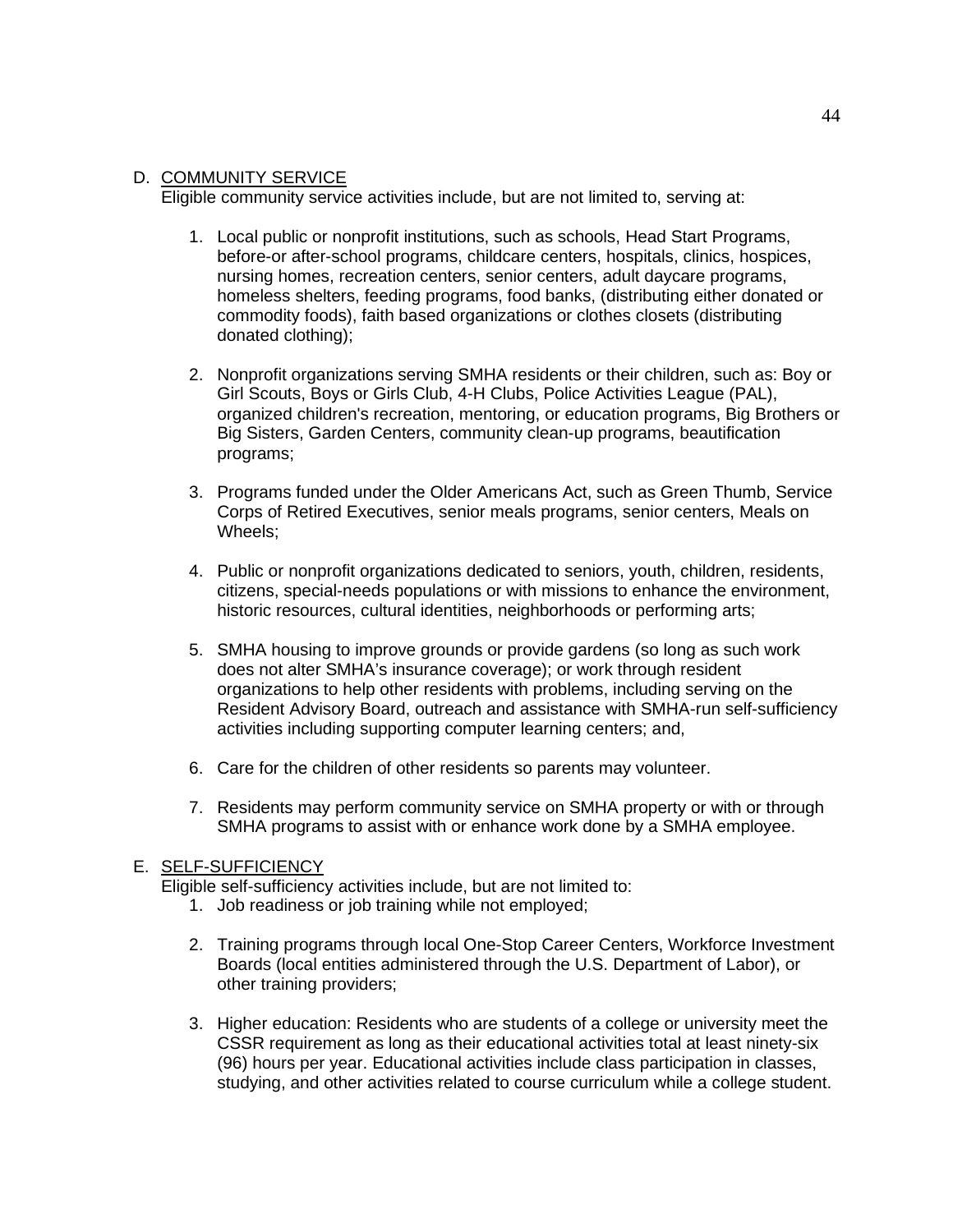D. <u>COMMUNITY SERVICE</u>

Eligible community service activities include, but are not limited to, serving at:

1. Local public or nonprofit institutions, such as schools, Head Start Programs, before-or after-school programs, childcare centers, hospitals, clinics, hospices, nursing homes, recreation centers, senior centers, adult daycare programs, homeless shelters, feeding programs, food banks, (distributing either donated or commodity foods), faith based organizations or clothes closets (distributing donated clothing);

2. Nonprofit organizations serving SMHA residents or their children, such as: Boy or Girl Scouts, Boys or Girls Club, 4-H Clubs, Police Activities League (PAL), organized children's recreation, mentoring, or education programs, Big Brothers or Big Sisters, Garden Centers, community clean-up programs, beautification programs;

3. Programs funded under the Older Americans Act, such as Green Thumb, Service Corps of Retired Executives, senior meals programs, senior centers, Meals on Wheels;

4. Public or nonprofit organizations dedicated to seniors, youth, children, residents, citizens, special-needs populations or with missions to enhance the environment, historic resources, cultural identities, neighborhoods or performing arts;

5. SMHA housing to improve grounds or provide gardens (so long as such work does not alter SMHA's insurance coverage); or work through resident organizations to help other residents with problems, including serving on the Resident Advisory Board, outreach and assistance with SMHA-run self-sufficiency activities including supporting computer learning centers; and,

6. Care for the children of other residents so parents may volunteer.

7. Residents may perform community service on SMHA property or with or through SMHA programs to assist with or enhance work done by a SMHA employee.

E. <u>SELF-SUFFICIENCY</u>

Eligible self-sufficiency activities include, but are not limited to:

1. Job readiness or job training while not employed;

2. Training programs through local One-Stop Career Centers, Workforce Investment Boards (local entities administered through the U.S. Department of Labor), or other training providers;

3. Higher education: Residents who are students of a college or university meet the CSSR requirement as long as their educational activities total at least ninety-six (96) hours per year. Educational activities include class participation in classes, studying, and other activities related to course curriculum while a college student.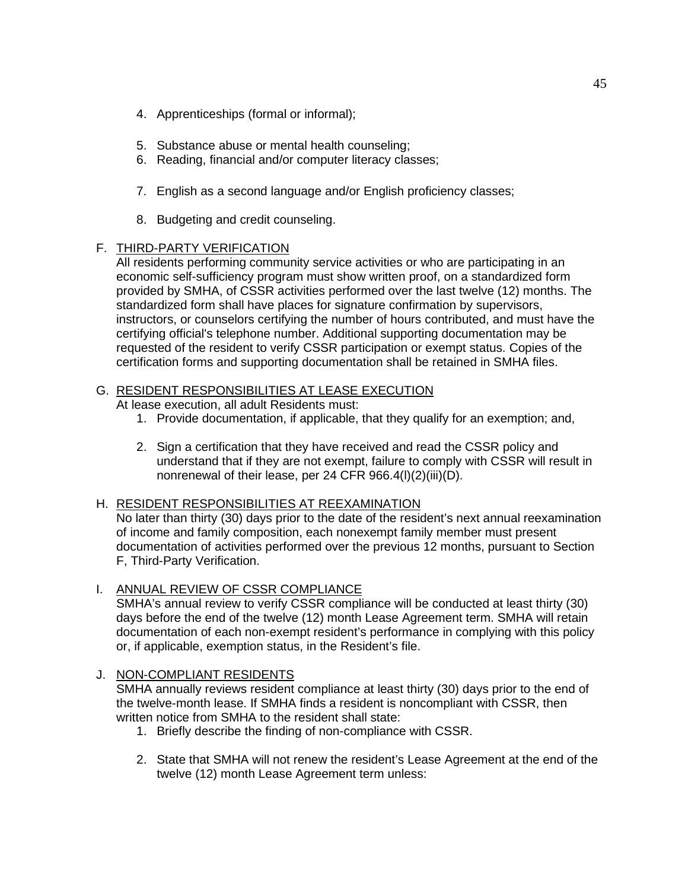4. Apprenticeships (formal or informal);
5. Substance abuse or mental health counseling;
6. Reading, financial and/or computer literacy classes;
7. English as a second language and/or English proficiency classes;
8. Budgeting and credit counseling.

F. <u>THIRD-PARTY VERIFICATION</u>

All residents performing community service activities or who are participating in an economic self-sufficiency program must show written proof, on a standardized form provided by SMHA, of CSSR activities performed over the last twelve (12) months. The standardized form shall have places for signature confirmation by supervisors, instructors, or counselors certifying the number of hours contributed, and must have the certifying official's telephone number. Additional supporting documentation may be requested of the resident to verify CSSR participation or exempt status. Copies of the certification forms and supporting documentation shall be retained in SMHA files.

G. <u>RESIDENT RESPONSIBILITIES AT LEASE EXECUTION</u>

At lease execution, all adult Residents must:

1. Provide documentation, if applicable, that they qualify for an exemption; and,
2. Sign a certification that they have received and read the CSSR policy and understand that if they are not exempt, failure to comply with CSSR will result in nonrenewal of their lease, per 24 CFR 966.4(l)(2)(iii)(D).

H. <u>RESIDENT RESPONSIBILITIES AT REEXAMINATION</u>

No later than thirty (30) days prior to the date of the resident's next annual reexamination of income and family composition, each nonexempt family member must present documentation of activities performed over the previous 12 months, pursuant to Section F, Third-Party Verification.

I. <u>ANNUAL REVIEW OF CSSR COMPLIANCE</u>

SMHA's annual review to verify CSSR compliance will be conducted at least thirty (30) days before the end of the twelve (12) month Lease Agreement term. SMHA will retain documentation of each non-exempt resident's performance in complying with this policy or, if applicable, exemption status, in the Resident's file.

J. <u>NON-COMPLIANT RESIDENTS</u>

SMHA annually reviews resident compliance at least thirty (30) days prior to the end of the twelve-month lease. If SMHA finds a resident is noncompliant with CSSR, then written notice from SMHA to the resident shall state:

1. Briefly describe the finding of non-compliance with CSSR.
2. State that SMHA will not renew the resident's Lease Agreement at the end of the twelve (12) month Lease Agreement term unless: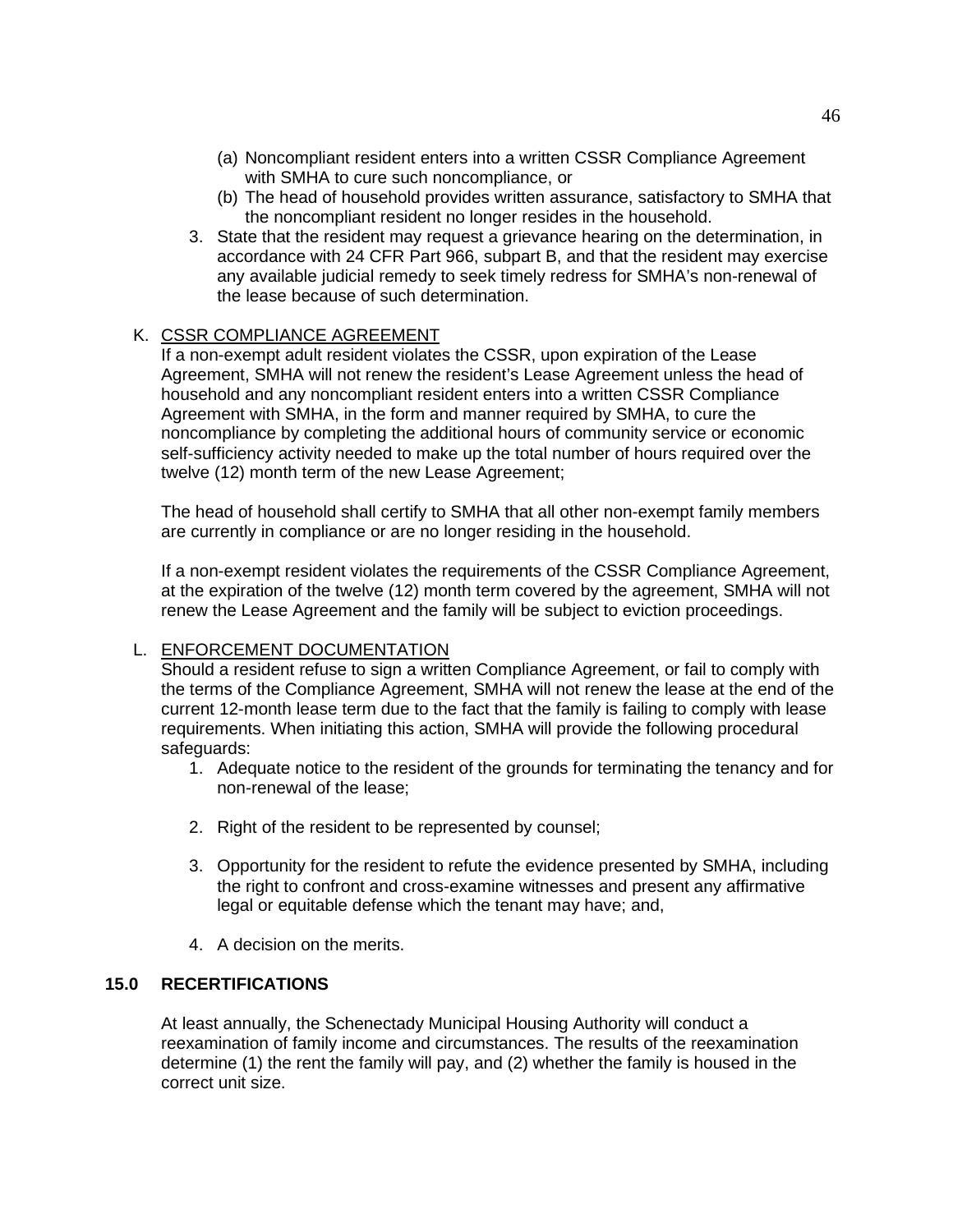(a) Noncompliant resident enters into a written CSSR Compliance Agreement with SMHA to cure such noncompliance, or
   (b) The head of household provides written assurance, satisfactory to SMHA that the noncompliant resident no longer resides in the household.

3. State that the resident may request a grievance hearing on the determination, in accordance with 24 CFR Part 966, subpart B, and that the resident may exercise any available judicial remedy to seek timely redress for SMHA's non-renewal of the lease because of such determination.

K. <u>CSSR COMPLIANCE AGREEMENT</u>

If a non-exempt adult resident violates the CSSR, upon expiration of the Lease Agreement, SMHA will not renew the resident's Lease Agreement unless the head of household and any noncompliant resident enters into a written CSSR Compliance Agreement with SMHA, in the form and manner required by SMHA, to cure the noncompliance by completing the additional hours of community service or economic self-sufficiency activity needed to make up the total number of hours required over the twelve (12) month term of the new Lease Agreement;

The head of household shall certify to SMHA that all other non-exempt family members are currently in compliance or are no longer residing in the household.

If a non-exempt resident violates the requirements of the CSSR Compliance Agreement, at the expiration of the twelve (12) month term covered by the agreement, SMHA will not renew the Lease Agreement and the family will be subject to eviction proceedings.

L. <u>ENFORCEMENT DOCUMENTATION</u>

Should a resident refuse to sign a written Compliance Agreement, or fail to comply with the terms of the Compliance Agreement, SMHA will not renew the lease at the end of the current 12-month lease term due to the fact that the family is failing to comply with lease requirements. When initiating this action, SMHA will provide the following procedural safeguards:

1. Adequate notice to the resident of the grounds for terminating the tenancy and for non-renewal of the lease;

2. Right of the resident to be represented by counsel;

3. Opportunity for the resident to refute the evidence presented by SMHA, including the right to confront and cross-examine witnesses and present any affirmative legal or equitable defense which the tenant may have; and,

4. A decision on the merits.

## 15.0 RECERTIFICATIONS

At least annually, the Schenectady Municipal Housing Authority will conduct a reexamination of family income and circumstances. The results of the reexamination determine (1) the rent the family will pay, and (2) whether the family is housed in the correct unit size.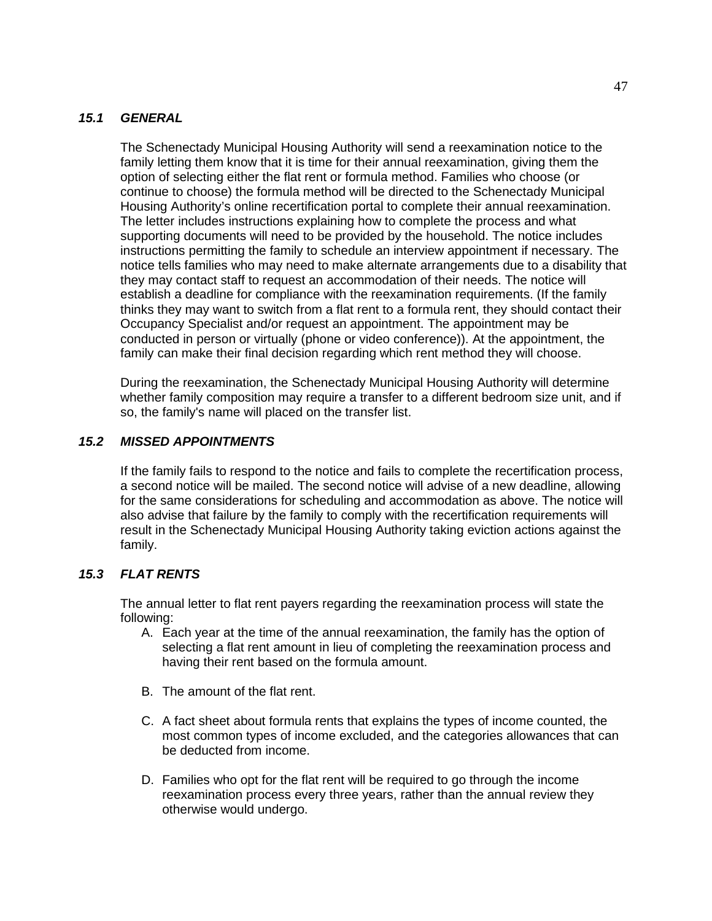### *15.1 GENERAL*

The Schenectady Municipal Housing Authority will send a reexamination notice to the family letting them know that it is time for their annual reexamination, giving them the option of selecting either the flat rent or formula method. Families who choose (or continue to choose) the formula method will be directed to the Schenectady Municipal Housing Authority's online recertification portal to complete their annual reexamination. The letter includes instructions explaining how to complete the process and what supporting documents will need to be provided by the household. The notice includes instructions permitting the family to schedule an interview appointment if necessary. The notice tells families who may need to make alternate arrangements due to a disability that they may contact staff to request an accommodation of their needs. The notice will establish a deadline for compliance with the reexamination requirements. (If the family thinks they may want to switch from a flat rent to a formula rent, they should contact their Occupancy Specialist and/or request an appointment. The appointment may be conducted in person or virtually (phone or video conference)). At the appointment, the family can make their final decision regarding which rent method they will choose.

During the reexamination, the Schenectady Municipal Housing Authority will determine whether family composition may require a transfer to a different bedroom size unit, and if so, the family's name will placed on the transfer list.

### *15.2 MISSED APPOINTMENTS*

If the family fails to respond to the notice and fails to complete the recertification process, a second notice will be mailed. The second notice will advise of a new deadline, allowing for the same considerations for scheduling and accommodation as above. The notice will also advise that failure by the family to comply with the recertification requirements will result in the Schenectady Municipal Housing Authority taking eviction actions against the family.

### *15.3 FLAT RENTS*

The annual letter to flat rent payers regarding the reexamination process will state the following:

A. Each year at the time of the annual reexamination, the family has the option of selecting a flat rent amount in lieu of completing the reexamination process and having their rent based on the formula amount.

B. The amount of the flat rent.

C. A fact sheet about formula rents that explains the types of income counted, the most common types of income excluded, and the categories allowances that can be deducted from income.

D. Families who opt for the flat rent will be required to go through the income reexamination process every three years, rather than the annual review they otherwise would undergo.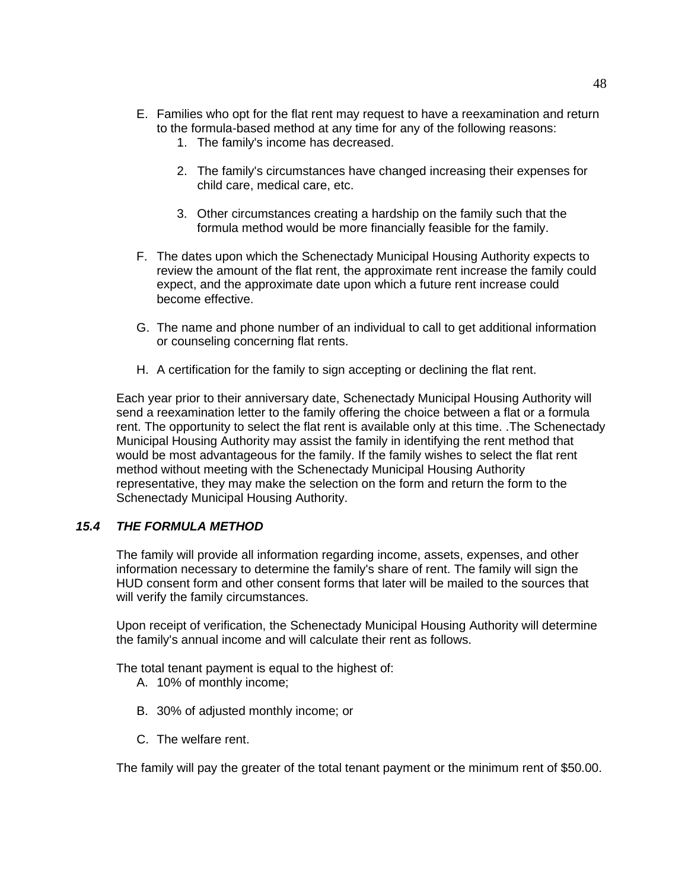E. Families who opt for the flat rent may request to have a reexamination and return to the formula-based method at any time for any of the following reasons:
   1. The family's income has decreased.

   2. The family's circumstances have changed increasing their expenses for child care, medical care, etc.

   3. Other circumstances creating a hardship on the family such that the formula method would be more financially feasible for the family.

F. The dates upon which the Schenectady Municipal Housing Authority expects to review the amount of the flat rent, the approximate rent increase the family could expect, and the approximate date upon which a future rent increase could become effective.

G. The name and phone number of an individual to call to get additional information or counseling concerning flat rents.

H. A certification for the family to sign accepting or declining the flat rent.

Each year prior to their anniversary date, Schenectady Municipal Housing Authority will send a reexamination letter to the family offering the choice between a flat or a formula rent. The opportunity to select the flat rent is available only at this time. .The Schenectady Municipal Housing Authority may assist the family in identifying the rent method that would be most advantageous for the family. If the family wishes to select the flat rent method without meeting with the Schenectady Municipal Housing Authority representative, they may make the selection on the form and return the form to the Schenectady Municipal Housing Authority.

### *15.4 THE FORMULA METHOD*

The family will provide all information regarding income, assets, expenses, and other information necessary to determine the family's share of rent. The family will sign the HUD consent form and other consent forms that later will be mailed to the sources that will verify the family circumstances.

Upon receipt of verification, the Schenectady Municipal Housing Authority will determine the family's annual income and will calculate their rent as follows.

The total tenant payment is equal to the highest of:

A. 10% of monthly income;

B. 30% of adjusted monthly income; or

C. The welfare rent.

The family will pay the greater of the total tenant payment or the minimum rent of $50.00.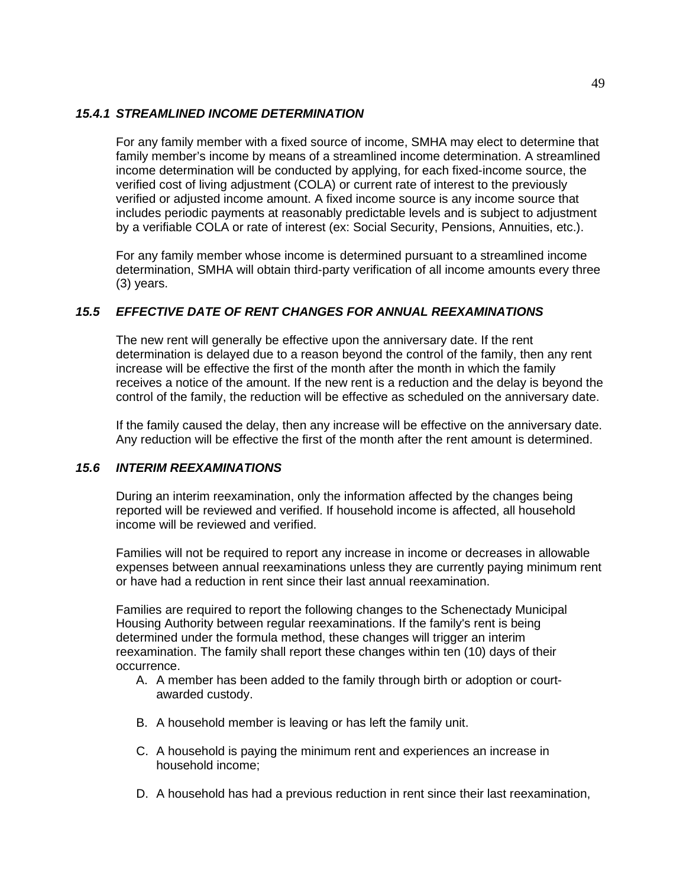### *15.4.1 STREAMLINED INCOME DETERMINATION*

For any family member with a fixed source of income, SMHA may elect to determine that family member's income by means of a streamlined income determination. A streamlined income determination will be conducted by applying, for each fixed-income source, the verified cost of living adjustment (COLA) or current rate of interest to the previously verified or adjusted income amount. A fixed income source is any income source that includes periodic payments at reasonably predictable levels and is subject to adjustment by a verifiable COLA or rate of interest (ex: Social Security, Pensions, Annuities, etc.).

For any family member whose income is determined pursuant to a streamlined income determination, SMHA will obtain third-party verification of all income amounts every three (3) years.

## *15.5 EFFECTIVE DATE OF RENT CHANGES FOR ANNUAL REEXAMINATIONS*

The new rent will generally be effective upon the anniversary date. If the rent determination is delayed due to a reason beyond the control of the family, then any rent increase will be effective the first of the month after the month in which the family receives a notice of the amount. If the new rent is a reduction and the delay is beyond the control of the family, the reduction will be effective as scheduled on the anniversary date.

If the family caused the delay, then any increase will be effective on the anniversary date. Any reduction will be effective the first of the month after the rent amount is determined.

## *15.6 INTERIM REEXAMINATIONS*

During an interim reexamination, only the information affected by the changes being reported will be reviewed and verified. If household income is affected, all household income will be reviewed and verified.

Families will not be required to report any increase in income or decreases in allowable expenses between annual reexaminations unless they are currently paying minimum rent or have had a reduction in rent since their last annual reexamination.

Families are required to report the following changes to the Schenectady Municipal Housing Authority between regular reexaminations. If the family's rent is being determined under the formula method, these changes will trigger an interim reexamination. The family shall report these changes within ten (10) days of their occurrence.

A. A member has been added to the family through birth or adoption or court-awarded custody.

B. A household member is leaving or has left the family unit.

C. A household is paying the minimum rent and experiences an increase in household income;

D. A household has had a previous reduction in rent since their last reexamination,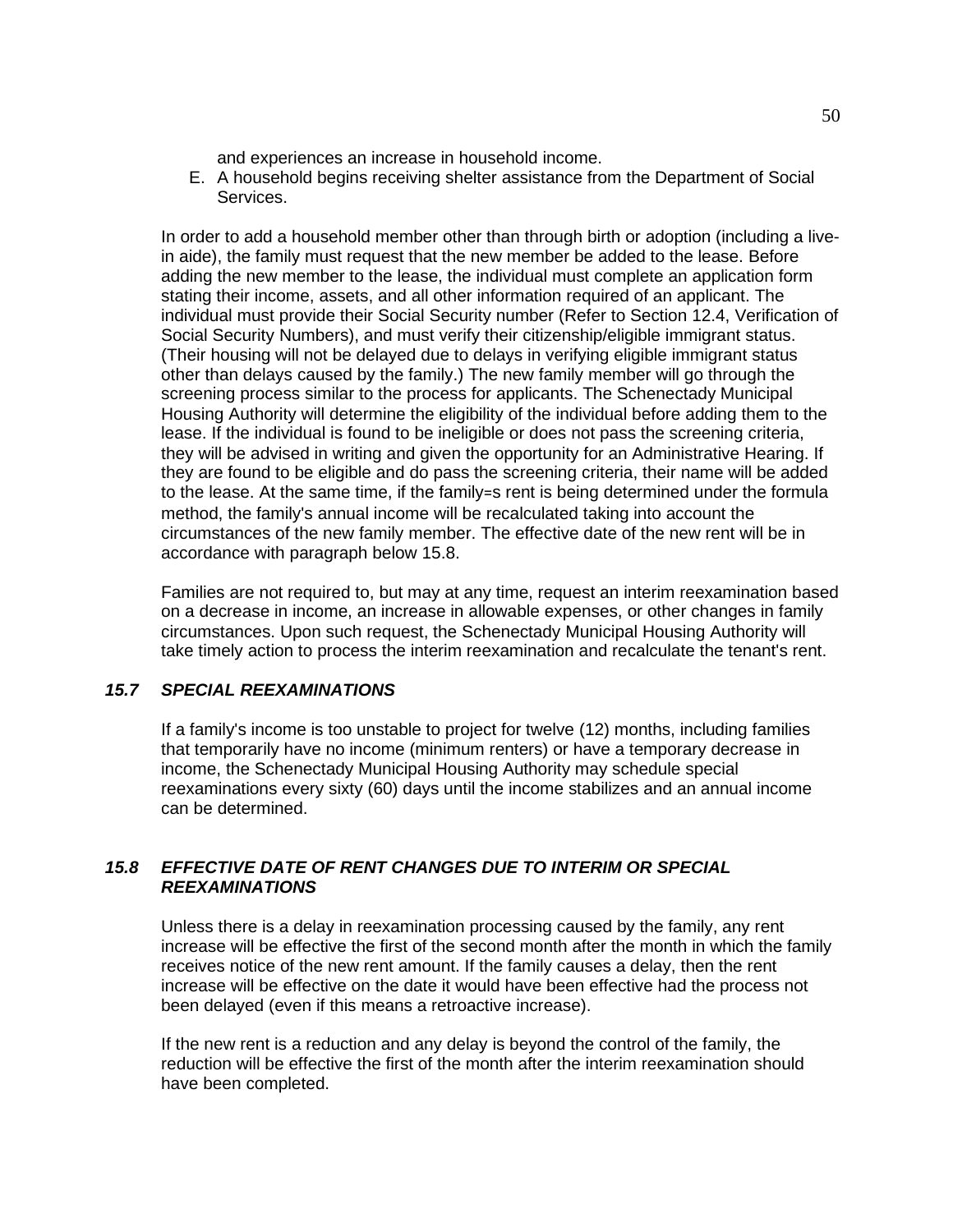and experiences an increase in household income.

E. A household begins receiving shelter assistance from the Department of Social Services.

In order to add a household member other than through birth or adoption (including a live-in aide), the family must request that the new member be added to the lease. Before adding the new member to the lease, the individual must complete an application form stating their income, assets, and all other information required of an applicant. The individual must provide their Social Security number (Refer to Section 12.4, Verification of Social Security Numbers), and must verify their citizenship/eligible immigrant status. (Their housing will not be delayed due to delays in verifying eligible immigrant status other than delays caused by the family.) The new family member will go through the screening process similar to the process for applicants. The Schenectady Municipal Housing Authority will determine the eligibility of the individual before adding them to the lease. If the individual is found to be ineligible or does not pass the screening criteria, they will be advised in writing and given the opportunity for an Administrative Hearing. If they are found to be eligible and do pass the screening criteria, their name will be added to the lease. At the same time, if the family=s rent is being determined under the formula method, the family's annual income will be recalculated taking into account the circumstances of the new family member. The effective date of the new rent will be in accordance with paragraph below 15.8.

Families are not required to, but may at any time, request an interim reexamination based on a decrease in income, an increase in allowable expenses, or other changes in family circumstances. Upon such request, the Schenectady Municipal Housing Authority will take timely action to process the interim reexamination and recalculate the tenant's rent.

### *15.7 SPECIAL REEXAMINATIONS*

If a family's income is too unstable to project for twelve (12) months, including families that temporarily have no income (minimum renters) or have a temporary decrease in income, the Schenectady Municipal Housing Authority may schedule special reexaminations every sixty (60) days until the income stabilizes and an annual income can be determined.

### *15.8 EFFECTIVE DATE OF RENT CHANGES DUE TO INTERIM OR SPECIAL REEXAMINATIONS*

Unless there is a delay in reexamination processing caused by the family, any rent increase will be effective the first of the second month after the month in which the family receives notice of the new rent amount. If the family causes a delay, then the rent increase will be effective on the date it would have been effective had the process not been delayed (even if this means a retroactive increase).

If the new rent is a reduction and any delay is beyond the control of the family, the reduction will be effective the first of the month after the interim reexamination should have been completed.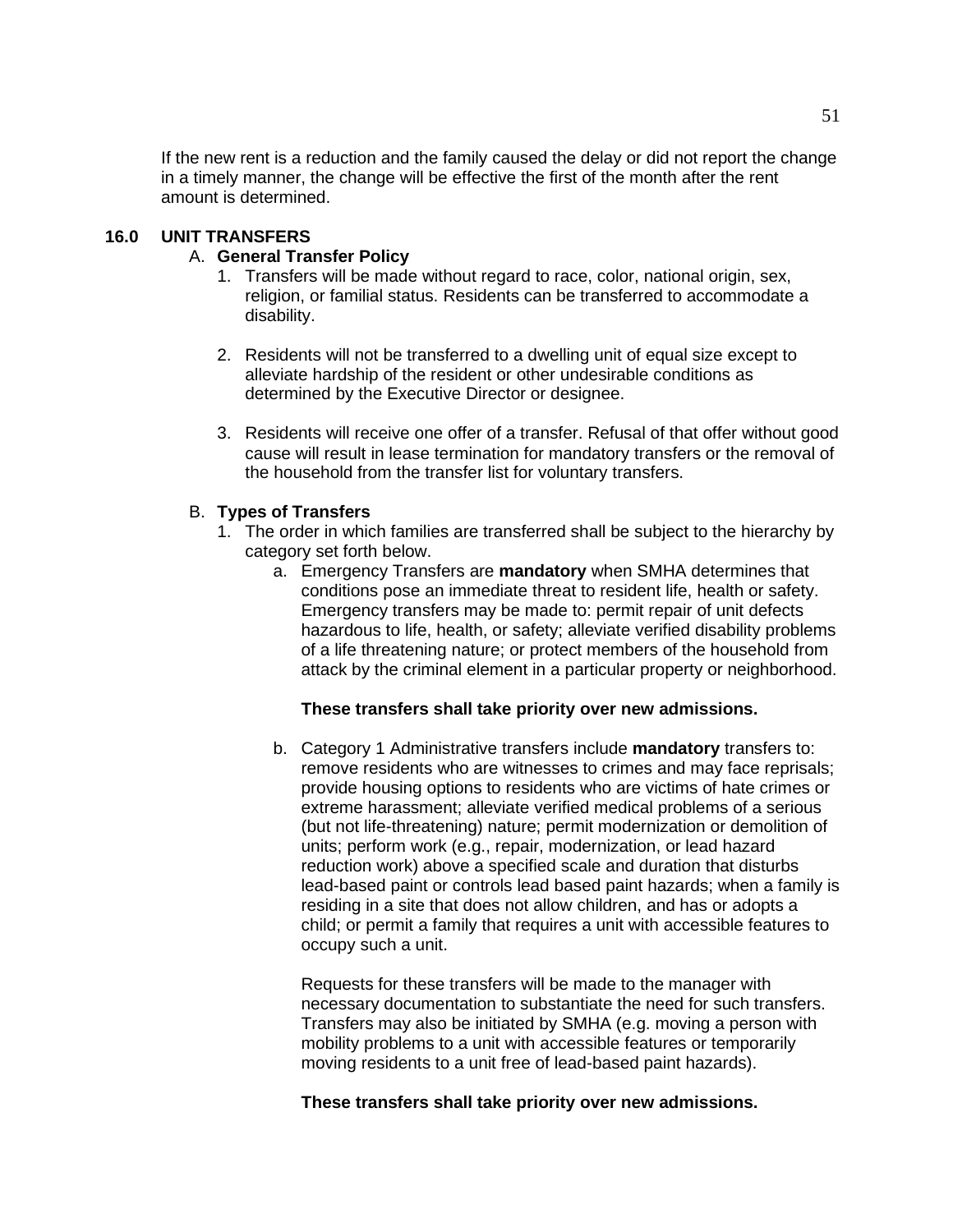If the new rent is a reduction and the family caused the delay or did not report the change in a timely manner, the change will be effective the first of the month after the rent amount is determined.

## 16.0 UNIT TRANSFERS

### A. General Transfer Policy

1. Transfers will be made without regard to race, color, national origin, sex, religion, or familial status. Residents can be transferred to accommodate a disability.

2. Residents will not be transferred to a dwelling unit of equal size except to alleviate hardship of the resident or other undesirable conditions as determined by the Executive Director or designee.

3. Residents will receive one offer of a transfer. Refusal of that offer without good cause will result in lease termination for mandatory transfers or the removal of the household from the transfer list for voluntary transfers.

### B. Types of Transfers

1. The order in which families are transferred shall be subject to the hierarchy by category set forth below.

   a. Emergency Transfers are **mandatory** when SMHA determines that conditions pose an immediate threat to resident life, health or safety. Emergency transfers may be made to: permit repair of unit defects hazardous to life, health, or safety; alleviate verified disability problems of a life threatening nature; or protect members of the household from attack by the criminal element in a particular property or neighborhood.

      **These transfers shall take priority over new admissions.**

   b. Category 1 Administrative transfers include **mandatory** transfers to: remove residents who are witnesses to crimes and may face reprisals; provide housing options to residents who are victims of hate crimes or extreme harassment; alleviate verified medical problems of a serious (but not life-threatening) nature; permit modernization or demolition of units; perform work (e.g., repair, modernization, or lead hazard reduction work) above a specified scale and duration that disturbs lead-based paint or controls lead based paint hazards; when a family is residing in a site that does not allow children, and has or adopts a child; or permit a family that requires a unit with accessible features to occupy such a unit.

      Requests for these transfers will be made to the manager with necessary documentation to substantiate the need for such transfers. Transfers may also be initiated by SMHA (e.g. moving a person with mobility problems to a unit with accessible features or temporarily moving residents to a unit free of lead-based paint hazards).

      **These transfers shall take priority over new admissions.**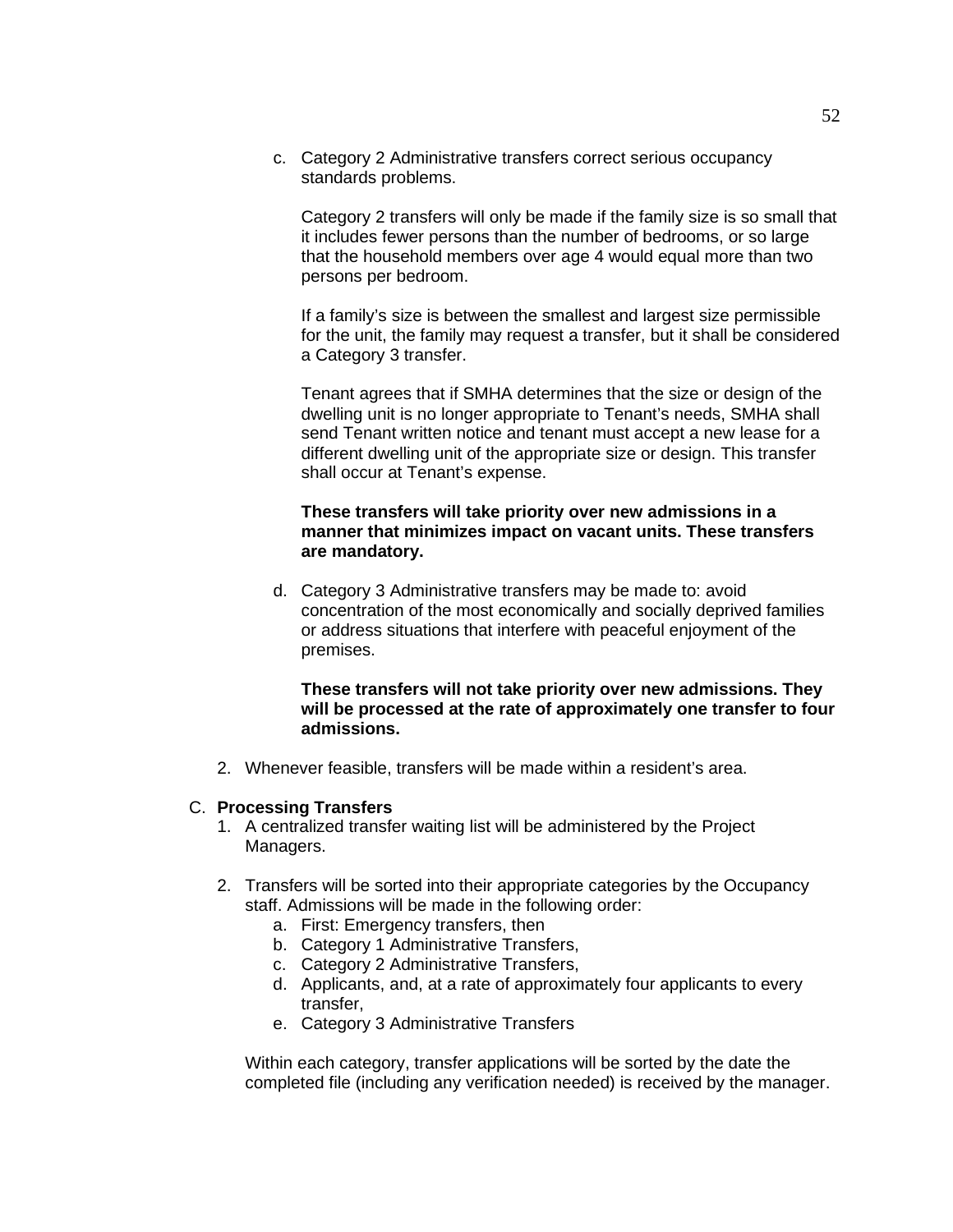c. Category 2 Administrative transfers correct serious occupancy standards problems.

   Category 2 transfers will only be made if the family size is so small that it includes fewer persons than the number of bedrooms, or so large that the household members over age 4 would equal more than two persons per bedroom.

   If a family's size is between the smallest and largest size permissible for the unit, the family may request a transfer, but it shall be considered a Category 3 transfer.

   Tenant agrees that if SMHA determines that the size or design of the dwelling unit is no longer appropriate to Tenant's needs, SMHA shall send Tenant written notice and tenant must accept a new lease for a different dwelling unit of the appropriate size or design. This transfer shall occur at Tenant's expense.

   **These transfers will take priority over new admissions in a manner that minimizes impact on vacant units. These transfers are mandatory.**

d. Category 3 Administrative transfers may be made to: avoid concentration of the most economically and socially deprived families or address situations that interfere with peaceful enjoyment of the premises.

   **These transfers will not take priority over new admissions. They will be processed at the rate of approximately one transfer to four admissions.**

2. Whenever feasible, transfers will be made within a resident's area.

C. **Processing Transfers**

1. A centralized transfer waiting list will be administered by the Project Managers.

2. Transfers will be sorted into their appropriate categories by the Occupancy staff. Admissions will be made in the following order:
   a. First: Emergency transfers, then
   b. Category 1 Administrative Transfers,
   c. Category 2 Administrative Transfers,
   d. Applicants, and, at a rate of approximately four applicants to every transfer,
   e. Category 3 Administrative Transfers

   Within each category, transfer applications will be sorted by the date the completed file (including any verification needed) is received by the manager.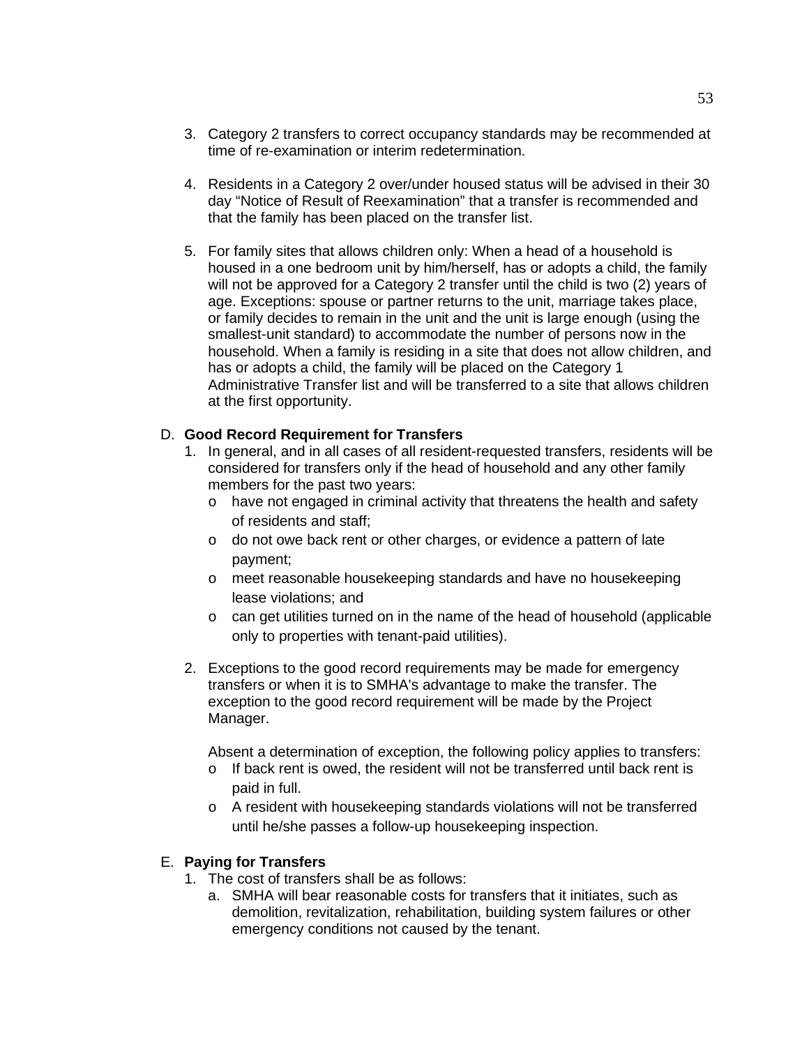3. Category 2 transfers to correct occupancy standards may be recommended at time of re-examination or interim redetermination.

4. Residents in a Category 2 over/under housed status will be advised in their 30 day "Notice of Result of Reexamination" that a transfer is recommended and that the family has been placed on the transfer list.

5. For family sites that allows children only: When a head of a household is housed in a one bedroom unit by him/herself, has or adopts a child, the family will not be approved for a Category 2 transfer until the child is two (2) years of age. Exceptions: spouse or partner returns to the unit, marriage takes place, or family decides to remain in the unit and the unit is large enough (using the smallest-unit standard) to accommodate the number of persons now in the household. When a family is residing in a site that does not allow children, and has or adopts a child, the family will be placed on the Category 1 Administrative Transfer list and will be transferred to a site that allows children at the first opportunity.

D. **Good Record Requirement for Transfers**

1. In general, and in all cases of all resident-requested transfers, residents will be considered for transfers only if the head of household and any other family members for the past two years:
   - have not engaged in criminal activity that threatens the health and safety of residents and staff;
   - do not owe back rent or other charges, or evidence a pattern of late payment;
   - meet reasonable housekeeping standards and have no housekeeping lease violations; and
   - can get utilities turned on in the name of the head of household (applicable only to properties with tenant-paid utilities).

2. Exceptions to the good record requirements may be made for emergency transfers or when it is to SMHA's advantage to make the transfer. The exception to the good record requirement will be made by the Project Manager.

   Absent a determination of exception, the following policy applies to transfers:
   - If back rent is owed, the resident will not be transferred until back rent is paid in full.
   - A resident with housekeeping standards violations will not be transferred until he/she passes a follow-up housekeeping inspection.

E. **Paying for Transfers**

1. The cost of transfers shall be as follows:
   a. SMHA will bear reasonable costs for transfers that it initiates, such as demolition, revitalization, rehabilitation, building system failures or other emergency conditions not caused by the tenant.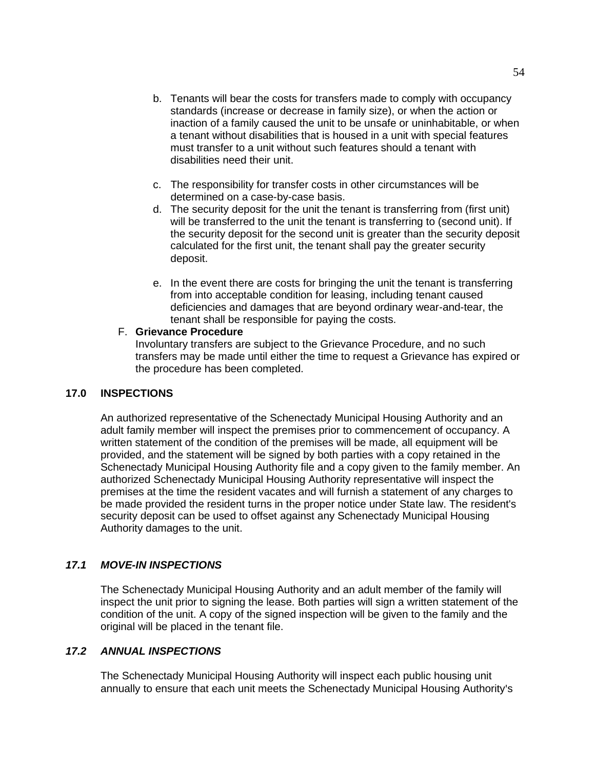b. Tenants will bear the costs for transfers made to comply with occupancy standards (increase or decrease in family size), or when the action or inaction of a family caused the unit to be unsafe or uninhabitable, or when a tenant without disabilities that is housed in a unit with special features must transfer to a unit without such features should a tenant with disabilities need their unit.

c. The responsibility for transfer costs in other circumstances will be determined on a case-by-case basis.

d. The security deposit for the unit the tenant is transferring from (first unit) will be transferred to the unit the tenant is transferring to (second unit). If the security deposit for the second unit is greater than the security deposit calculated for the first unit, the tenant shall pay the greater security deposit.

e. In the event there are costs for bringing the unit the tenant is transferring from into acceptable condition for leasing, including tenant caused deficiencies and damages that are beyond ordinary wear-and-tear, the tenant shall be responsible for paying the costs.

F. **Grievance Procedure**
Involuntary transfers are subject to the Grievance Procedure, and no such transfers may be made until either the time to request a Grievance has expired or the procedure has been completed.

## 17.0 INSPECTIONS

An authorized representative of the Schenectady Municipal Housing Authority and an adult family member will inspect the premises prior to commencement of occupancy. A written statement of the condition of the premises will be made, all equipment will be provided, and the statement will be signed by both parties with a copy retained in the Schenectady Municipal Housing Authority file and a copy given to the family member. An authorized Schenectady Municipal Housing Authority representative will inspect the premises at the time the resident vacates and will furnish a statement of any charges to be made provided the resident turns in the proper notice under State law. The resident's security deposit can be used to offset against any Schenectady Municipal Housing Authority damages to the unit.

### *17.1 MOVE-IN INSPECTIONS*

The Schenectady Municipal Housing Authority and an adult member of the family will inspect the unit prior to signing the lease. Both parties will sign a written statement of the condition of the unit. A copy of the signed inspection will be given to the family and the original will be placed in the tenant file.

### *17.2 ANNUAL INSPECTIONS*

The Schenectady Municipal Housing Authority will inspect each public housing unit annually to ensure that each unit meets the Schenectady Municipal Housing Authority's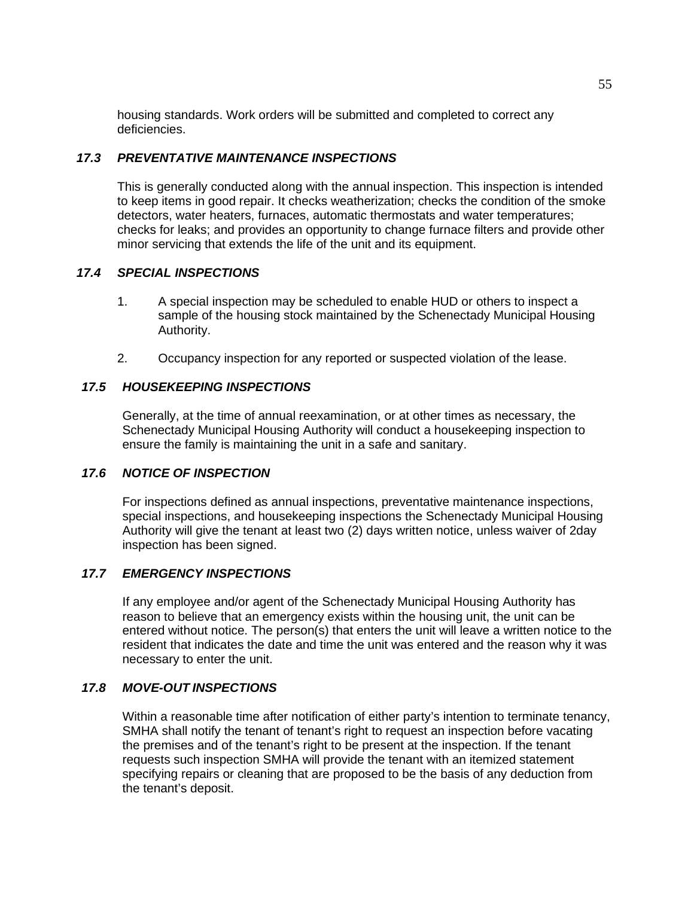housing standards. Work orders will be submitted and completed to correct any deficiencies.

### *17.3 PREVENTATIVE MAINTENANCE INSPECTIONS*

This is generally conducted along with the annual inspection. This inspection is intended to keep items in good repair. It checks weatherization; checks the condition of the smoke detectors, water heaters, furnaces, automatic thermostats and water temperatures; checks for leaks; and provides an opportunity to change furnace filters and provide other minor servicing that extends the life of the unit and its equipment.

### *17.4 SPECIAL INSPECTIONS*

1. A special inspection may be scheduled to enable HUD or others to inspect a sample of the housing stock maintained by the Schenectady Municipal Housing Authority.

2. Occupancy inspection for any reported or suspected violation of the lease.

### *17.5 HOUSEKEEPING INSPECTIONS*

Generally, at the time of annual reexamination, or at other times as necessary, the Schenectady Municipal Housing Authority will conduct a housekeeping inspection to ensure the family is maintaining the unit in a safe and sanitary.

### *17.6 NOTICE OF INSPECTION*

For inspections defined as annual inspections, preventative maintenance inspections, special inspections, and housekeeping inspections the Schenectady Municipal Housing Authority will give the tenant at least two (2) days written notice, unless waiver of 2day inspection has been signed.

### *17.7 EMERGENCY INSPECTIONS*

If any employee and/or agent of the Schenectady Municipal Housing Authority has reason to believe that an emergency exists within the housing unit, the unit can be entered without notice. The person(s) that enters the unit will leave a written notice to the resident that indicates the date and time the unit was entered and the reason why it was necessary to enter the unit.

### *17.8 MOVE-OUT INSPECTIONS*

Within a reasonable time after notification of either party's intention to terminate tenancy, SMHA shall notify the tenant of tenant's right to request an inspection before vacating the premises and of the tenant's right to be present at the inspection. If the tenant requests such inspection SMHA will provide the tenant with an itemized statement specifying repairs or cleaning that are proposed to be the basis of any deduction from the tenant's deposit.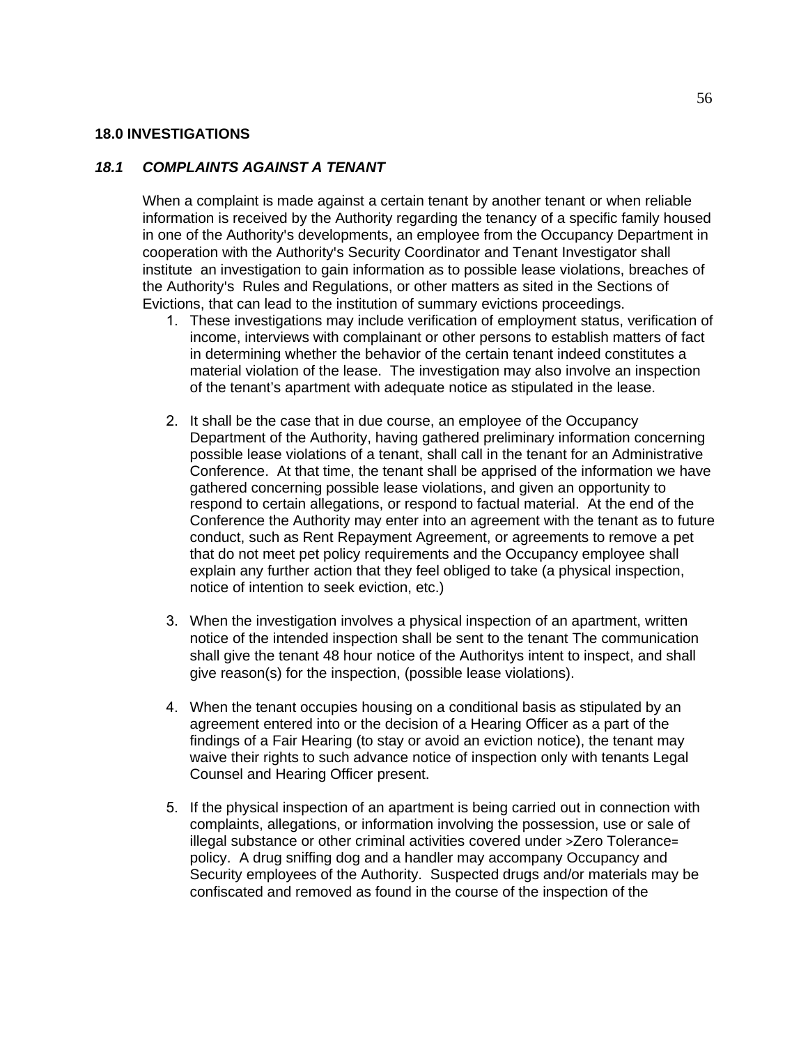## 18.0 INVESTIGATIONS

### *18.1 COMPLAINTS AGAINST A TENANT*

When a complaint is made against a certain tenant by another tenant or when reliable information is received by the Authority regarding the tenancy of a specific family housed in one of the Authority's developments, an employee from the Occupancy Department in cooperation with the Authority's Security Coordinator and Tenant Investigator shall institute an investigation to gain information as to possible lease violations, breaches of the Authority's Rules and Regulations, or other matters as sited in the Sections of Evictions, that can lead to the institution of summary evictions proceedings.

1. These investigations may include verification of employment status, verification of income, interviews with complainant or other persons to establish matters of fact in determining whether the behavior of the certain tenant indeed constitutes a material violation of the lease. The investigation may also involve an inspection of the tenant's apartment with adequate notice as stipulated in the lease.

2. It shall be the case that in due course, an employee of the Occupancy Department of the Authority, having gathered preliminary information concerning possible lease violations of a tenant, shall call in the tenant for an Administrative Conference. At that time, the tenant shall be apprised of the information we have gathered concerning possible lease violations, and given an opportunity to respond to certain allegations, or respond to factual material. At the end of the Conference the Authority may enter into an agreement with the tenant as to future conduct, such as Rent Repayment Agreement, or agreements to remove a pet that do not meet pet policy requirements and the Occupancy employee shall explain any further action that they feel obliged to take (a physical inspection, notice of intention to seek eviction, etc.)

3. When the investigation involves a physical inspection of an apartment, written notice of the intended inspection shall be sent to the tenant The communication shall give the tenant 48 hour notice of the Authoritys intent to inspect, and shall give reason(s) for the inspection, (possible lease violations).

4. When the tenant occupies housing on a conditional basis as stipulated by an agreement entered into or the decision of a Hearing Officer as a part of the findings of a Fair Hearing (to stay or avoid an eviction notice), the tenant may waive their rights to such advance notice of inspection only with tenants Legal Counsel and Hearing Officer present.

5. If the physical inspection of an apartment is being carried out in connection with complaints, allegations, or information involving the possession, use or sale of illegal substance or other criminal activities covered under >Zero Tolerance= policy. A drug sniffing dog and a handler may accompany Occupancy and Security employees of the Authority. Suspected drugs and/or materials may be confiscated and removed as found in the course of the inspection of the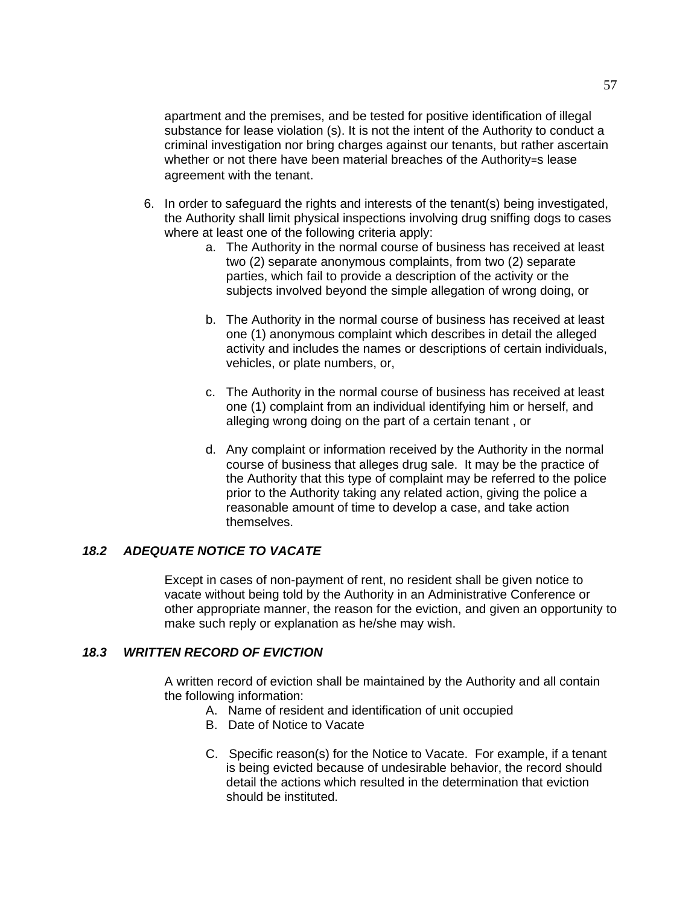apartment and the premises, and be tested for positive identification of illegal substance for lease violation (s). It is not the intent of the Authority to conduct a criminal investigation nor bring charges against our tenants, but rather ascertain whether or not there have been material breaches of the Authority=s lease agreement with the tenant.

6. In order to safeguard the rights and interests of the tenant(s) being investigated, the Authority shall limit physical inspections involving drug sniffing dogs to cases where at least one of the following criteria apply:
   a. The Authority in the normal course of business has received at least two (2) separate anonymous complaints, from two (2) separate parties, which fail to provide a description of the activity or the subjects involved beyond the simple allegation of wrong doing, or

   b. The Authority in the normal course of business has received at least one (1) anonymous complaint which describes in detail the alleged activity and includes the names or descriptions of certain individuals, vehicles, or plate numbers, or,

   c. The Authority in the normal course of business has received at least one (1) complaint from an individual identifying him or herself, and alleging wrong doing on the part of a certain tenant , or

   d. Any complaint or information received by the Authority in the normal course of business that alleges drug sale. It may be the practice of the Authority that this type of complaint may be referred to the police prior to the Authority taking any related action, giving the police a reasonable amount of time to develop a case, and take action themselves.

### *18.2 ADEQUATE NOTICE TO VACATE*

Except in cases of non-payment of rent, no resident shall be given notice to vacate without being told by the Authority in an Administrative Conference or other appropriate manner, the reason for the eviction, and given an opportunity to make such reply or explanation as he/she may wish.

### *18.3 WRITTEN RECORD OF EVICTION*

A written record of eviction shall be maintained by the Authority and all contain the following information:

A. Name of resident and identification of unit occupied
B. Date of Notice to Vacate

C. Specific reason(s) for the Notice to Vacate. For example, if a tenant is being evicted because of undesirable behavior, the record should detail the actions which resulted in the determination that eviction should be instituted.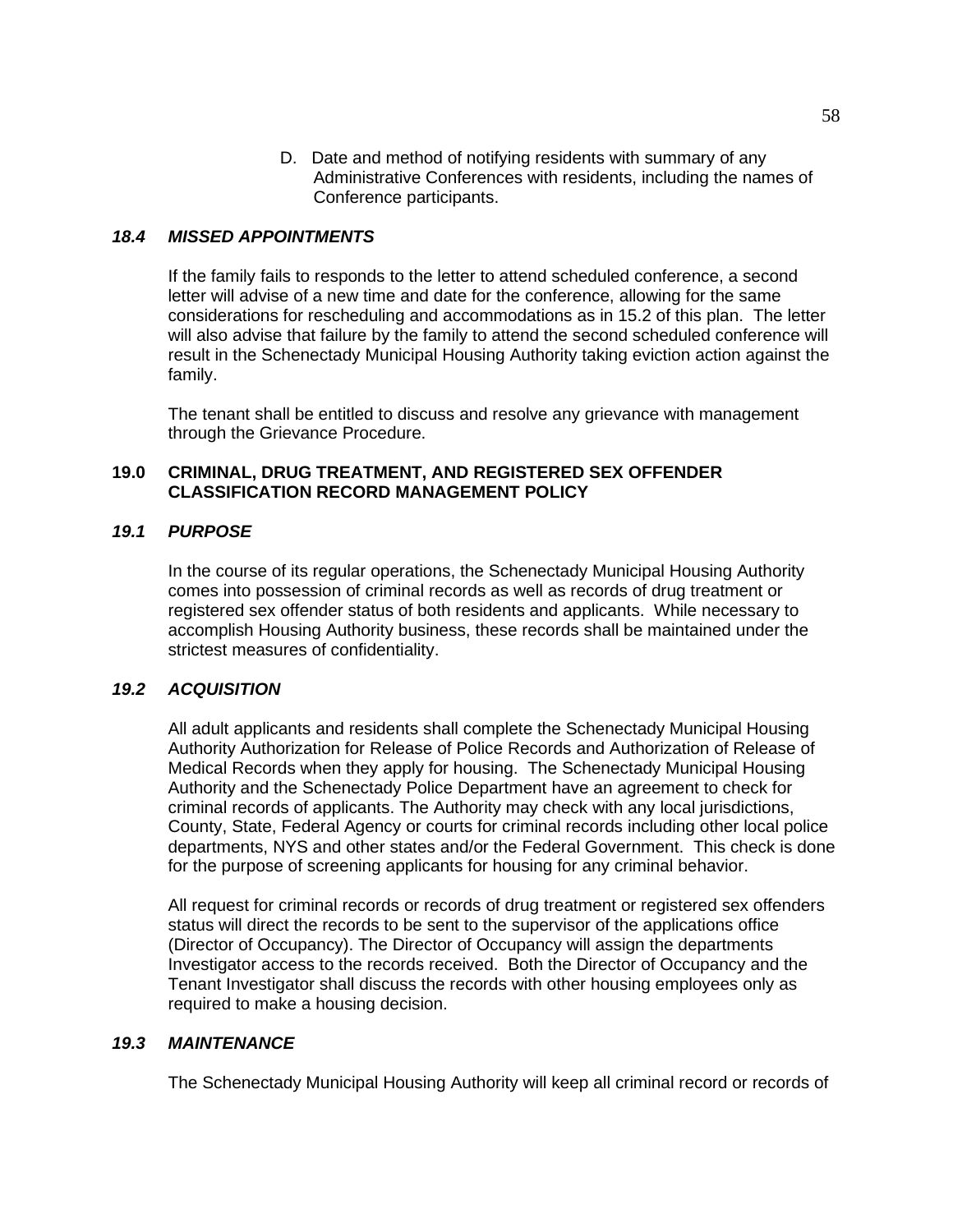D. Date and method of notifying residents with summary of any Administrative Conferences with residents, including the names of Conference participants.

### *18.4 MISSED APPOINTMENTS*

If the family fails to responds to the letter to attend scheduled conference, a second letter will advise of a new time and date for the conference, allowing for the same considerations for rescheduling and accommodations as in 15.2 of this plan. The letter will also advise that failure by the family to attend the second scheduled conference will result in the Schenectady Municipal Housing Authority taking eviction action against the family.

The tenant shall be entitled to discuss and resolve any grievance with management through the Grievance Procedure.

## **19.0 CRIMINAL, DRUG TREATMENT, AND REGISTERED SEX OFFENDER CLASSIFICATION RECORD MANAGEMENT POLICY**

### *19.1 PURPOSE*

In the course of its regular operations, the Schenectady Municipal Housing Authority comes into possession of criminal records as well as records of drug treatment or registered sex offender status of both residents and applicants. While necessary to accomplish Housing Authority business, these records shall be maintained under the strictest measures of confidentiality.

### *19.2 ACQUISITION*

All adult applicants and residents shall complete the Schenectady Municipal Housing Authority Authorization for Release of Police Records and Authorization of Release of Medical Records when they apply for housing. The Schenectady Municipal Housing Authority and the Schenectady Police Department have an agreement to check for criminal records of applicants. The Authority may check with any local jurisdictions, County, State, Federal Agency or courts for criminal records including other local police departments, NYS and other states and/or the Federal Government. This check is done for the purpose of screening applicants for housing for any criminal behavior.

All request for criminal records or records of drug treatment or registered sex offenders status will direct the records to be sent to the supervisor of the applications office (Director of Occupancy). The Director of Occupancy will assign the departments Investigator access to the records received. Both the Director of Occupancy and the Tenant Investigator shall discuss the records with other housing employees only as required to make a housing decision.

### *19.3 MAINTENANCE*

The Schenectady Municipal Housing Authority will keep all criminal record or records of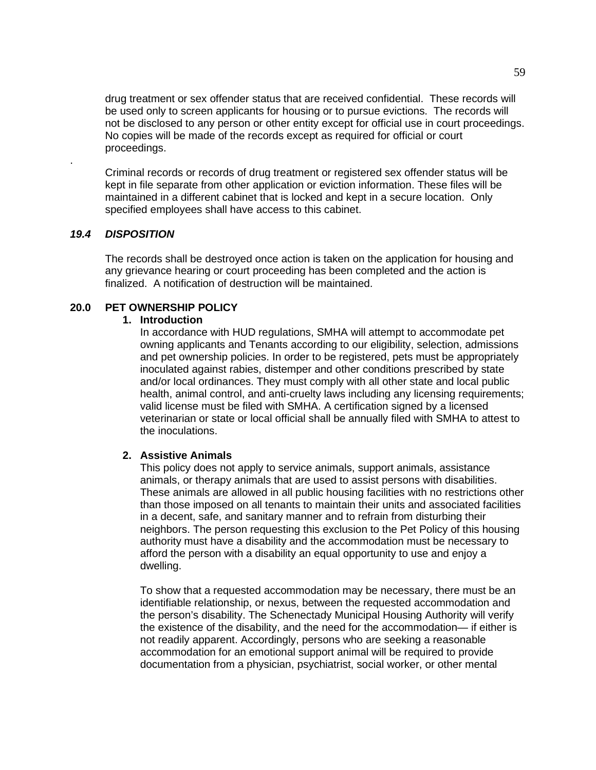drug treatment or sex offender status that are received confidential. These records will be used only to screen applicants for housing or to pursue evictions. The records will not be disclosed to any person or other entity except for official use in court proceedings. No copies will be made of the records except as required for official or court proceedings.

.

Criminal records or records of drug treatment or registered sex offender status will be kept in file separate from other application or eviction information. These files will be maintained in a different cabinet that is locked and kept in a secure location. Only specified employees shall have access to this cabinet.

### *19.4 DISPOSITION*

The records shall be destroyed once action is taken on the application for housing and any grievance hearing or court proceeding has been completed and the action is finalized. A notification of destruction will be maintained.

## 20.0 PET OWNERSHIP POLICY

### 1. Introduction

In accordance with HUD regulations, SMHA will attempt to accommodate pet owning applicants and Tenants according to our eligibility, selection, admissions and pet ownership policies. In order to be registered, pets must be appropriately inoculated against rabies, distemper and other conditions prescribed by state and/or local ordinances. They must comply with all other state and local public health, animal control, and anti-cruelty laws including any licensing requirements; valid license must be filed with SMHA. A certification signed by a licensed veterinarian or state or local official shall be annually filed with SMHA to attest to the inoculations.

### 2. Assistive Animals

This policy does not apply to service animals, support animals, assistance animals, or therapy animals that are used to assist persons with disabilities. These animals are allowed in all public housing facilities with no restrictions other than those imposed on all tenants to maintain their units and associated facilities in a decent, safe, and sanitary manner and to refrain from disturbing their neighbors. The person requesting this exclusion to the Pet Policy of this housing authority must have a disability and the accommodation must be necessary to afford the person with a disability an equal opportunity to use and enjoy a dwelling.

To show that a requested accommodation may be necessary, there must be an identifiable relationship, or nexus, between the requested accommodation and the person's disability. The Schenectady Municipal Housing Authority will verify the existence of the disability, and the need for the accommodation— if either is not readily apparent. Accordingly, persons who are seeking a reasonable accommodation for an emotional support animal will be required to provide documentation from a physician, psychiatrist, social worker, or other mental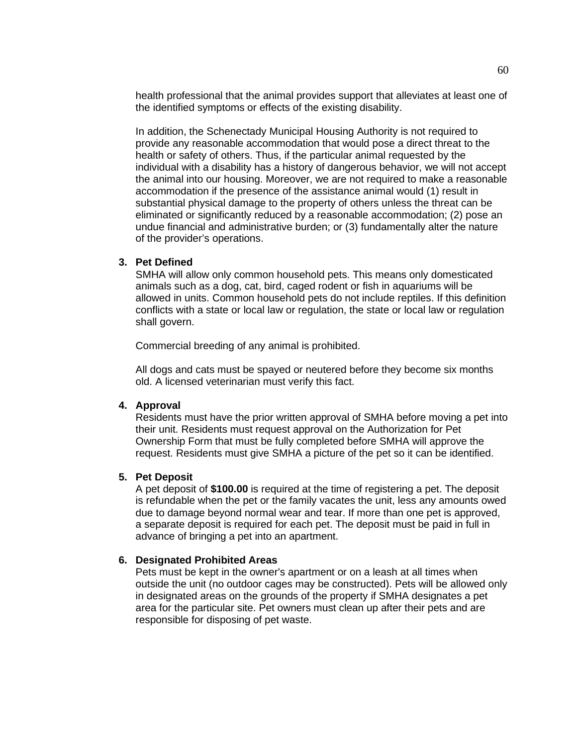health professional that the animal provides support that alleviates at least one of the identified symptoms or effects of the existing disability.

In addition, the Schenectady Municipal Housing Authority is not required to provide any reasonable accommodation that would pose a direct threat to the health or safety of others. Thus, if the particular animal requested by the individual with a disability has a history of dangerous behavior, we will not accept the animal into our housing. Moreover, we are not required to make a reasonable accommodation if the presence of the assistance animal would (1) result in substantial physical damage to the property of others unless the threat can be eliminated or significantly reduced by a reasonable accommodation; (2) pose an undue financial and administrative burden; or (3) fundamentally alter the nature of the provider's operations.

3. **Pet Defined**
   SMHA will allow only common household pets. This means only domesticated animals such as a dog, cat, bird, caged rodent or fish in aquariums will be allowed in units. Common household pets do not include reptiles. If this definition conflicts with a state or local law or regulation, the state or local law or regulation shall govern.

   Commercial breeding of any animal is prohibited.

   All dogs and cats must be spayed or neutered before they become six months old. A licensed veterinarian must verify this fact.

4. **Approval**
   Residents must have the prior written approval of SMHA before moving a pet into their unit. Residents must request approval on the Authorization for Pet Ownership Form that must be fully completed before SMHA will approve the request. Residents must give SMHA a picture of the pet so it can be identified.

5. **Pet Deposit**
   A pet deposit of **$100.00** is required at the time of registering a pet. The deposit is refundable when the pet or the family vacates the unit, less any amounts owed due to damage beyond normal wear and tear. If more than one pet is approved, a separate deposit is required for each pet. The deposit must be paid in full in advance of bringing a pet into an apartment.

6. **Designated Prohibited Areas**
   Pets must be kept in the owner's apartment or on a leash at all times when outside the unit (no outdoor cages may be constructed). Pets will be allowed only in designated areas on the grounds of the property if SMHA designates a pet area for the particular site. Pet owners must clean up after their pets and are responsible for disposing of pet waste.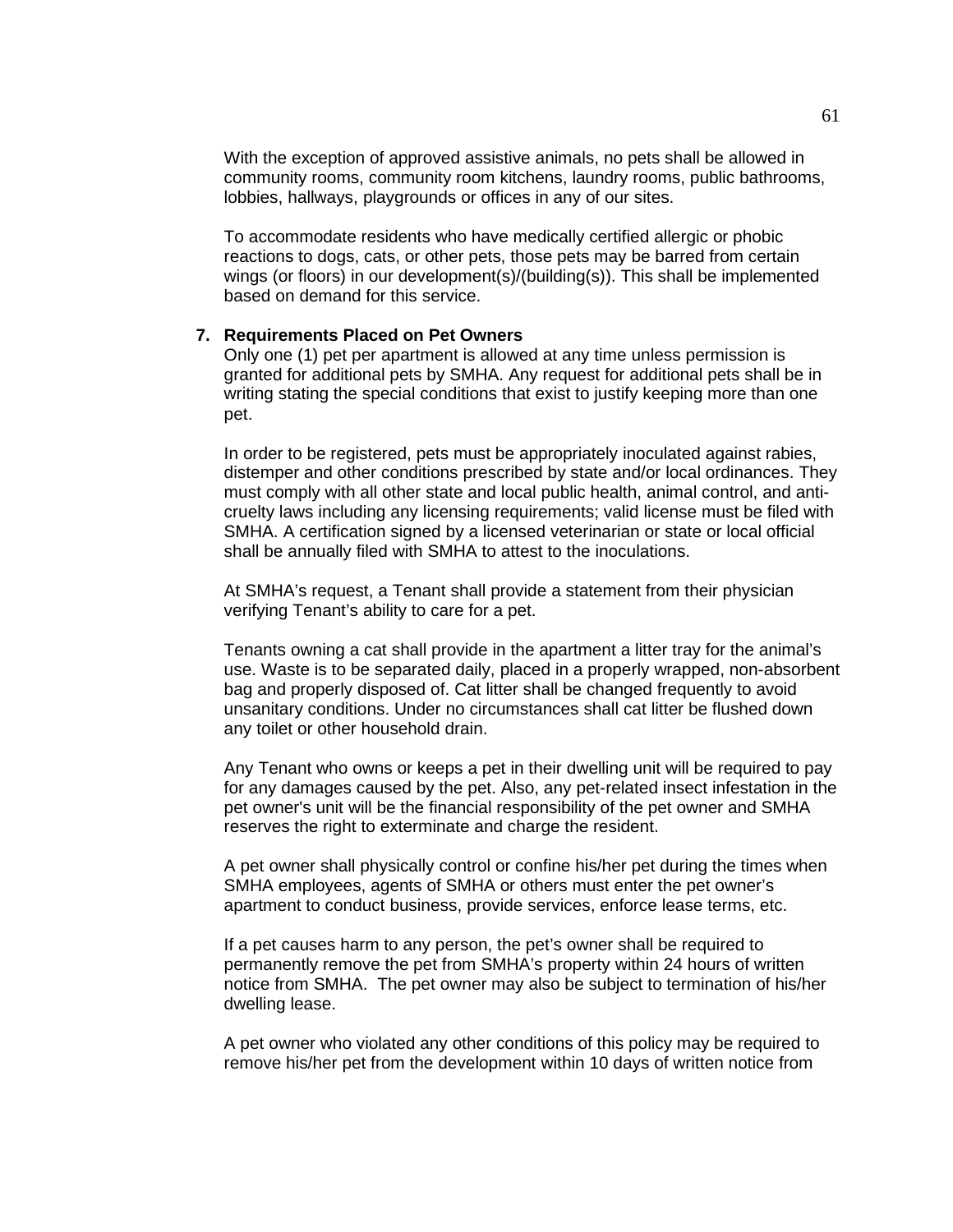With the exception of approved assistive animals, no pets shall be allowed in community rooms, community room kitchens, laundry rooms, public bathrooms, lobbies, hallways, playgrounds or offices in any of our sites.

To accommodate residents who have medically certified allergic or phobic reactions to dogs, cats, or other pets, those pets may be barred from certain wings (or floors) in our development(s)/(building(s)). This shall be implemented based on demand for this service.

**7. Requirements Placed on Pet Owners**

Only one (1) pet per apartment is allowed at any time unless permission is granted for additional pets by SMHA. Any request for additional pets shall be in writing stating the special conditions that exist to justify keeping more than one pet.

In order to be registered, pets must be appropriately inoculated against rabies, distemper and other conditions prescribed by state and/or local ordinances. They must comply with all other state and local public health, animal control, and anti-cruelty laws including any licensing requirements; valid license must be filed with SMHA. A certification signed by a licensed veterinarian or state or local official shall be annually filed with SMHA to attest to the inoculations.

At SMHA's request, a Tenant shall provide a statement from their physician verifying Tenant's ability to care for a pet.

Tenants owning a cat shall provide in the apartment a litter tray for the animal's use. Waste is to be separated daily, placed in a properly wrapped, non-absorbent bag and properly disposed of. Cat litter shall be changed frequently to avoid unsanitary conditions. Under no circumstances shall cat litter be flushed down any toilet or other household drain.

Any Tenant who owns or keeps a pet in their dwelling unit will be required to pay for any damages caused by the pet. Also, any pet-related insect infestation in the pet owner's unit will be the financial responsibility of the pet owner and SMHA reserves the right to exterminate and charge the resident.

A pet owner shall physically control or confine his/her pet during the times when SMHA employees, agents of SMHA or others must enter the pet owner's apartment to conduct business, provide services, enforce lease terms, etc.

If a pet causes harm to any person, the pet's owner shall be required to permanently remove the pet from SMHA's property within 24 hours of written notice from SMHA. The pet owner may also be subject to termination of his/her dwelling lease.

A pet owner who violated any other conditions of this policy may be required to remove his/her pet from the development within 10 days of written notice from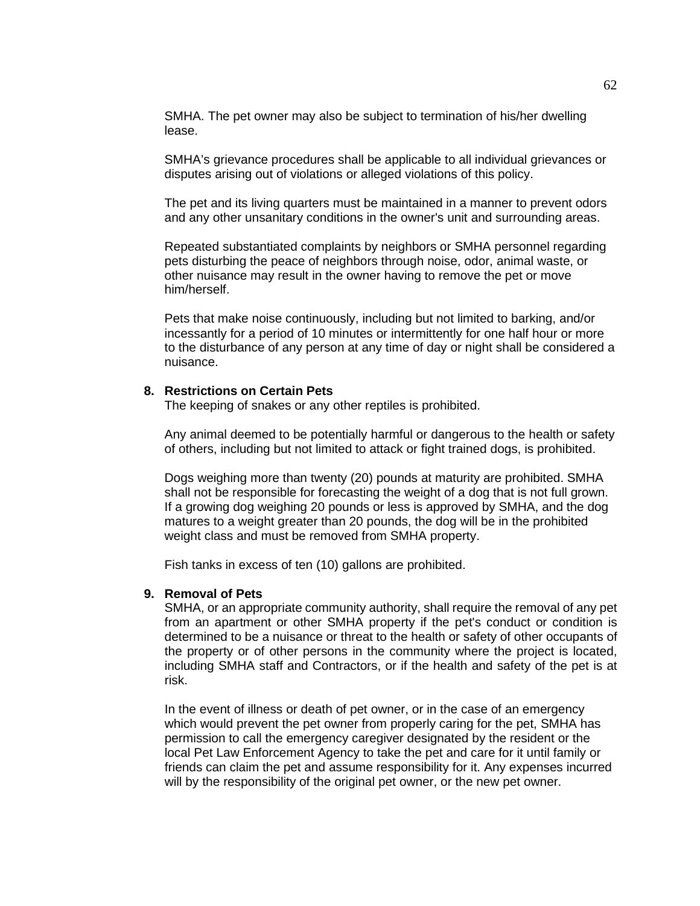SMHA. The pet owner may also be subject to termination of his/her dwelling lease.

SMHA's grievance procedures shall be applicable to all individual grievances or disputes arising out of violations or alleged violations of this policy.

The pet and its living quarters must be maintained in a manner to prevent odors and any other unsanitary conditions in the owner's unit and surrounding areas.

Repeated substantiated complaints by neighbors or SMHA personnel regarding pets disturbing the peace of neighbors through noise, odor, animal waste, or other nuisance may result in the owner having to remove the pet or move him/herself.

Pets that make noise continuously, including but not limited to barking, and/or incessantly for a period of 10 minutes or intermittently for one half hour or more to the disturbance of any person at any time of day or night shall be considered a nuisance.

**8. Restrictions on Certain Pets**

The keeping of snakes or any other reptiles is prohibited.

Any animal deemed to be potentially harmful or dangerous to the health or safety of others, including but not limited to attack or fight trained dogs, is prohibited.

Dogs weighing more than twenty (20) pounds at maturity are prohibited. SMHA shall not be responsible for forecasting the weight of a dog that is not full grown. If a growing dog weighing 20 pounds or less is approved by SMHA, and the dog matures to a weight greater than 20 pounds, the dog will be in the prohibited weight class and must be removed from SMHA property.

Fish tanks in excess of ten (10) gallons are prohibited.

**9. Removal of Pets**

SMHA, or an appropriate community authority, shall require the removal of any pet from an apartment or other SMHA property if the pet's conduct or condition is determined to be a nuisance or threat to the health or safety of other occupants of the property or of other persons in the community where the project is located, including SMHA staff and Contractors, or if the health and safety of the pet is at risk.

In the event of illness or death of pet owner, or in the case of an emergency which would prevent the pet owner from properly caring for the pet, SMHA has permission to call the emergency caregiver designated by the resident or the local Pet Law Enforcement Agency to take the pet and care for it until family or friends can claim the pet and assume responsibility for it. Any expenses incurred will by the responsibility of the original pet owner, or the new pet owner.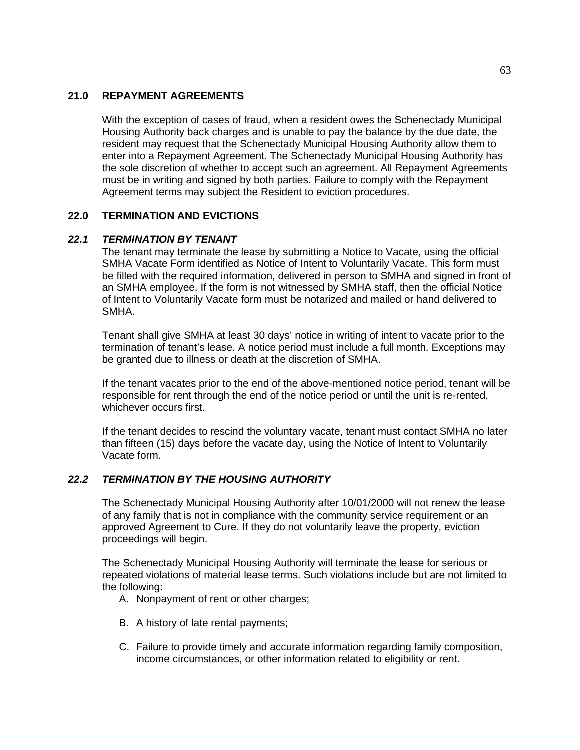## 21.0 REPAYMENT AGREEMENTS

With the exception of cases of fraud, when a resident owes the Schenectady Municipal Housing Authority back charges and is unable to pay the balance by the due date, the resident may request that the Schenectady Municipal Housing Authority allow them to enter into a Repayment Agreement. The Schenectady Municipal Housing Authority has the sole discretion of whether to accept such an agreement. All Repayment Agreements must be in writing and signed by both parties. Failure to comply with the Repayment Agreement terms may subject the Resident to eviction procedures.

## 22.0 TERMINATION AND EVICTIONS

### *22.1 TERMINATION BY TENANT*

The tenant may terminate the lease by submitting a Notice to Vacate, using the official SMHA Vacate Form identified as Notice of Intent to Voluntarily Vacate. This form must be filled with the required information, delivered in person to SMHA and signed in front of an SMHA employee. If the form is not witnessed by SMHA staff, then the official Notice of Intent to Voluntarily Vacate form must be notarized and mailed or hand delivered to SMHA.

Tenant shall give SMHA at least 30 days' notice in writing of intent to vacate prior to the termination of tenant's lease. A notice period must include a full month. Exceptions may be granted due to illness or death at the discretion of SMHA.

If the tenant vacates prior to the end of the above-mentioned notice period, tenant will be responsible for rent through the end of the notice period or until the unit is re-rented, whichever occurs first.

If the tenant decides to rescind the voluntary vacate, tenant must contact SMHA no later than fifteen (15) days before the vacate day, using the Notice of Intent to Voluntarily Vacate form.

### *22.2 TERMINATION BY THE HOUSING AUTHORITY*

The Schenectady Municipal Housing Authority after 10/01/2000 will not renew the lease of any family that is not in compliance with the community service requirement or an approved Agreement to Cure. If they do not voluntarily leave the property, eviction proceedings will begin.

The Schenectady Municipal Housing Authority will terminate the lease for serious or repeated violations of material lease terms. Such violations include but are not limited to the following:

A. Nonpayment of rent or other charges;

B. A history of late rental payments;

C. Failure to provide timely and accurate information regarding family composition, income circumstances, or other information related to eligibility or rent.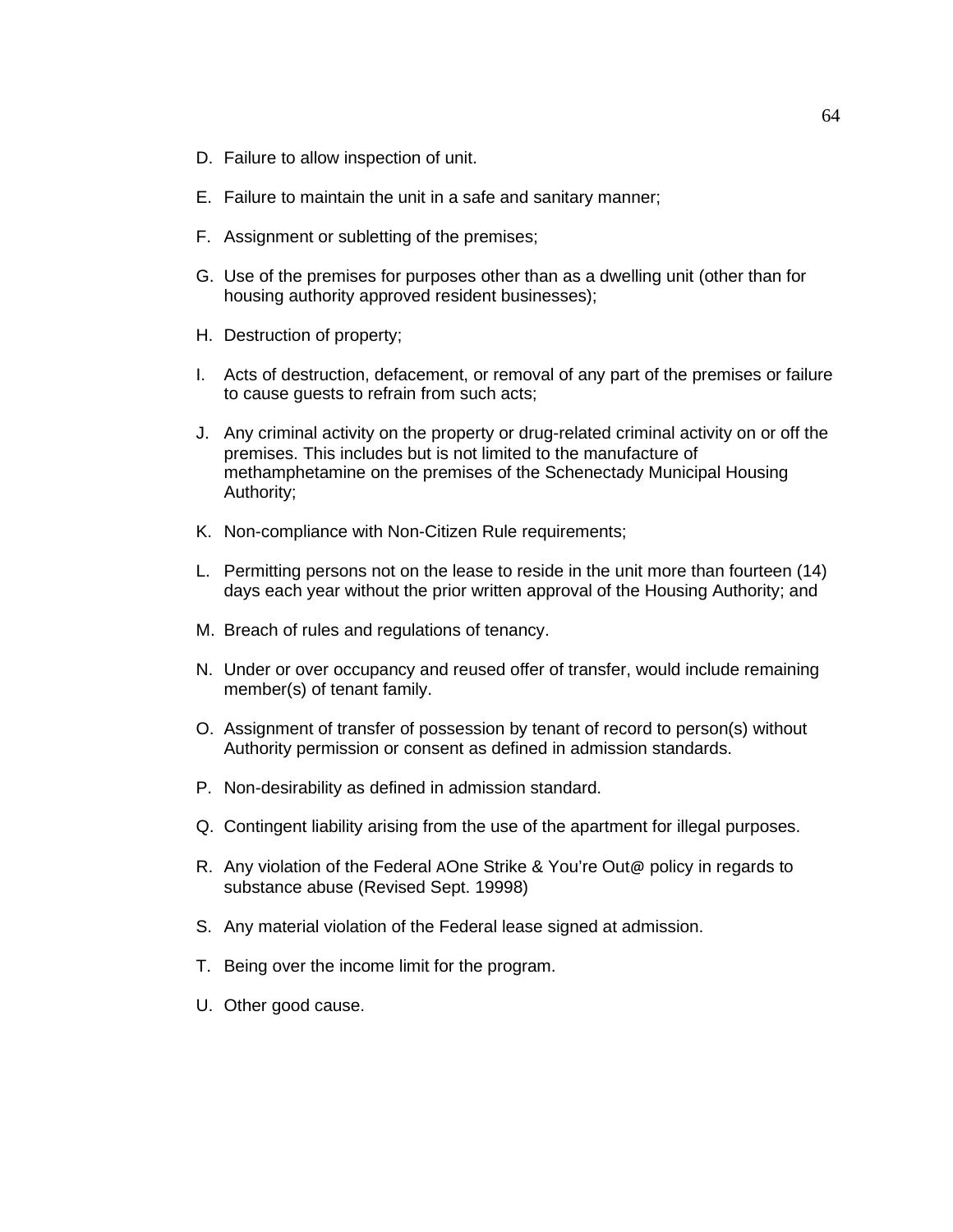D. Failure to allow inspection of unit.

E. Failure to maintain the unit in a safe and sanitary manner;

F. Assignment or subletting of the premises;

G. Use of the premises for purposes other than as a dwelling unit (other than for housing authority approved resident businesses);

H. Destruction of property;

I. Acts of destruction, defacement, or removal of any part of the premises or failure to cause guests to refrain from such acts;

J. Any criminal activity on the property or drug-related criminal activity on or off the premises. This includes but is not limited to the manufacture of methamphetamine on the premises of the Schenectady Municipal Housing Authority;

K. Non-compliance with Non-Citizen Rule requirements;

L. Permitting persons not on the lease to reside in the unit more than fourteen (14) days each year without the prior written approval of the Housing Authority; and

M. Breach of rules and regulations of tenancy.

N. Under or over occupancy and reused offer of transfer, would include remaining member(s) of tenant family.

O. Assignment of transfer of possession by tenant of record to person(s) without Authority permission or consent as defined in admission standards.

P. Non-desirability as defined in admission standard.

Q. Contingent liability arising from the use of the apartment for illegal purposes.

R. Any violation of the Federal AOne Strike & You're Out@ policy in regards to substance abuse (Revised Sept. 19998)

S. Any material violation of the Federal lease signed at admission.

T. Being over the income limit for the program.

U. Other good cause.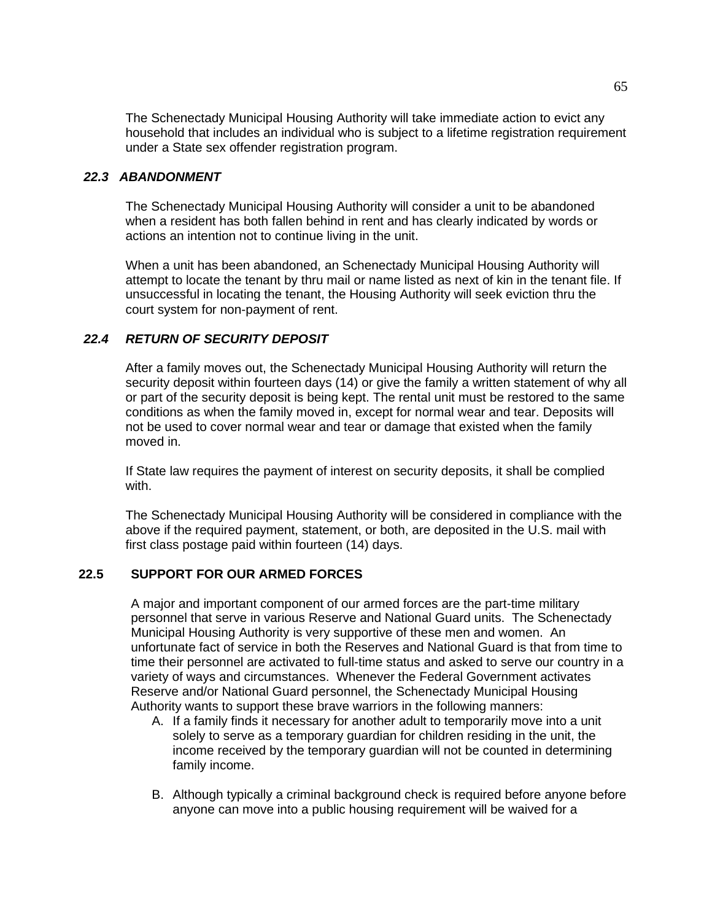The Schenectady Municipal Housing Authority will take immediate action to evict any household that includes an individual who is subject to a lifetime registration requirement under a State sex offender registration program.

### *22.3 ABANDONMENT*

The Schenectady Municipal Housing Authority will consider a unit to be abandoned when a resident has both fallen behind in rent and has clearly indicated by words or actions an intention not to continue living in the unit.

When a unit has been abandoned, an Schenectady Municipal Housing Authority will attempt to locate the tenant by thru mail or name listed as next of kin in the tenant file. If unsuccessful in locating the tenant, the Housing Authority will seek eviction thru the court system for non-payment of rent.

### *22.4 RETURN OF SECURITY DEPOSIT*

After a family moves out, the Schenectady Municipal Housing Authority will return the security deposit within fourteen days (14) or give the family a written statement of why all or part of the security deposit is being kept. The rental unit must be restored to the same conditions as when the family moved in, except for normal wear and tear. Deposits will not be used to cover normal wear and tear or damage that existed when the family moved in.

If State law requires the payment of interest on security deposits, it shall be complied with.

The Schenectady Municipal Housing Authority will be considered in compliance with the above if the required payment, statement, or both, are deposited in the U.S. mail with first class postage paid within fourteen (14) days.

### 22.5 SUPPORT FOR OUR ARMED FORCES

A major and important component of our armed forces are the part-time military personnel that serve in various Reserve and National Guard units. The Schenectady Municipal Housing Authority is very supportive of these men and women. An unfortunate fact of service in both the Reserves and National Guard is that from time to time their personnel are activated to full-time status and asked to serve our country in a variety of ways and circumstances. Whenever the Federal Government activates Reserve and/or National Guard personnel, the Schenectady Municipal Housing Authority wants to support these brave warriors in the following manners:

A. If a family finds it necessary for another adult to temporarily move into a unit solely to serve as a temporary guardian for children residing in the unit, the income received by the temporary guardian will not be counted in determining family income.

B. Although typically a criminal background check is required before anyone before anyone can move into a public housing requirement will be waived for a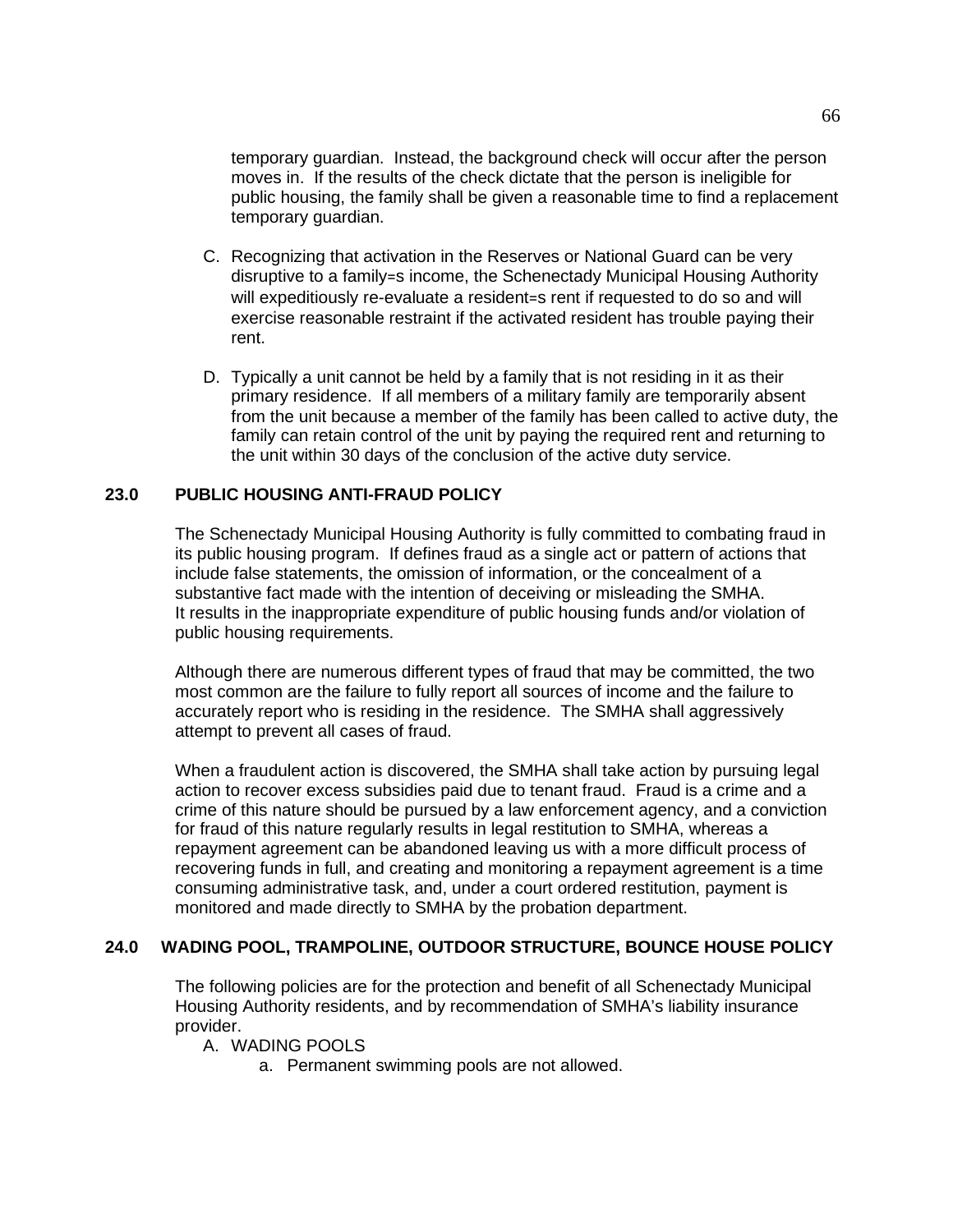temporary guardian. Instead, the background check will occur after the person moves in. If the results of the check dictate that the person is ineligible for public housing, the family shall be given a reasonable time to find a replacement temporary guardian.

C. Recognizing that activation in the Reserves or National Guard can be very disruptive to a family=s income, the Schenectady Municipal Housing Authority will expeditiously re-evaluate a resident=s rent if requested to do so and will exercise reasonable restraint if the activated resident has trouble paying their rent.

D. Typically a unit cannot be held by a family that is not residing in it as their primary residence. If all members of a military family are temporarily absent from the unit because a member of the family has been called to active duty, the family can retain control of the unit by paying the required rent and returning to the unit within 30 days of the conclusion of the active duty service.

## 23.0 PUBLIC HOUSING ANTI-FRAUD POLICY

The Schenectady Municipal Housing Authority is fully committed to combating fraud in its public housing program. If defines fraud as a single act or pattern of actions that include false statements, the omission of information, or the concealment of a substantive fact made with the intention of deceiving or misleading the SMHA. It results in the inappropriate expenditure of public housing funds and/or violation of public housing requirements.

Although there are numerous different types of fraud that may be committed, the two most common are the failure to fully report all sources of income and the failure to accurately report who is residing in the residence. The SMHA shall aggressively attempt to prevent all cases of fraud.

When a fraudulent action is discovered, the SMHA shall take action by pursuing legal action to recover excess subsidies paid due to tenant fraud. Fraud is a crime and a crime of this nature should be pursued by a law enforcement agency, and a conviction for fraud of this nature regularly results in legal restitution to SMHA, whereas a repayment agreement can be abandoned leaving us with a more difficult process of recovering funds in full, and creating and monitoring a repayment agreement is a time consuming administrative task, and, under a court ordered restitution, payment is monitored and made directly to SMHA by the probation department.

## 24.0 WADING POOL, TRAMPOLINE, OUTDOOR STRUCTURE, BOUNCE HOUSE POLICY

The following policies are for the protection and benefit of all Schenectady Municipal Housing Authority residents, and by recommendation of SMHA's liability insurance provider.

A. WADING POOLS
   a. Permanent swimming pools are not allowed.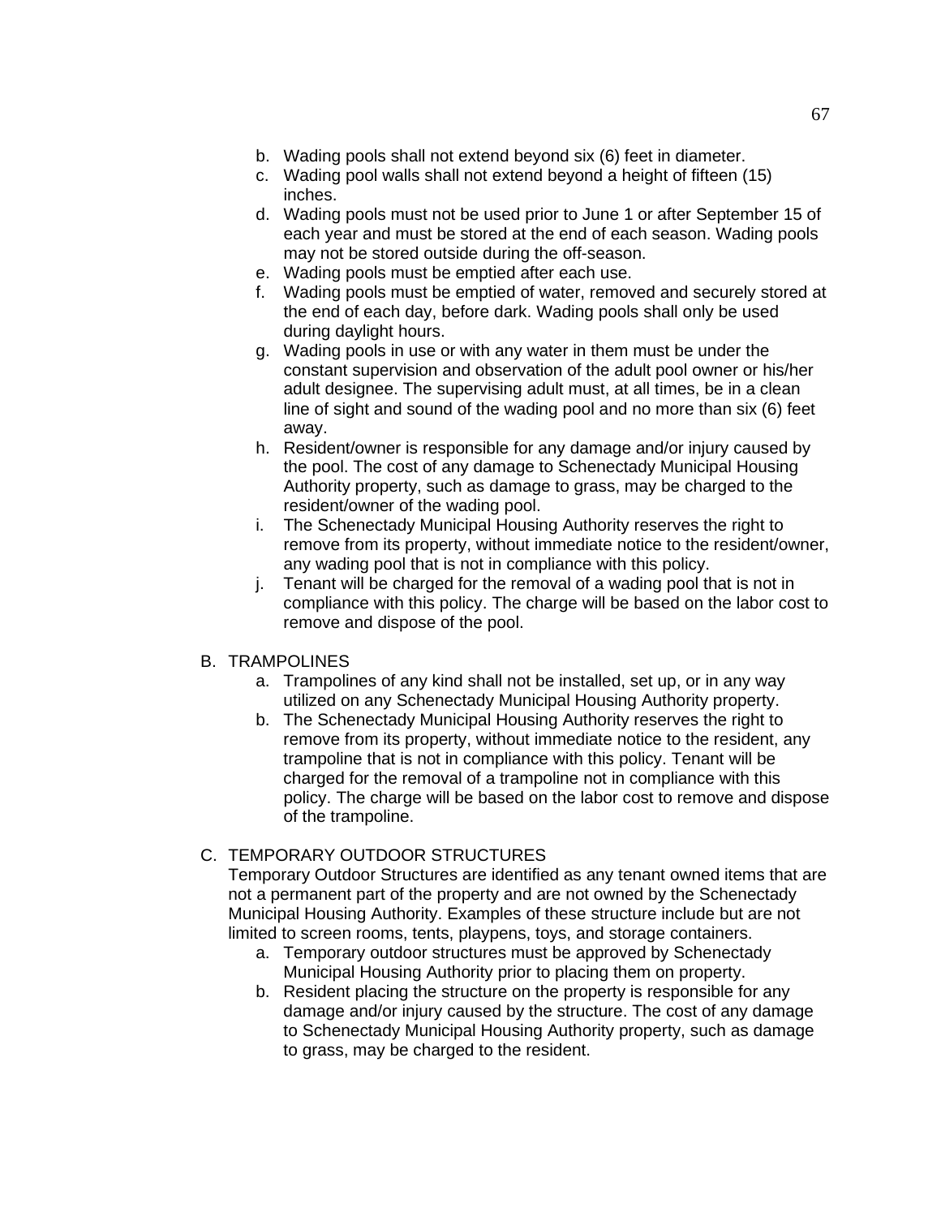b. Wading pools shall not extend beyond six (6) feet in diameter.
c. Wading pool walls shall not extend beyond a height of fifteen (15) inches.
d. Wading pools must not be used prior to June 1 or after September 15 of each year and must be stored at the end of each season. Wading pools may not be stored outside during the off-season.
e. Wading pools must be emptied after each use.
f. Wading pools must be emptied of water, removed and securely stored at the end of each day, before dark. Wading pools shall only be used during daylight hours.
g. Wading pools in use or with any water in them must be under the constant supervision and observation of the adult pool owner or his/her adult designee. The supervising adult must, at all times, be in a clean line of sight and sound of the wading pool and no more than six (6) feet away.
h. Resident/owner is responsible for any damage and/or injury caused by the pool. The cost of any damage to Schenectady Municipal Housing Authority property, such as damage to grass, may be charged to the resident/owner of the wading pool.
i. The Schenectady Municipal Housing Authority reserves the right to remove from its property, without immediate notice to the resident/owner, any wading pool that is not in compliance with this policy.
j. Tenant will be charged for the removal of a wading pool that is not in compliance with this policy. The charge will be based on the labor cost to remove and dispose of the pool.

B. TRAMPOLINES

a. Trampolines of any kind shall not be installed, set up, or in any way utilized on any Schenectady Municipal Housing Authority property.
b. The Schenectady Municipal Housing Authority reserves the right to remove from its property, without immediate notice to the resident, any trampoline that is not in compliance with this policy. Tenant will be charged for the removal of a trampoline not in compliance with this policy. The charge will be based on the labor cost to remove and dispose of the trampoline.

C. TEMPORARY OUTDOOR STRUCTURES

Temporary Outdoor Structures are identified as any tenant owned items that are not a permanent part of the property and are not owned by the Schenectady Municipal Housing Authority. Examples of these structure include but are not limited to screen rooms, tents, playpens, toys, and storage containers.

a. Temporary outdoor structures must be approved by Schenectady Municipal Housing Authority prior to placing them on property.
b. Resident placing the structure on the property is responsible for any damage and/or injury caused by the structure. The cost of any damage to Schenectady Municipal Housing Authority property, such as damage to grass, may be charged to the resident.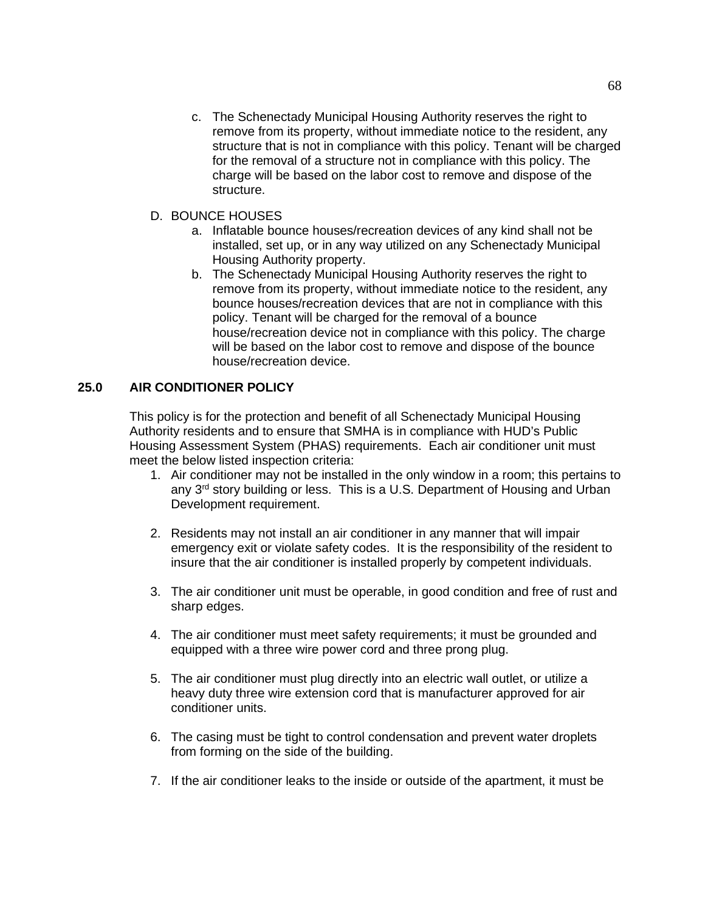c. The Schenectady Municipal Housing Authority reserves the right to remove from its property, without immediate notice to the resident, any structure that is not in compliance with this policy. Tenant will be charged for the removal of a structure not in compliance with this policy. The charge will be based on the labor cost to remove and dispose of the structure.

D. BOUNCE HOUSES

a. Inflatable bounce houses/recreation devices of any kind shall not be installed, set up, or in any way utilized on any Schenectady Municipal Housing Authority property.

b. The Schenectady Municipal Housing Authority reserves the right to remove from its property, without immediate notice to the resident, any bounce houses/recreation devices that are not in compliance with this policy. Tenant will be charged for the removal of a bounce house/recreation device not in compliance with this policy. The charge will be based on the labor cost to remove and dispose of the bounce house/recreation device.

## 25.0 AIR CONDITIONER POLICY

This policy is for the protection and benefit of all Schenectady Municipal Housing Authority residents and to ensure that SMHA is in compliance with HUD's Public Housing Assessment System (PHAS) requirements. Each air conditioner unit must meet the below listed inspection criteria:

1. Air conditioner may not be installed in the only window in a room; this pertains to any 3rd story building or less. This is a U.S. Department of Housing and Urban Development requirement.

2. Residents may not install an air conditioner in any manner that will impair emergency exit or violate safety codes. It is the responsibility of the resident to insure that the air conditioner is installed properly by competent individuals.

3. The air conditioner unit must be operable, in good condition and free of rust and sharp edges.

4. The air conditioner must meet safety requirements; it must be grounded and equipped with a three wire power cord and three prong plug.

5. The air conditioner must plug directly into an electric wall outlet, or utilize a heavy duty three wire extension cord that is manufacturer approved for air conditioner units.

6. The casing must be tight to control condensation and prevent water droplets from forming on the side of the building.

7. If the air conditioner leaks to the inside or outside of the apartment, it must be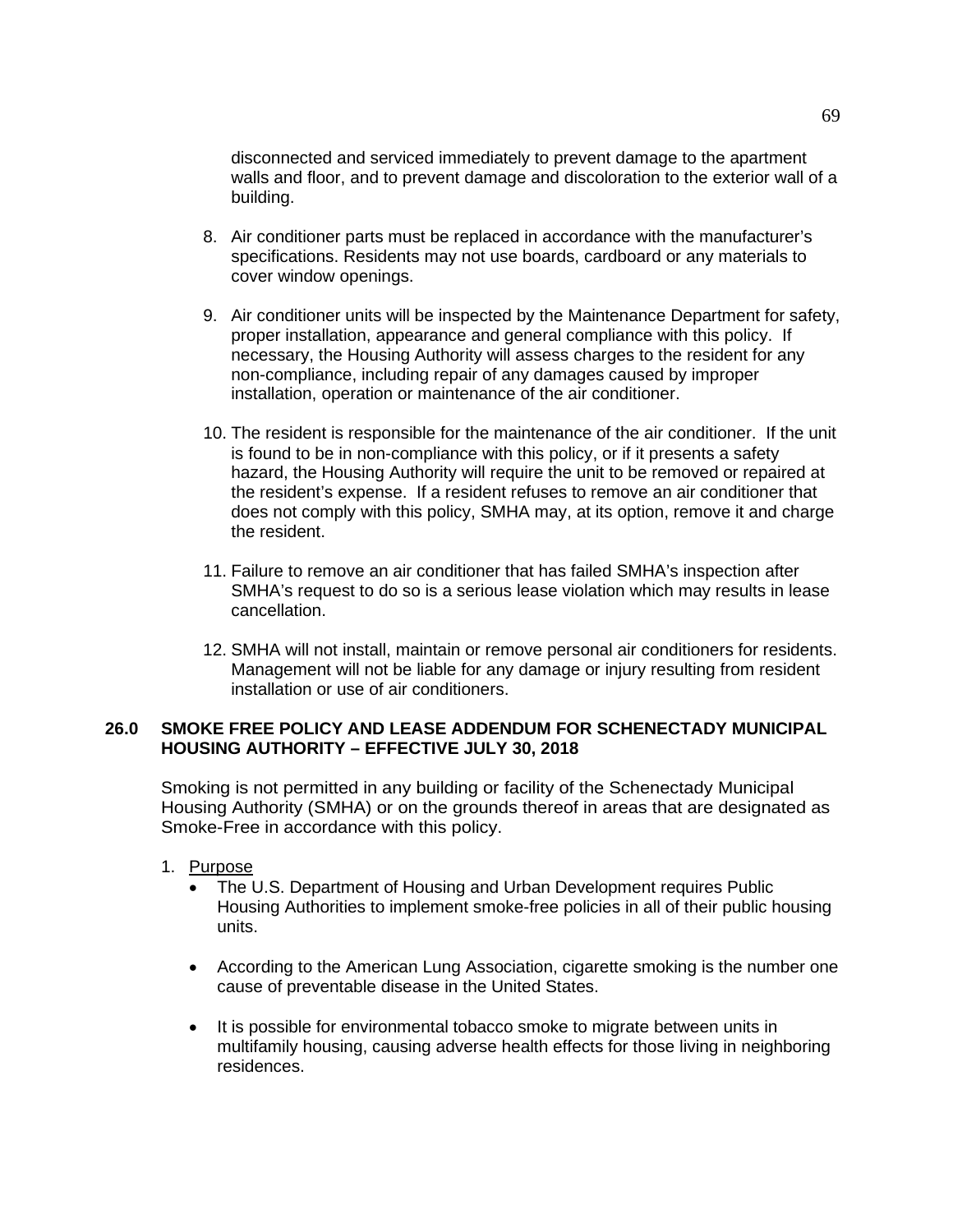disconnected and serviced immediately to prevent damage to the apartment walls and floor, and to prevent damage and discoloration to the exterior wall of a building.

8. Air conditioner parts must be replaced in accordance with the manufacturer's specifications. Residents may not use boards, cardboard or any materials to cover window openings.

9. Air conditioner units will be inspected by the Maintenance Department for safety, proper installation, appearance and general compliance with this policy. If necessary, the Housing Authority will assess charges to the resident for any non-compliance, including repair of any damages caused by improper installation, operation or maintenance of the air conditioner.

10. The resident is responsible for the maintenance of the air conditioner. If the unit is found to be in non-compliance with this policy, or if it presents a safety hazard, the Housing Authority will require the unit to be removed or repaired at the resident's expense. If a resident refuses to remove an air conditioner that does not comply with this policy, SMHA may, at its option, remove it and charge the resident.

11. Failure to remove an air conditioner that has failed SMHA's inspection after SMHA's request to do so is a serious lease violation which may results in lease cancellation.

12. SMHA will not install, maintain or remove personal air conditioners for residents. Management will not be liable for any damage or injury resulting from resident installation or use of air conditioners.

## 26.0 SMOKE FREE POLICY AND LEASE ADDENDUM FOR SCHENECTADY MUNICIPAL HOUSING AUTHORITY – EFFECTIVE JULY 30, 2018

Smoking is not permitted in any building or facility of the Schenectady Municipal Housing Authority (SMHA) or on the grounds thereof in areas that are designated as Smoke-Free in accordance with this policy.

1. <u>Purpose</u>
   - The U.S. Department of Housing and Urban Development requires Public Housing Authorities to implement smoke-free policies in all of their public housing units.
   - According to the American Lung Association, cigarette smoking is the number one cause of preventable disease in the United States.
   - It is possible for environmental tobacco smoke to migrate between units in multifamily housing, causing adverse health effects for those living in neighboring residences.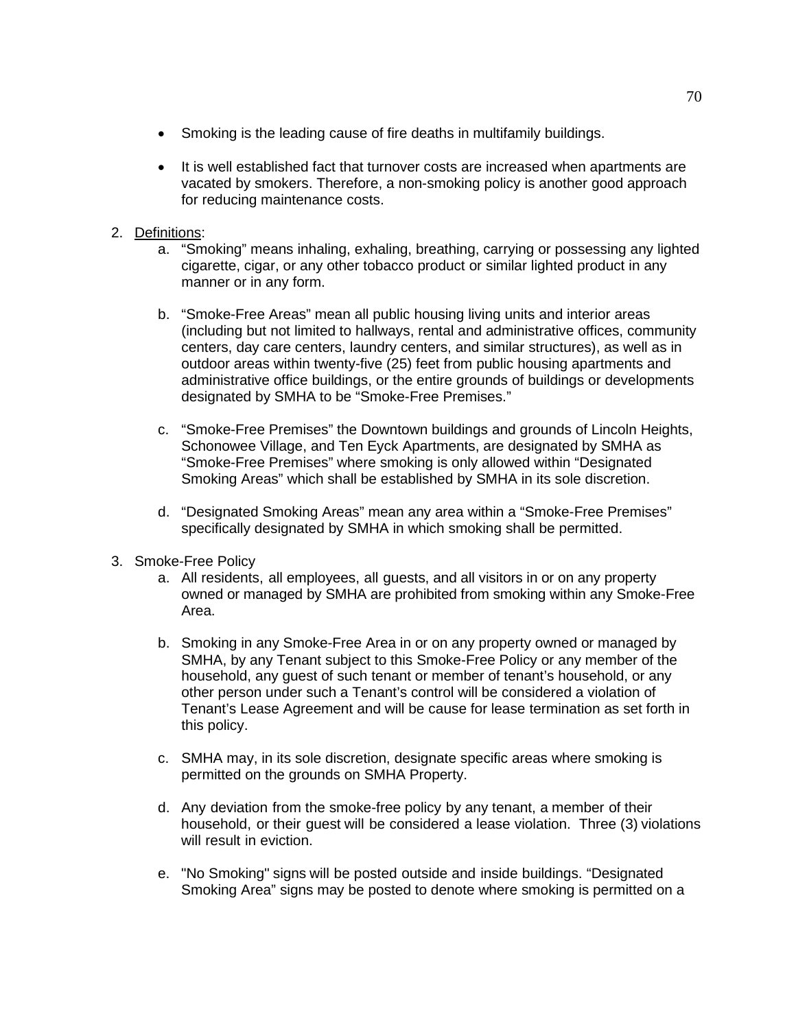- Smoking is the leading cause of fire deaths in multifamily buildings.

- It is well established fact that turnover costs are increased when apartments are vacated by smokers. Therefore, a non-smoking policy is another good approach for reducing maintenance costs.

2. <u>Definitions</u>:
   a. "Smoking" means inhaling, exhaling, breathing, carrying or possessing any lighted cigarette, cigar, or any other tobacco product or similar lighted product in any manner or in any form.

   b. "Smoke-Free Areas" mean all public housing living units and interior areas (including but not limited to hallways, rental and administrative offices, community centers, day care centers, laundry centers, and similar structures), as well as in outdoor areas within twenty-five (25) feet from public housing apartments and administrative office buildings, or the entire grounds of buildings or developments designated by SMHA to be "Smoke-Free Premises."

   c. "Smoke-Free Premises" the Downtown buildings and grounds of Lincoln Heights, Schonowee Village, and Ten Eyck Apartments, are designated by SMHA as "Smoke-Free Premises" where smoking is only allowed within "Designated Smoking Areas" which shall be established by SMHA in its sole discretion.

   d. "Designated Smoking Areas" mean any area within a "Smoke-Free Premises" specifically designated by SMHA in which smoking shall be permitted.

3. Smoke-Free Policy
   a. All residents, all employees, all guests, and all visitors in or on any property owned or managed by SMHA are prohibited from smoking within any Smoke-Free Area.

   b. Smoking in any Smoke-Free Area in or on any property owned or managed by SMHA, by any Tenant subject to this Smoke-Free Policy or any member of the household, any guest of such tenant or member of tenant's household, or any other person under such a Tenant's control will be considered a violation of Tenant's Lease Agreement and will be cause for lease termination as set forth in this policy.

   c. SMHA may, in its sole discretion, designate specific areas where smoking is permitted on the grounds on SMHA Property.

   d. Any deviation from the smoke-free policy by any tenant, a member of their household, or their guest will be considered a lease violation. Three (3) violations will result in eviction.

   e. "No Smoking" signs will be posted outside and inside buildings. "Designated Smoking Area" signs may be posted to denote where smoking is permitted on a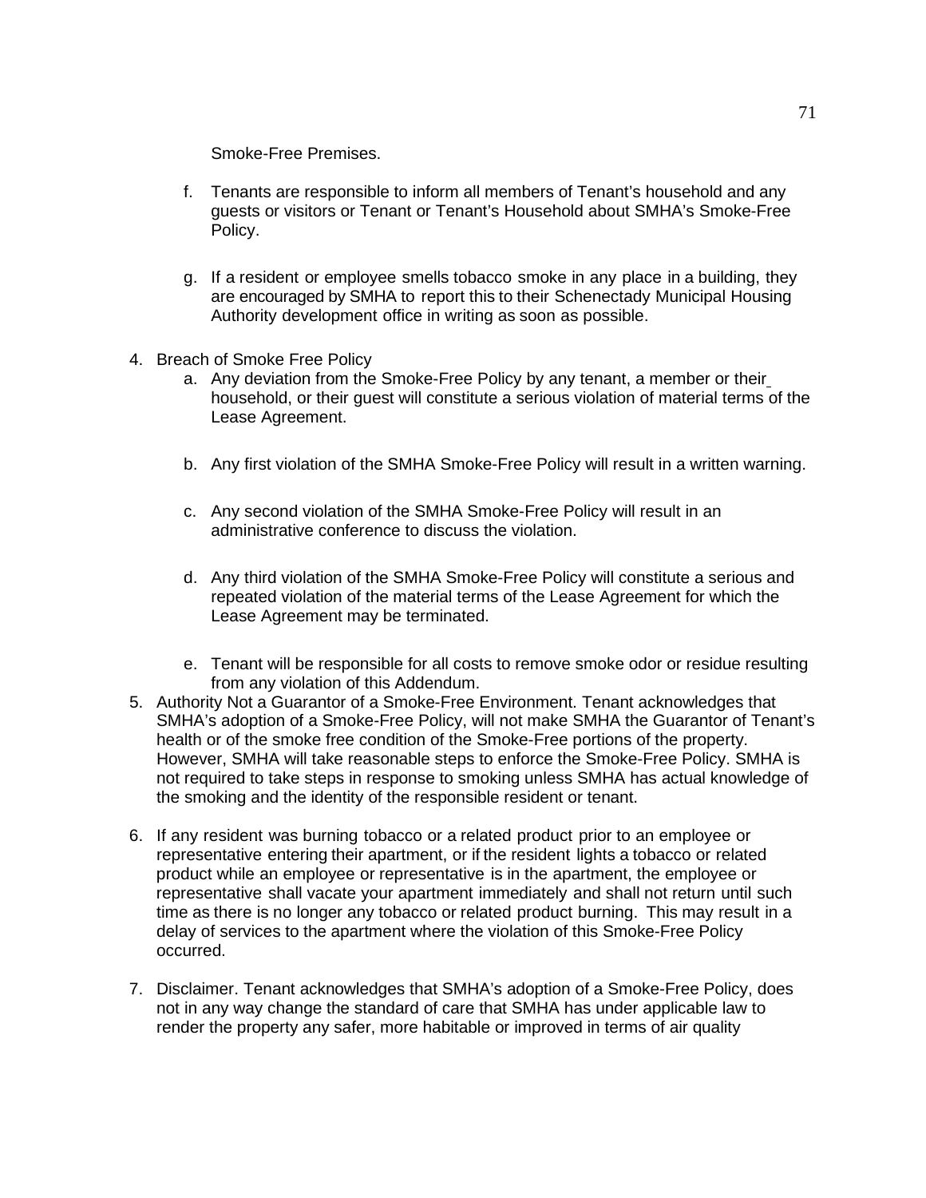Smoke-Free Premises.

f. Tenants are responsible to inform all members of Tenant's household and any guests or visitors or Tenant or Tenant's Household about SMHA's Smoke-Free Policy.

g. If a resident or employee smells tobacco smoke in any place in a building, they are encouraged by SMHA to report this to their Schenectady Municipal Housing Authority development office in writing as soon as possible.

4. Breach of Smoke Free Policy
   a. Any deviation from the Smoke-Free Policy by any tenant, a member or their household, or their guest will constitute a serious violation of material terms of the Lease Agreement.

   b. Any first violation of the SMHA Smoke-Free Policy will result in a written warning.

   c. Any second violation of the SMHA Smoke-Free Policy will result in an administrative conference to discuss the violation.

   d. Any third violation of the SMHA Smoke-Free Policy will constitute a serious and repeated violation of the material terms of the Lease Agreement for which the Lease Agreement may be terminated.

   e. Tenant will be responsible for all costs to remove smoke odor or residue resulting from any violation of this Addendum.

5. Authority Not a Guarantor of a Smoke-Free Environment. Tenant acknowledges that SMHA's adoption of a Smoke-Free Policy, will not make SMHA the Guarantor of Tenant's health or of the smoke free condition of the Smoke-Free portions of the property. However, SMHA will take reasonable steps to enforce the Smoke-Free Policy. SMHA is not required to take steps in response to smoking unless SMHA has actual knowledge of the smoking and the identity of the responsible resident or tenant.

6. If any resident was burning tobacco or a related product prior to an employee or representative entering their apartment, or if the resident lights a tobacco or related product while an employee or representative is in the apartment, the employee or representative shall vacate your apartment immediately and shall not return until such time as there is no longer any tobacco or related product burning. This may result in a delay of services to the apartment where the violation of this Smoke-Free Policy occurred.

7. Disclaimer. Tenant acknowledges that SMHA's adoption of a Smoke-Free Policy, does not in any way change the standard of care that SMHA has under applicable law to render the property any safer, more habitable or improved in terms of air quality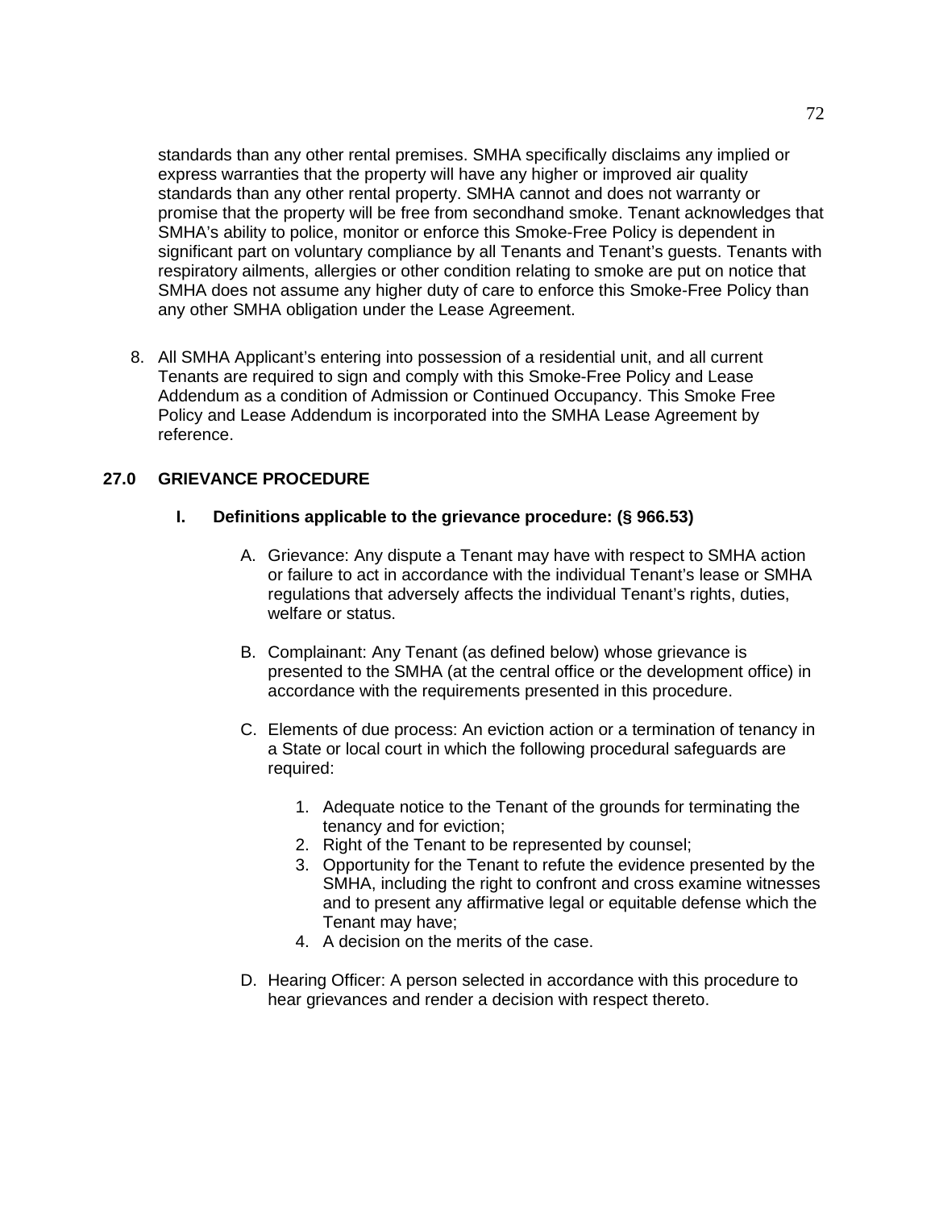standards than any other rental premises. SMHA specifically disclaims any implied or express warranties that the property will have any higher or improved air quality standards than any other rental property. SMHA cannot and does not warranty or promise that the property will be free from secondhand smoke. Tenant acknowledges that SMHA's ability to police, monitor or enforce this Smoke-Free Policy is dependent in significant part on voluntary compliance by all Tenants and Tenant's guests. Tenants with respiratory ailments, allergies or other condition relating to smoke are put on notice that SMHA does not assume any higher duty of care to enforce this Smoke-Free Policy than any other SMHA obligation under the Lease Agreement.

8. All SMHA Applicant's entering into possession of a residential unit, and all current Tenants are required to sign and comply with this Smoke-Free Policy and Lease Addendum as a condition of Admission or Continued Occupancy. This Smoke Free Policy and Lease Addendum is incorporated into the SMHA Lease Agreement by reference.

## 27.0 GRIEVANCE PROCEDURE

### I. Definitions applicable to the grievance procedure: (§ 966.53)

A. Grievance: Any dispute a Tenant may have with respect to SMHA action or failure to act in accordance with the individual Tenant's lease or SMHA regulations that adversely affects the individual Tenant's rights, duties, welfare or status.

B. Complainant: Any Tenant (as defined below) whose grievance is presented to the SMHA (at the central office or the development office) in accordance with the requirements presented in this procedure.

C. Elements of due process: An eviction action or a termination of tenancy in a State or local court in which the following procedural safeguards are required:

1. Adequate notice to the Tenant of the grounds for terminating the tenancy and for eviction;
2. Right of the Tenant to be represented by counsel;
3. Opportunity for the Tenant to refute the evidence presented by the SMHA, including the right to confront and cross examine witnesses and to present any affirmative legal or equitable defense which the Tenant may have;
4. A decision on the merits of the case.

D. Hearing Officer: A person selected in accordance with this procedure to hear grievances and render a decision with respect thereto.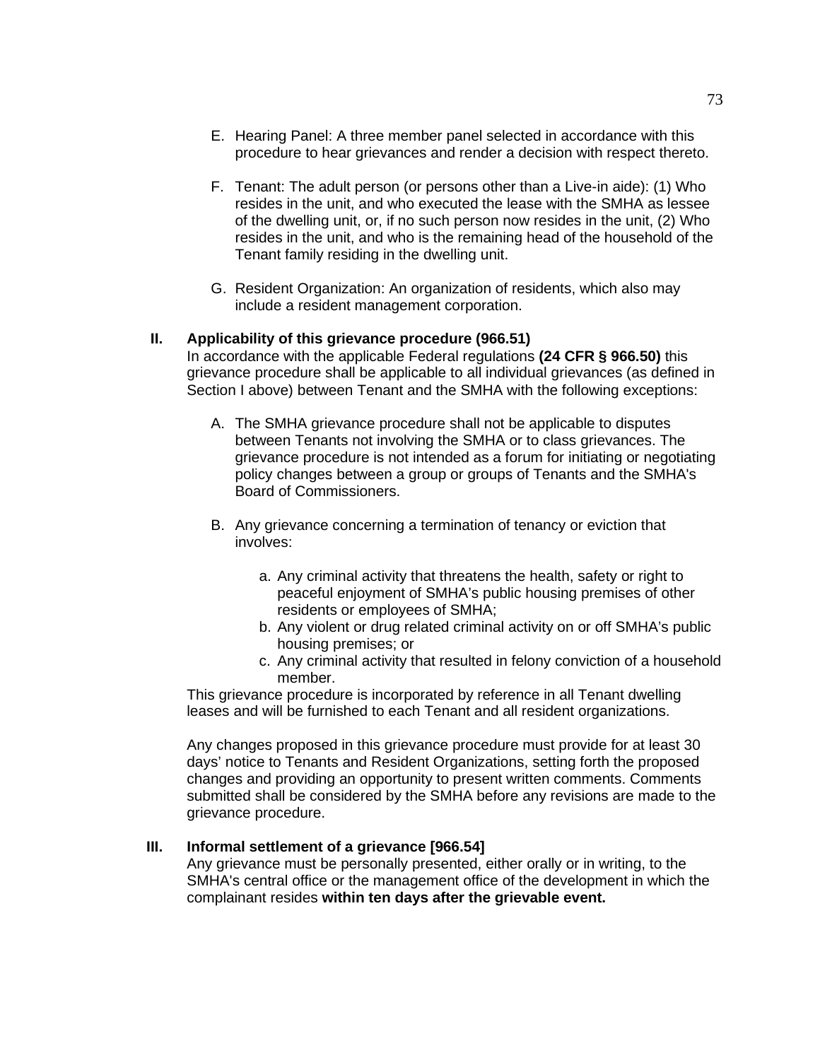E. Hearing Panel: A three member panel selected in accordance with this procedure to hear grievances and render a decision with respect thereto.

F. Tenant: The adult person (or persons other than a Live-in aide): (1) Who resides in the unit, and who executed the lease with the SMHA as lessee of the dwelling unit, or, if no such person now resides in the unit, (2) Who resides in the unit, and who is the remaining head of the household of the Tenant family residing in the dwelling unit.

G. Resident Organization: An organization of residents, which also may include a resident management corporation.

## II. Applicability of this grievance procedure (966.51)

In accordance with the applicable Federal regulations **(24 CFR § 966.50)** this grievance procedure shall be applicable to all individual grievances (as defined in Section I above) between Tenant and the SMHA with the following exceptions:

A. The SMHA grievance procedure shall not be applicable to disputes between Tenants not involving the SMHA or to class grievances. The grievance procedure is not intended as a forum for initiating or negotiating policy changes between a group or groups of Tenants and the SMHA's Board of Commissioners.

B. Any grievance concerning a termination of tenancy or eviction that involves:

   a. Any criminal activity that threatens the health, safety or right to peaceful enjoyment of SMHA's public housing premises of other residents or employees of SMHA;
   b. Any violent or drug related criminal activity on or off SMHA's public housing premises; or
   c. Any criminal activity that resulted in felony conviction of a household member.

This grievance procedure is incorporated by reference in all Tenant dwelling leases and will be furnished to each Tenant and all resident organizations.

Any changes proposed in this grievance procedure must provide for at least 30 days' notice to Tenants and Resident Organizations, setting forth the proposed changes and providing an opportunity to present written comments. Comments submitted shall be considered by the SMHA before any revisions are made to the grievance procedure.

## III. Informal settlement of a grievance [966.54]

Any grievance must be personally presented, either orally or in writing, to the SMHA's central office or the management office of the development in which the complainant resides **within ten days after the grievable event.**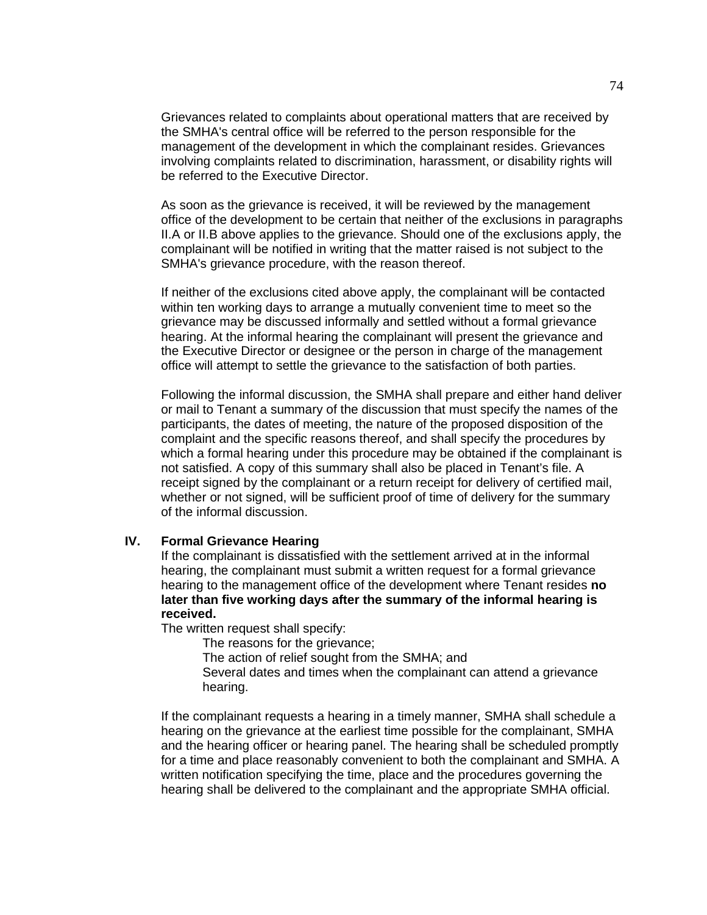Grievances related to complaints about operational matters that are received by the SMHA's central office will be referred to the person responsible for the management of the development in which the complainant resides. Grievances involving complaints related to discrimination, harassment, or disability rights will be referred to the Executive Director.

As soon as the grievance is received, it will be reviewed by the management office of the development to be certain that neither of the exclusions in paragraphs II.A or II.B above applies to the grievance. Should one of the exclusions apply, the complainant will be notified in writing that the matter raised is not subject to the SMHA's grievance procedure, with the reason thereof.

If neither of the exclusions cited above apply, the complainant will be contacted within ten working days to arrange a mutually convenient time to meet so the grievance may be discussed informally and settled without a formal grievance hearing. At the informal hearing the complainant will present the grievance and the Executive Director or designee or the person in charge of the management office will attempt to settle the grievance to the satisfaction of both parties.

Following the informal discussion, the SMHA shall prepare and either hand deliver or mail to Tenant a summary of the discussion that must specify the names of the participants, the dates of meeting, the nature of the proposed disposition of the complaint and the specific reasons thereof, and shall specify the procedures by which a formal hearing under this procedure may be obtained if the complainant is not satisfied. A copy of this summary shall also be placed in Tenant's file. A receipt signed by the complainant or a return receipt for delivery of certified mail, whether or not signed, will be sufficient proof of time of delivery for the summary of the informal discussion.

## IV. Formal Grievance Hearing

If the complainant is dissatisfied with the settlement arrived at in the informal hearing, the complainant must submit a written request for a formal grievance hearing to the management office of the development where Tenant resides **no later than five working days after the summary of the informal hearing is received.**

The written request shall specify:

- The reasons for the grievance;
- The action of relief sought from the SMHA; and
- Several dates and times when the complainant can attend a grievance hearing.

If the complainant requests a hearing in a timely manner, SMHA shall schedule a hearing on the grievance at the earliest time possible for the complainant, SMHA and the hearing officer or hearing panel. The hearing shall be scheduled promptly for a time and place reasonably convenient to both the complainant and SMHA. A written notification specifying the time, place and the procedures governing the hearing shall be delivered to the complainant and the appropriate SMHA official.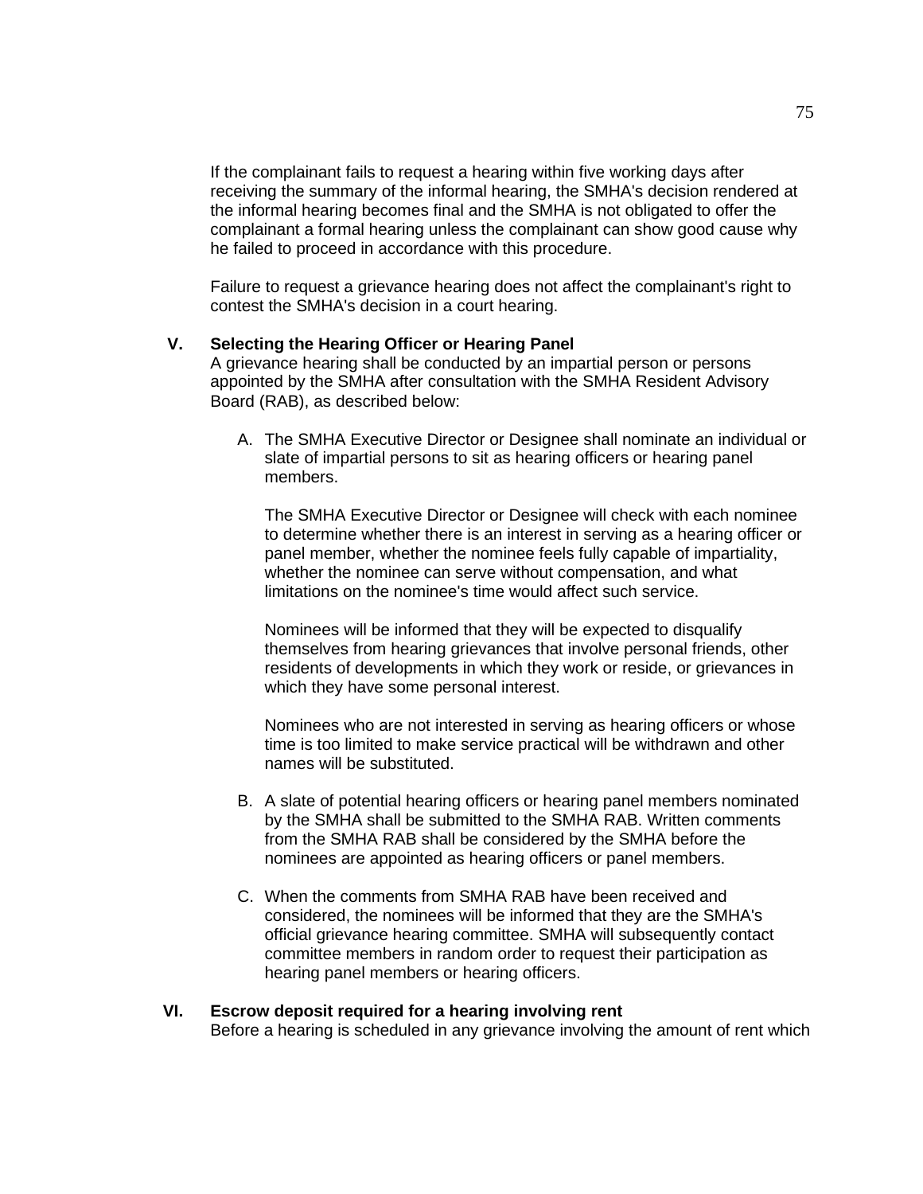If the complainant fails to request a hearing within five working days after receiving the summary of the informal hearing, the SMHA's decision rendered at the informal hearing becomes final and the SMHA is not obligated to offer the complainant a formal hearing unless the complainant can show good cause why he failed to proceed in accordance with this procedure.

Failure to request a grievance hearing does not affect the complainant's right to contest the SMHA's decision in a court hearing.

## V. Selecting the Hearing Officer or Hearing Panel

A grievance hearing shall be conducted by an impartial person or persons appointed by the SMHA after consultation with the SMHA Resident Advisory Board (RAB), as described below:

A. The SMHA Executive Director or Designee shall nominate an individual or slate of impartial persons to sit as hearing officers or hearing panel members.

   The SMHA Executive Director or Designee will check with each nominee to determine whether there is an interest in serving as a hearing officer or panel member, whether the nominee feels fully capable of impartiality, whether the nominee can serve without compensation, and what limitations on the nominee's time would affect such service.

   Nominees will be informed that they will be expected to disqualify themselves from hearing grievances that involve personal friends, other residents of developments in which they work or reside, or grievances in which they have some personal interest.

   Nominees who are not interested in serving as hearing officers or whose time is too limited to make service practical will be withdrawn and other names will be substituted.

B. A slate of potential hearing officers or hearing panel members nominated by the SMHA shall be submitted to the SMHA RAB. Written comments from the SMHA RAB shall be considered by the SMHA before the nominees are appointed as hearing officers or panel members.

C. When the comments from SMHA RAB have been received and considered, the nominees will be informed that they are the SMHA's official grievance hearing committee. SMHA will subsequently contact committee members in random order to request their participation as hearing panel members or hearing officers.

## VI. Escrow deposit required for a hearing involving rent

Before a hearing is scheduled in any grievance involving the amount of rent which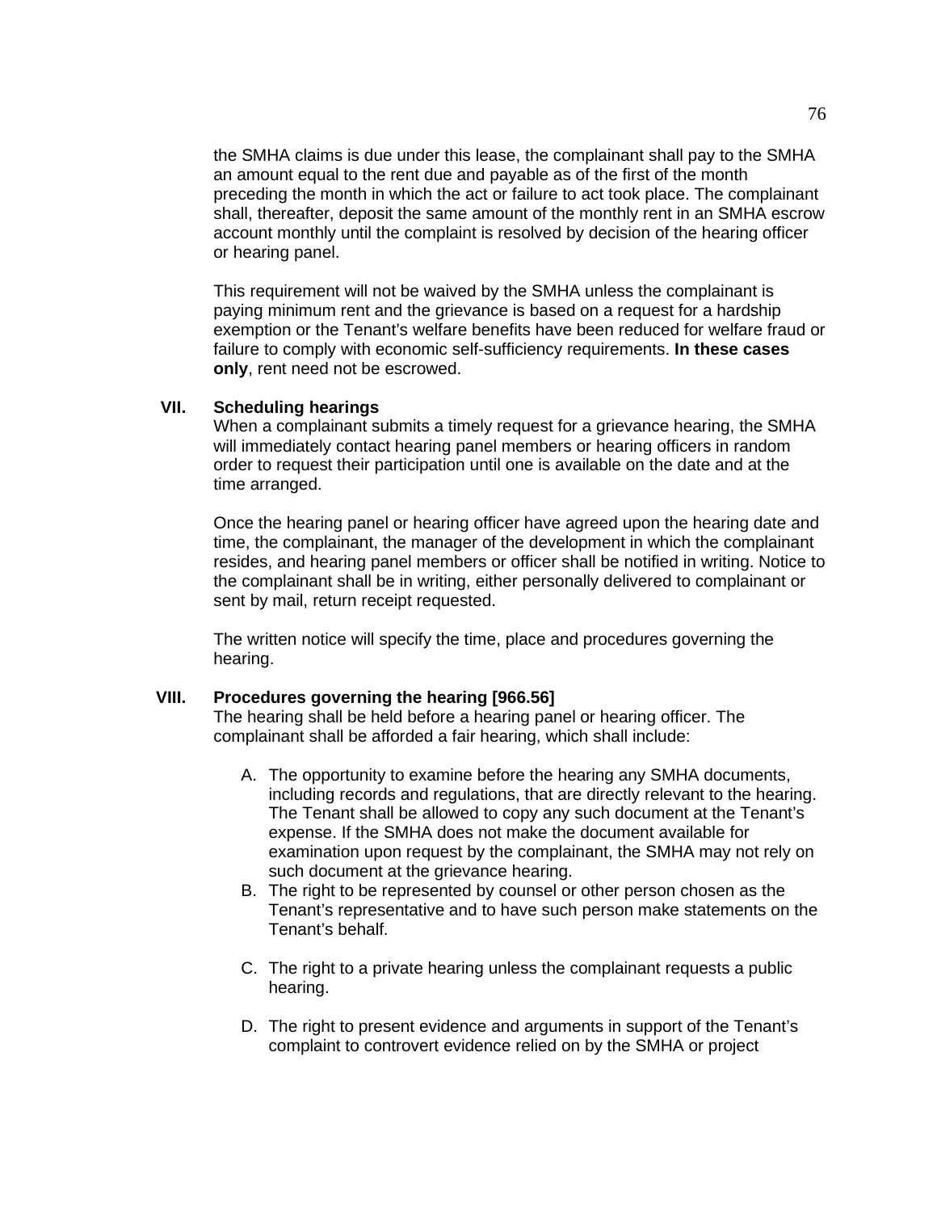the SMHA claims is due under this lease, the complainant shall pay to the SMHA an amount equal to the rent due and payable as of the first of the month preceding the month in which the act or failure to act took place. The complainant shall, thereafter, deposit the same amount of the monthly rent in an SMHA escrow account monthly until the complaint is resolved by decision of the hearing officer or hearing panel.

This requirement will not be waived by the SMHA unless the complainant is paying minimum rent and the grievance is based on a request for a hardship exemption or the Tenant's welfare benefits have been reduced for welfare fraud or failure to comply with economic self-sufficiency requirements. **In these cases only**, rent need not be escrowed.

## VII. Scheduling hearings

When a complainant submits a timely request for a grievance hearing, the SMHA will immediately contact hearing panel members or hearing officers in random order to request their participation until one is available on the date and at the time arranged.

Once the hearing panel or hearing officer have agreed upon the hearing date and time, the complainant, the manager of the development in which the complainant resides, and hearing panel members or officer shall be notified in writing. Notice to the complainant shall be in writing, either personally delivered to complainant or sent by mail, return receipt requested.

The written notice will specify the time, place and procedures governing the hearing.

## VIII. Procedures governing the hearing [966.56]

The hearing shall be held before a hearing panel or hearing officer. The complainant shall be afforded a fair hearing, which shall include:

A. The opportunity to examine before the hearing any SMHA documents, including records and regulations, that are directly relevant to the hearing. The Tenant shall be allowed to copy any such document at the Tenant's expense. If the SMHA does not make the document available for examination upon request by the complainant, the SMHA may not rely on such document at the grievance hearing.

B. The right to be represented by counsel or other person chosen as the Tenant's representative and to have such person make statements on the Tenant's behalf.

C. The right to a private hearing unless the complainant requests a public hearing.

D. The right to present evidence and arguments in support of the Tenant's complaint to controvert evidence relied on by the SMHA or project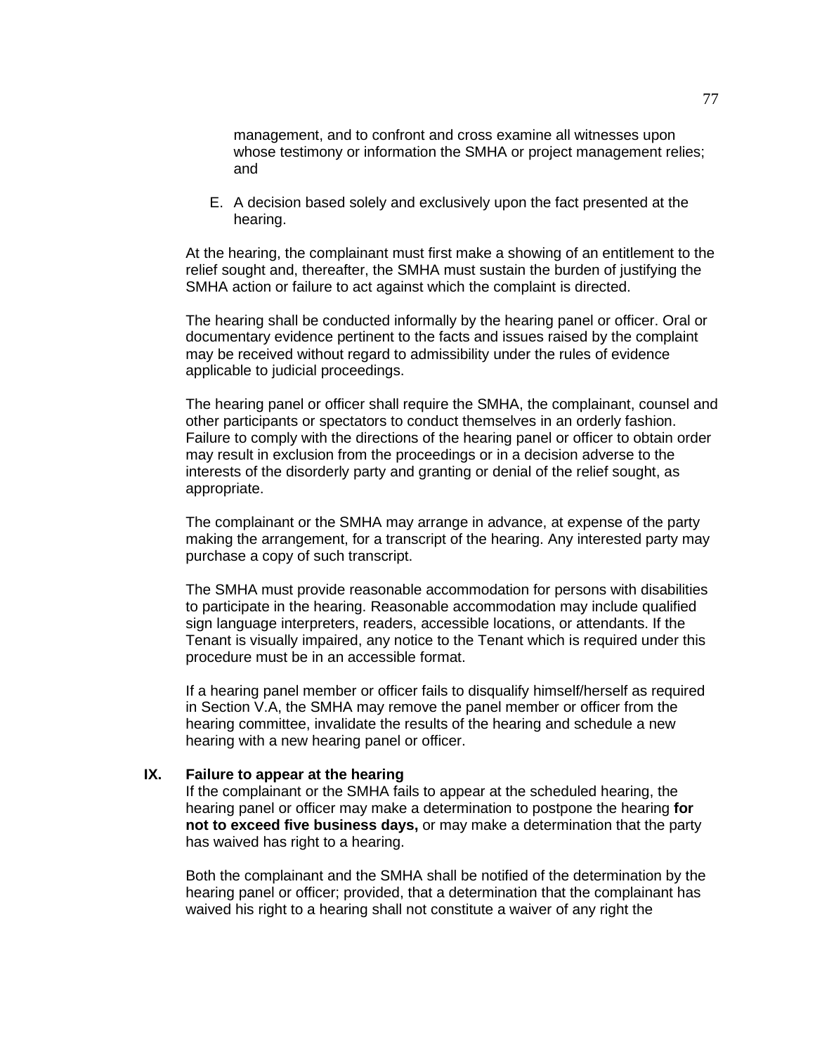management, and to confront and cross examine all witnesses upon whose testimony or information the SMHA or project management relies; and

E. A decision based solely and exclusively upon the fact presented at the hearing.

At the hearing, the complainant must first make a showing of an entitlement to the relief sought and, thereafter, the SMHA must sustain the burden of justifying the SMHA action or failure to act against which the complaint is directed.

The hearing shall be conducted informally by the hearing panel or officer. Oral or documentary evidence pertinent to the facts and issues raised by the complaint may be received without regard to admissibility under the rules of evidence applicable to judicial proceedings.

The hearing panel or officer shall require the SMHA, the complainant, counsel and other participants or spectators to conduct themselves in an orderly fashion. Failure to comply with the directions of the hearing panel or officer to obtain order may result in exclusion from the proceedings or in a decision adverse to the interests of the disorderly party and granting or denial of the relief sought, as appropriate.

The complainant or the SMHA may arrange in advance, at expense of the party making the arrangement, for a transcript of the hearing. Any interested party may purchase a copy of such transcript.

The SMHA must provide reasonable accommodation for persons with disabilities to participate in the hearing. Reasonable accommodation may include qualified sign language interpreters, readers, accessible locations, or attendants. If the Tenant is visually impaired, any notice to the Tenant which is required under this procedure must be in an accessible format.

If a hearing panel member or officer fails to disqualify himself/herself as required in Section V.A, the SMHA may remove the panel member or officer from the hearing committee, invalidate the results of the hearing and schedule a new hearing with a new hearing panel or officer.

## IX. Failure to appear at the hearing

If the complainant or the SMHA fails to appear at the scheduled hearing, the hearing panel or officer may make a determination to postpone the hearing **for not to exceed five business days,** or may make a determination that the party has waived has right to a hearing.

Both the complainant and the SMHA shall be notified of the determination by the hearing panel or officer; provided, that a determination that the complainant has waived his right to a hearing shall not constitute a waiver of any right the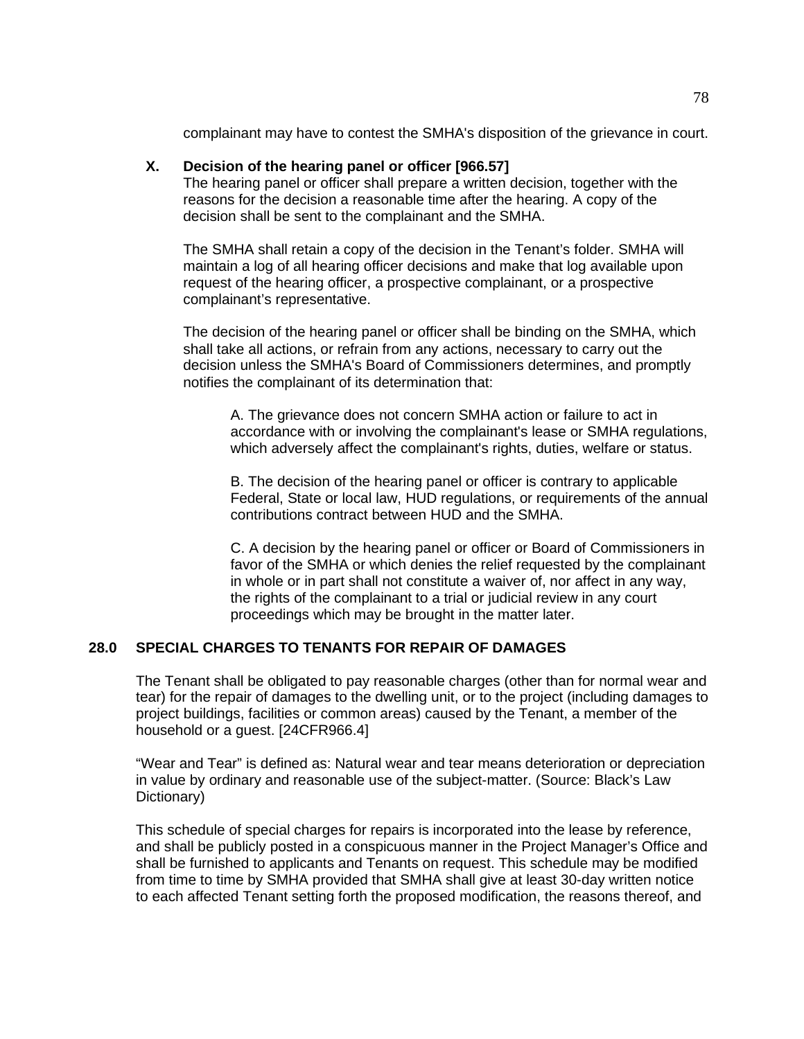complainant may have to contest the SMHA's disposition of the grievance in court.

### X. Decision of the hearing panel or officer [966.57]

The hearing panel or officer shall prepare a written decision, together with the reasons for the decision a reasonable time after the hearing. A copy of the decision shall be sent to the complainant and the SMHA.

The SMHA shall retain a copy of the decision in the Tenant's folder. SMHA will maintain a log of all hearing officer decisions and make that log available upon request of the hearing officer, a prospective complainant, or a prospective complainant's representative.

The decision of the hearing panel or officer shall be binding on the SMHA, which shall take all actions, or refrain from any actions, necessary to carry out the decision unless the SMHA's Board of Commissioners determines, and promptly notifies the complainant of its determination that:

A. The grievance does not concern SMHA action or failure to act in accordance with or involving the complainant's lease or SMHA regulations, which adversely affect the complainant's rights, duties, welfare or status.

B. The decision of the hearing panel or officer is contrary to applicable Federal, State or local law, HUD regulations, or requirements of the annual contributions contract between HUD and the SMHA.

C. A decision by the hearing panel or officer or Board of Commissioners in favor of the SMHA or which denies the relief requested by the complainant in whole or in part shall not constitute a waiver of, nor affect in any way, the rights of the complainant to a trial or judicial review in any court proceedings which may be brought in the matter later.

## 28.0 SPECIAL CHARGES TO TENANTS FOR REPAIR OF DAMAGES

The Tenant shall be obligated to pay reasonable charges (other than for normal wear and tear) for the repair of damages to the dwelling unit, or to the project (including damages to project buildings, facilities or common areas) caused by the Tenant, a member of the household or a guest. [24CFR966.4]

"Wear and Tear" is defined as: Natural wear and tear means deterioration or depreciation in value by ordinary and reasonable use of the subject-matter. (Source: Black's Law Dictionary)

This schedule of special charges for repairs is incorporated into the lease by reference, and shall be publicly posted in a conspicuous manner in the Project Manager's Office and shall be furnished to applicants and Tenants on request. This schedule may be modified from time to time by SMHA provided that SMHA shall give at least 30-day written notice to each affected Tenant setting forth the proposed modification, the reasons thereof, and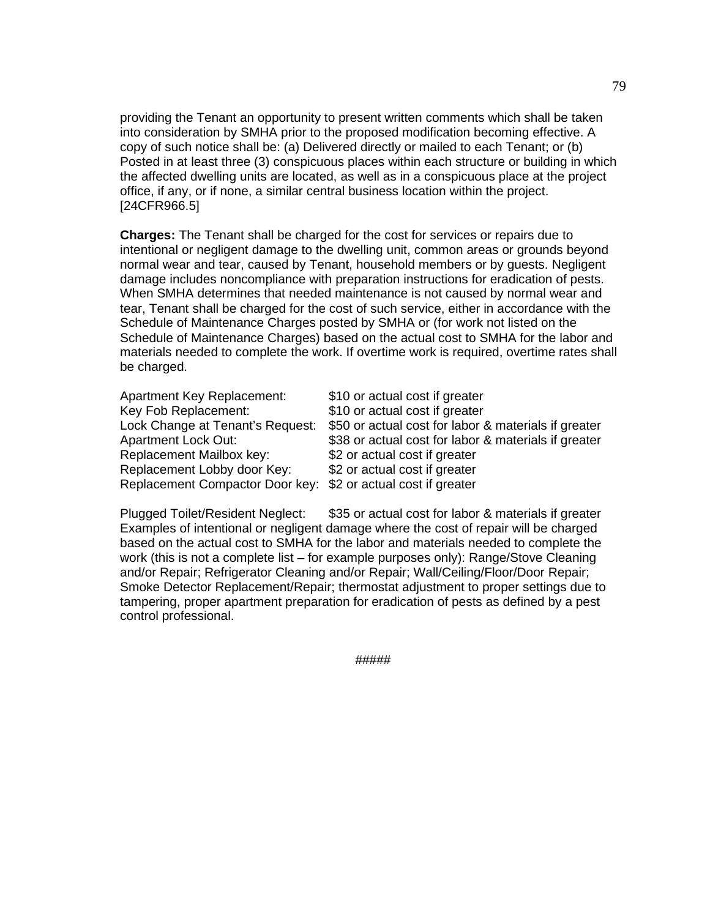providing the Tenant an opportunity to present written comments which shall be taken into consideration by SMHA prior to the proposed modification becoming effective. A copy of such notice shall be: (a) Delivered directly or mailed to each Tenant; or (b) Posted in at least three (3) conspicuous places within each structure or building in which the affected dwelling units are located, as well as in a conspicuous place at the project office, if any, or if none, a similar central business location within the project. [24CFR966.5]

**Charges:** The Tenant shall be charged for the cost for services or repairs due to intentional or negligent damage to the dwelling unit, common areas or grounds beyond normal wear and tear, caused by Tenant, household members or by guests. Negligent damage includes noncompliance with preparation instructions for eradication of pests. When SMHA determines that needed maintenance is not caused by normal wear and tear, Tenant shall be charged for the cost of such service, either in accordance with the Schedule of Maintenance Charges posted by SMHA or (for work not listed on the Schedule of Maintenance Charges) based on the actual cost to SMHA for the labor and materials needed to complete the work. If overtime work is required, overtime rates shall be charged.

| | |
|---|---|
| Apartment Key Replacement: | $10 or actual cost if greater |
| Key Fob Replacement: | $10 or actual cost if greater |
| Lock Change at Tenant's Request: | $50 or actual cost for labor & materials if greater |
| Apartment Lock Out: | $38 or actual cost for labor & materials if greater |
| Replacement Mailbox key: | $2 or actual cost if greater |
| Replacement Lobby door Key: | $2 or actual cost if greater |
| Replacement Compactor Door key: | $2 or actual cost if greater |

Plugged Toilet/Resident Neglect: $35 or actual cost for labor & materials if greater

Examples of intentional or negligent damage where the cost of repair will be charged based on the actual cost to SMHA for the labor and materials needed to complete the work (this is not a complete list – for example purposes only): Range/Stove Cleaning and/or Repair; Refrigerator Cleaning and/or Repair; Wall/Ceiling/Floor/Door Repair; Smoke Detector Replacement/Repair; thermostat adjustment to proper settings due to tampering, proper apartment preparation for eradication of pests as defined by a pest control professional.

#####